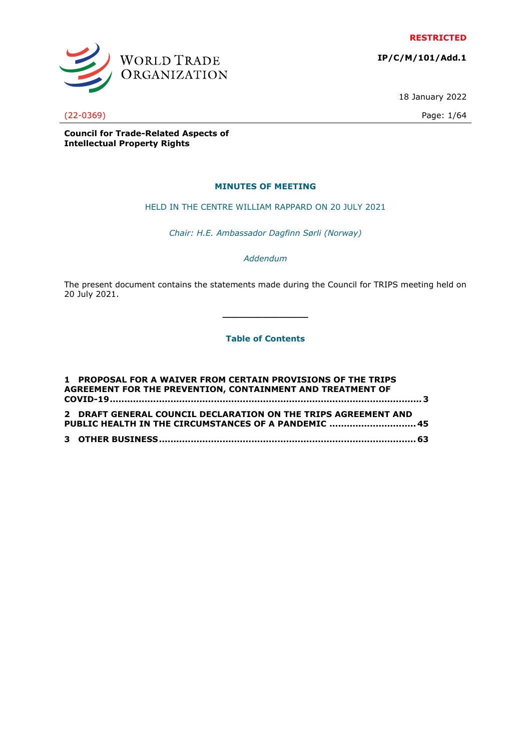**RESTRICTED**

**IP/C/M/101/Add.1**

18 January 2022

(22-0369)

**Council for Trade-Related Aspects of Intellectual Property Rights**

## MINUTES OF MEETING

HELD IN THE CENTRE WILLIAM RAPPARD ON 20 JULY 2021

*Chair: H.E. Ambassador Dagfinn Sørli (Norway)*

*Addendum*

The present document contains the statements made during the Council for TRIPS meeting held on 20 July 2021.

---

**Table of Contents**

**1 PROPOSAL FOR A WAIVER FROM CERTAIN PROVISIONS OF THE TRIPS AGREEMENT FOR THE PREVENTION, CONTAINMENT AND TREATMENT OF COVID-19 ............ 3**

**2 DRAFT GENERAL COUNCIL DECLARATION ON THE TRIPS AGREEMENT AND PUBLIC HEALTH IN THE CIRCUMSTANCES OF A PANDEMIC ............ 45**

**3 OTHER BUSINESS ............ 63**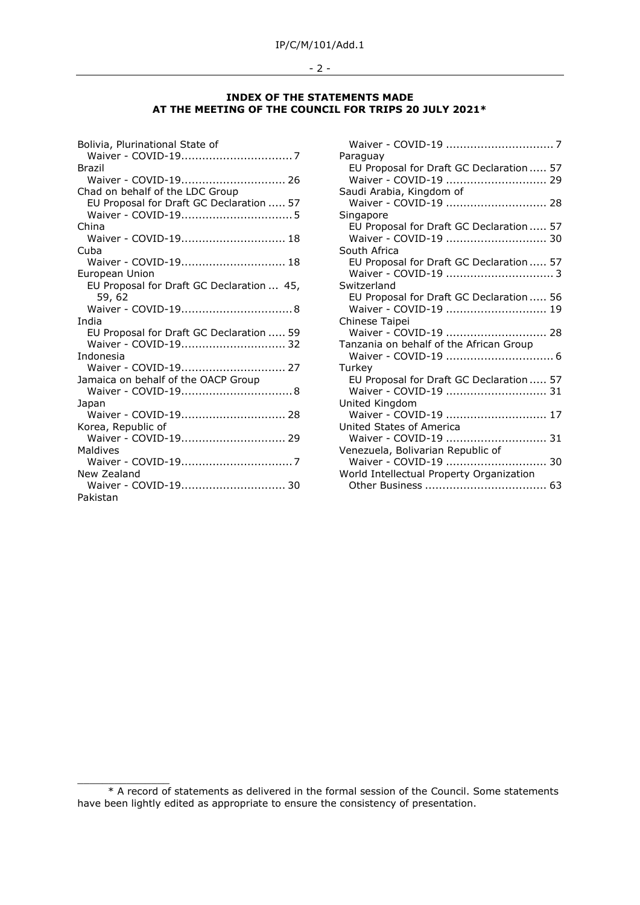## INDEX OF THE STATEMENTS MADE AT THE MEETING OF THE COUNCIL FOR TRIPS 20 JULY 2021*

Bolivia, Plurinational State of
- Waiver - COVID-19................................ 7

Brazil
- Waiver - COVID-19.............................. 26

Chad on behalf of the LDC Group
- EU Proposal for Draft GC Declaration ..... 57
- Waiver - COVID-19................................ 5

China
- Waiver - COVID-19.............................. 18

Cuba
- Waiver - COVID-19.............................. 18

European Union
- EU Proposal for Draft GC Declaration ... 45, 59, 62
- Waiver - COVID-19................................ 8

India
- EU Proposal for Draft GC Declaration ..... 59
- Waiver - COVID-19.............................. 32

Indonesia
- Waiver - COVID-19.............................. 27

Jamaica on behalf of the OACP Group
- Waiver - COVID-19................................ 8

Japan
- Waiver - COVID-19.............................. 28

Korea, Republic of
- Waiver - COVID-19.............................. 29

Maldives
- Waiver - COVID-19................................ 7

New Zealand
- Waiver - COVID-19.............................. 30

Pakistan
- Waiver - COVID-19 ............................... 7

Paraguay
- EU Proposal for Draft GC Declaration ..... 57
- Waiver - COVID-19 ............................. 29

Saudi Arabia, Kingdom of
- Waiver - COVID-19 ............................. 28

Singapore
- EU Proposal for Draft GC Declaration ..... 57
- Waiver - COVID-19 ............................. 30

South Africa
- EU Proposal for Draft GC Declaration ..... 57
- Waiver - COVID-19 ............................... 3

Switzerland
- EU Proposal for Draft GC Declaration ..... 56
- Waiver - COVID-19 ............................. 19

Chinese Taipei
- Waiver - COVID-19 ............................. 28

Tanzania on behalf of the African Group
- Waiver - COVID-19 ............................... 6

Turkey
- EU Proposal for Draft GC Declaration ..... 57
- Waiver - COVID-19 ............................. 31

United Kingdom
- Waiver - COVID-19 ............................. 17

United States of America
- Waiver - COVID-19 ............................. 31

Venezuela, Bolivarian Republic of
- Waiver - COVID-19 ............................. 30

World Intellectual Property Organization
- Other Business ................................... 63

---

\* A record of statements as delivered in the formal session of the Council. Some statements have been lightly edited as appropriate to ensure the consistency of presentation.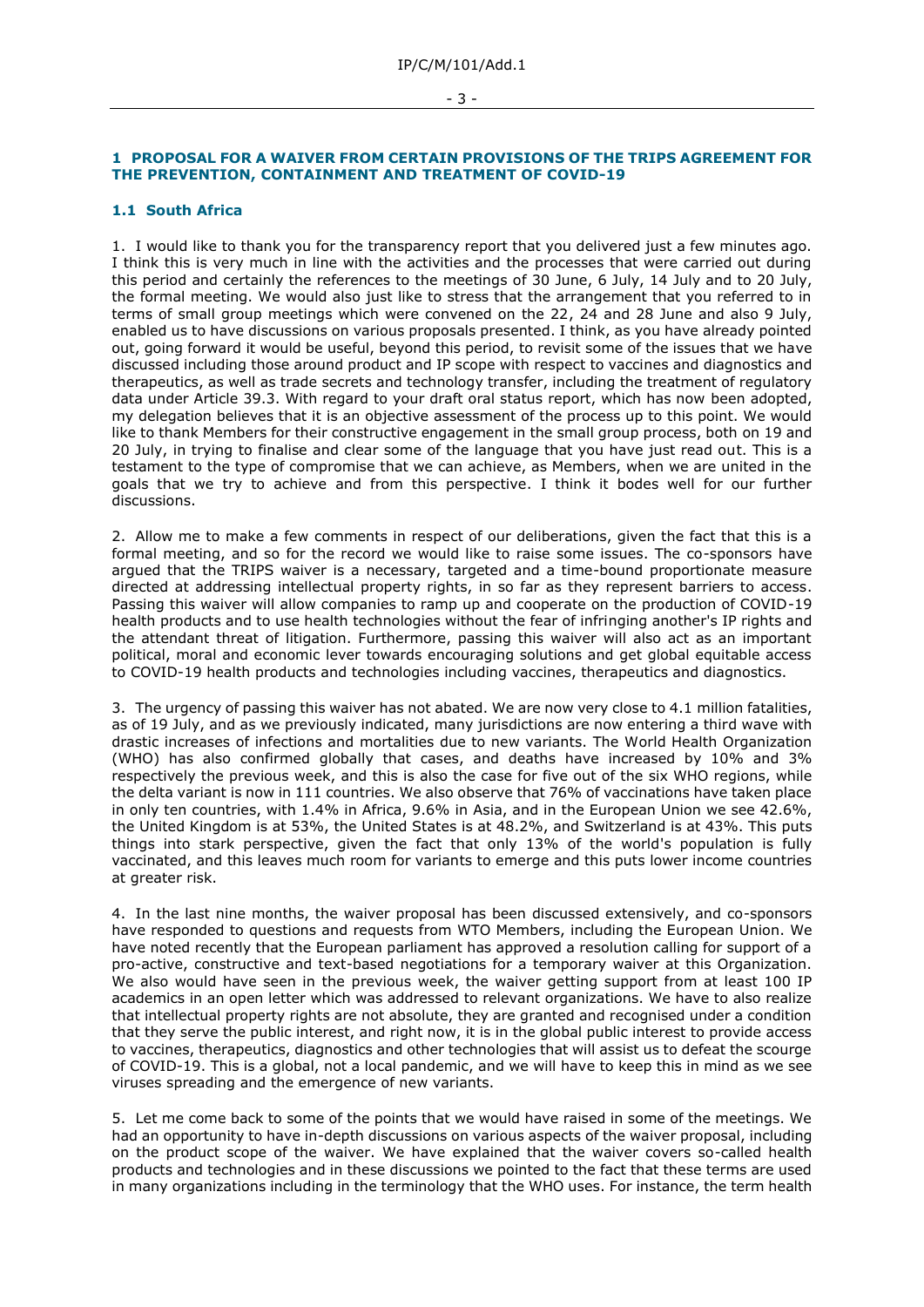## 1 PROPOSAL FOR A WAIVER FROM CERTAIN PROVISIONS OF THE TRIPS AGREEMENT FOR THE PREVENTION, CONTAINMENT AND TREATMENT OF COVID-19

### 1.1 South Africa

1. I would like to thank you for the transparency report that you delivered just a few minutes ago. I think this is very much in line with the activities and the processes that were carried out during this period and certainly the references to the meetings of 30 June, 6 July, 14 July and to 20 July, the formal meeting. We would also just like to stress that the arrangement that you referred to in terms of small group meetings which were convened on the 22, 24 and 28 June and also 9 July, enabled us to have discussions on various proposals presented. I think, as you have already pointed out, going forward it would be useful, beyond this period, to revisit some of the issues that we have discussed including those around product and IP scope with respect to vaccines and diagnostics and therapeutics, as well as trade secrets and technology transfer, including the treatment of regulatory data under Article 39.3. With regard to your draft oral status report, which has now been adopted, my delegation believes that it is an objective assessment of the process up to this point. We would like to thank Members for their constructive engagement in the small group process, both on 19 and 20 July, in trying to finalise and clear some of the language that you have just read out. This is a testament to the type of compromise that we can achieve, as Members, when we are united in the goals that we try to achieve and from this perspective. I think it bodes well for our further discussions.

2. Allow me to make a few comments in respect of our deliberations, given the fact that this is a formal meeting, and so for the record we would like to raise some issues. The co-sponsors have argued that the TRIPS waiver is a necessary, targeted and a time-bound proportionate measure directed at addressing intellectual property rights, in so far as they represent barriers to access. Passing this waiver will allow companies to ramp up and cooperate on the production of COVID-19 health products and to use health technologies without the fear of infringing another's IP rights and the attendant threat of litigation. Furthermore, passing this waiver will also act as an important political, moral and economic lever towards encouraging solutions and get global equitable access to COVID-19 health products and technologies including vaccines, therapeutics and diagnostics.

3. The urgency of passing this waiver has not abated. We are now very close to 4.1 million fatalities, as of 19 July, and as we previously indicated, many jurisdictions are now entering a third wave with drastic increases of infections and mortalities due to new variants. The World Health Organization (WHO) has also confirmed globally that cases, and deaths have increased by 10% and 3% respectively the previous week, and this is also the case for five out of the six WHO regions, while the delta variant is now in 111 countries. We also observe that 76% of vaccinations have taken place in only ten countries, with 1.4% in Africa, 9.6% in Asia, and in the European Union we see 42.6%, the United Kingdom is at 53%, the United States is at 48.2%, and Switzerland is at 43%. This puts things into stark perspective, given the fact that only 13% of the world's population is fully vaccinated, and this leaves much room for variants to emerge and this puts lower income countries at greater risk.

4. In the last nine months, the waiver proposal has been discussed extensively, and co-sponsors have responded to questions and requests from WTO Members, including the European Union. We have noted recently that the European parliament has approved a resolution calling for support of a pro-active, constructive and text-based negotiations for a temporary waiver at this Organization. We also would have seen in the previous week, the waiver getting support from at least 100 IP academics in an open letter which was addressed to relevant organizations. We have to also realize that intellectual property rights are not absolute, they are granted and recognised under a condition that they serve the public interest, and right now, it is in the global public interest to provide access to vaccines, therapeutics, diagnostics and other technologies that will assist us to defeat the scourge of COVID-19. This is a global, not a local pandemic, and we will have to keep this in mind as we see viruses spreading and the emergence of new variants.

5. Let me come back to some of the points that we would have raised in some of the meetings. We had an opportunity to have in-depth discussions on various aspects of the waiver proposal, including on the product scope of the waiver. We have explained that the waiver covers so-called health products and technologies and in these discussions we pointed to the fact that these terms are used in many organizations including in the terminology that the WHO uses. For instance, the term health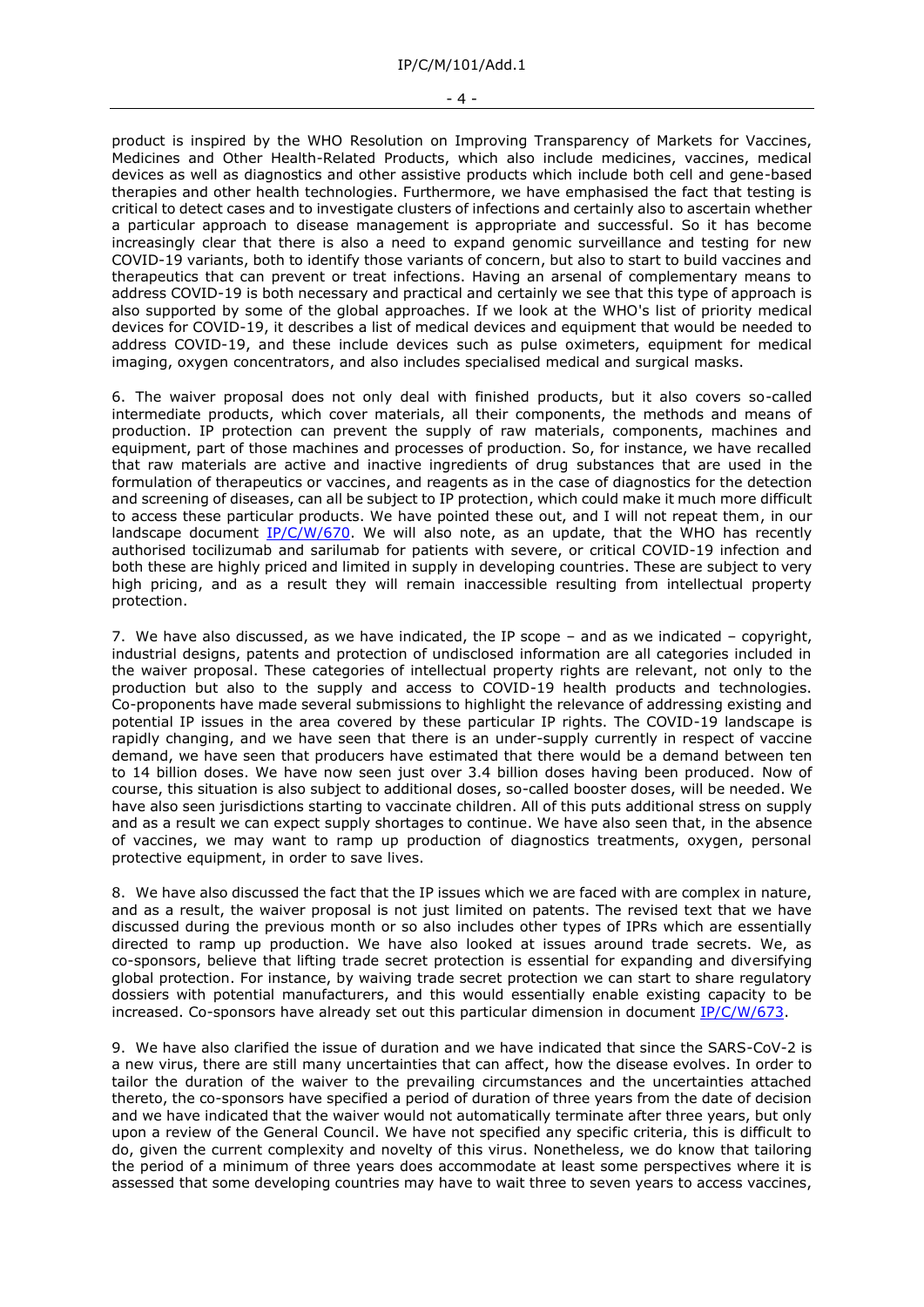product is inspired by the WHO Resolution on Improving Transparency of Markets for Vaccines, Medicines and Other Health-Related Products, which also include medicines, vaccines, medical devices as well as diagnostics and other assistive products which include both cell and gene-based therapies and other health technologies. Furthermore, we have emphasised the fact that testing is critical to detect cases and to investigate clusters of infections and certainly also to ascertain whether a particular approach to disease management is appropriate and successful. So it has become increasingly clear that there is also a need to expand genomic surveillance and testing for new COVID-19 variants, both to identify those variants of concern, but also to start to build vaccines and therapeutics that can prevent or treat infections. Having an arsenal of complementary means to address COVID-19 is both necessary and practical and certainly we see that this type of approach is also supported by some of the global approaches. If we look at the WHO's list of priority medical devices for COVID-19, it describes a list of medical devices and equipment that would be needed to address COVID-19, and these include devices such as pulse oximeters, equipment for medical imaging, oxygen concentrators, and also includes specialised medical and surgical masks.

6. The waiver proposal does not only deal with finished products, but it also covers so-called intermediate products, which cover materials, all their components, the methods and means of production. IP protection can prevent the supply of raw materials, components, machines and equipment, part of those machines and processes of production. So, for instance, we have recalled that raw materials are active and inactive ingredients of drug substances that are used in the formulation of therapeutics or vaccines, and reagents as in the case of diagnostics for the detection and screening of diseases, can all be subject to IP protection, which could make it much more difficult to access these particular products. We have pointed these out, and I will not repeat them, in our landscape document IP/C/W/670. We will also note, as an update, that the WHO has recently authorised tocilizumab and sarilumab for patients with severe, or critical COVID-19 infection and both these are highly priced and limited in supply in developing countries. These are subject to very high pricing, and as a result they will remain inaccessible resulting from intellectual property protection.

7. We have also discussed, as we have indicated, the IP scope – and as we indicated – copyright, industrial designs, patents and protection of undisclosed information are all categories included in the waiver proposal. These categories of intellectual property rights are relevant, not only to the production but also to the supply and access to COVID-19 health products and technologies. Co-proponents have made several submissions to highlight the relevance of addressing existing and potential IP issues in the area covered by these particular IP rights. The COVID-19 landscape is rapidly changing, and we have seen that there is an under-supply currently in respect of vaccine demand, we have seen that producers have estimated that there would be a demand between ten to 14 billion doses. We have now seen just over 3.4 billion doses having been produced. Now of course, this situation is also subject to additional doses, so-called booster doses, will be needed. We have also seen jurisdictions starting to vaccinate children. All of this puts additional stress on supply and as a result we can expect supply shortages to continue. We have also seen that, in the absence of vaccines, we may want to ramp up production of diagnostics treatments, oxygen, personal protective equipment, in order to save lives.

8. We have also discussed the fact that the IP issues which we are faced with are complex in nature, and as a result, the waiver proposal is not just limited on patents. The revised text that we have discussed during the previous month or so also includes other types of IPRs which are essentially directed to ramp up production. We have also looked at issues around trade secrets. We, as co-sponsors, believe that lifting trade secret protection is essential for expanding and diversifying global protection. For instance, by waiving trade secret protection we can start to share regulatory dossiers with potential manufacturers, and this would essentially enable existing capacity to be increased. Co-sponsors have already set out this particular dimension in document IP/C/W/673.

9. We have also clarified the issue of duration and we have indicated that since the SARS-CoV-2 is a new virus, there are still many uncertainties that can affect, how the disease evolves. In order to tailor the duration of the waiver to the prevailing circumstances and the uncertainties attached thereto, the co-sponsors have specified a period of duration of three years from the date of decision and we have indicated that the waiver would not automatically terminate after three years, but only upon a review of the General Council. We have not specified any specific criteria, this is difficult to do, given the current complexity and novelty of this virus. Nonetheless, we do know that tailoring the period of a minimum of three years does accommodate at least some perspectives where it is assessed that some developing countries may have to wait three to seven years to access vaccines,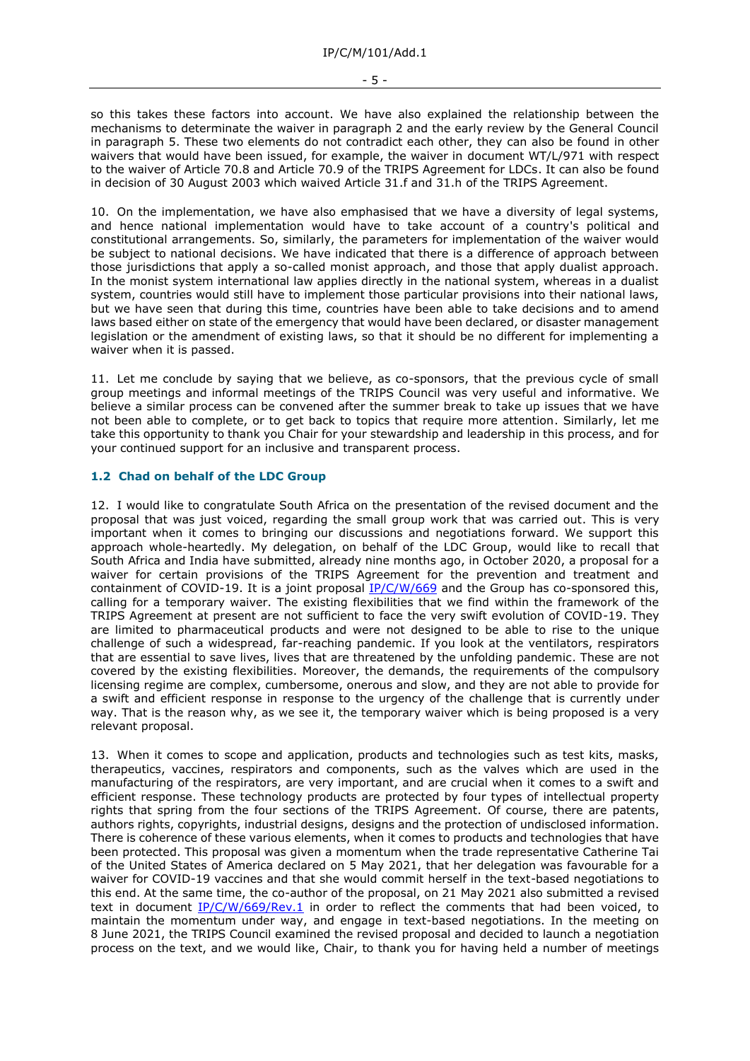so this takes these factors into account. We have also explained the relationship between the mechanisms to determinate the waiver in paragraph 2 and the early review by the General Council in paragraph 5. These two elements do not contradict each other, they can also be found in other waivers that would have been issued, for example, the waiver in document WT/L/971 with respect to the waiver of Article 70.8 and Article 70.9 of the TRIPS Agreement for LDCs. It can also be found in decision of 30 August 2003 which waived Article 31.f and 31.h of the TRIPS Agreement.

10. On the implementation, we have also emphasised that we have a diversity of legal systems, and hence national implementation would have to take account of a country's political and constitutional arrangements. So, similarly, the parameters for implementation of the waiver would be subject to national decisions. We have indicated that there is a difference of approach between those jurisdictions that apply a so-called monist approach, and those that apply dualist approach. In the monist system international law applies directly in the national system, whereas in a dualist system, countries would still have to implement those particular provisions into their national laws, but we have seen that during this time, countries have been able to take decisions and to amend laws based either on state of the emergency that would have been declared, or disaster management legislation or the amendment of existing laws, so that it should be no different for implementing a waiver when it is passed.

11. Let me conclude by saying that we believe, as co-sponsors, that the previous cycle of small group meetings and informal meetings of the TRIPS Council was very useful and informative. We believe a similar process can be convened after the summer break to take up issues that we have not been able to complete, or to get back to topics that require more attention. Similarly, let me take this opportunity to thank you Chair for your stewardship and leadership in this process, and for your continued support for an inclusive and transparent process.

### 1.2 Chad on behalf of the LDC Group

12. I would like to congratulate South Africa on the presentation of the revised document and the proposal that was just voiced, regarding the small group work that was carried out. This is very important when it comes to bringing our discussions and negotiations forward. We support this approach whole-heartedly. My delegation, on behalf of the LDC Group, would like to recall that South Africa and India have submitted, already nine months ago, in October 2020, a proposal for a waiver for certain provisions of the TRIPS Agreement for the prevention and treatment and containment of COVID-19. It is a joint proposal IP/C/W/669 and the Group has co-sponsored this, calling for a temporary waiver. The existing flexibilities that we find within the framework of the TRIPS Agreement at present are not sufficient to face the very swift evolution of COVID-19. They are limited to pharmaceutical products and were not designed to be able to rise to the unique challenge of such a widespread, far-reaching pandemic. If you look at the ventilators, respirators that are essential to save lives, lives that are threatened by the unfolding pandemic. These are not covered by the existing flexibilities. Moreover, the demands, the requirements of the compulsory licensing regime are complex, cumbersome, onerous and slow, and they are not able to provide for a swift and efficient response in response to the urgency of the challenge that is currently under way. That is the reason why, as we see it, the temporary waiver which is being proposed is a very relevant proposal.

13. When it comes to scope and application, products and technologies such as test kits, masks, therapeutics, vaccines, respirators and components, such as the valves which are used in the manufacturing of the respirators, are very important, and are crucial when it comes to a swift and efficient response. These technology products are protected by four types of intellectual property rights that spring from the four sections of the TRIPS Agreement. Of course, there are patents, authors rights, copyrights, industrial designs, designs and the protection of undisclosed information. There is coherence of these various elements, when it comes to products and technologies that have been protected. This proposal was given a momentum when the trade representative Catherine Tai of the United States of America declared on 5 May 2021, that her delegation was favourable for a waiver for COVID-19 vaccines and that she would commit herself in the text-based negotiations to this end. At the same time, the co-author of the proposal, on 21 May 2021 also submitted a revised text in document IP/C/W/669/Rev.1 in order to reflect the comments that had been voiced, to maintain the momentum under way, and engage in text-based negotiations. In the meeting on 8 June 2021, the TRIPS Council examined the revised proposal and decided to launch a negotiation process on the text, and we would like, Chair, to thank you for having held a number of meetings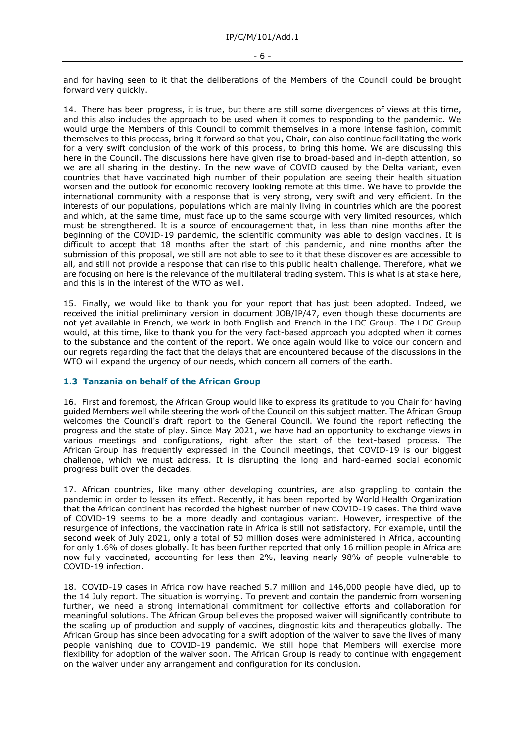and for having seen to it that the deliberations of the Members of the Council could be brought forward very quickly.

14. There has been progress, it is true, but there are still some divergences of views at this time, and this also includes the approach to be used when it comes to responding to the pandemic. We would urge the Members of this Council to commit themselves in a more intense fashion, commit themselves to this process, bring it forward so that you, Chair, can also continue facilitating the work for a very swift conclusion of the work of this process, to bring this home. We are discussing this here in the Council. The discussions here have given rise to broad-based and in-depth attention, so we are all sharing in the destiny. In the new wave of COVID caused by the Delta variant, even countries that have vaccinated high number of their population are seeing their health situation worsen and the outlook for economic recovery looking remote at this time. We have to provide the international community with a response that is very strong, very swift and very efficient. In the interests of our populations, populations which are mainly living in countries which are the poorest and which, at the same time, must face up to the same scourge with very limited resources, which must be strengthened. It is a source of encouragement that, in less than nine months after the beginning of the COVID-19 pandemic, the scientific community was able to design vaccines. It is difficult to accept that 18 months after the start of this pandemic, and nine months after the submission of this proposal, we still are not able to see to it that these discoveries are accessible to all, and still not provide a response that can rise to this public health challenge. Therefore, what we are focusing on here is the relevance of the multilateral trading system. This is what is at stake here, and this is in the interest of the WTO as well.

15. Finally, we would like to thank you for your report that has just been adopted. Indeed, we received the initial preliminary version in document JOB/IP/47, even though these documents are not yet available in French, we work in both English and French in the LDC Group. The LDC Group would, at this time, like to thank you for the very fact-based approach you adopted when it comes to the substance and the content of the report. We once again would like to voice our concern and our regrets regarding the fact that the delays that are encountered because of the discussions in the WTO will expand the urgency of our needs, which concern all corners of the earth.

### 1.3 Tanzania on behalf of the African Group

16. First and foremost, the African Group would like to express its gratitude to you Chair for having guided Members well while steering the work of the Council on this subject matter. The African Group welcomes the Council's draft report to the General Council. We found the report reflecting the progress and the state of play. Since May 2021, we have had an opportunity to exchange views in various meetings and configurations, right after the start of the text-based process. The African Group has frequently expressed in the Council meetings, that COVID-19 is our biggest challenge, which we must address. It is disrupting the long and hard-earned social economic progress built over the decades.

17. African countries, like many other developing countries, are also grappling to contain the pandemic in order to lessen its effect. Recently, it has been reported by World Health Organization that the African continent has recorded the highest number of new COVID-19 cases. The third wave of COVID-19 seems to be a more deadly and contagious variant. However, irrespective of the resurgence of infections, the vaccination rate in Africa is still not satisfactory. For example, until the second week of July 2021, only a total of 50 million doses were administered in Africa, accounting for only 1.6% of doses globally. It has been further reported that only 16 million people in Africa are now fully vaccinated, accounting for less than 2%, leaving nearly 98% of people vulnerable to COVID-19 infection.

18. COVID-19 cases in Africa now have reached 5.7 million and 146,000 people have died, up to the 14 July report. The situation is worrying. To prevent and contain the pandemic from worsening further, we need a strong international commitment for collective efforts and collaboration for meaningful solutions. The African Group believes the proposed waiver will significantly contribute to the scaling up of production and supply of vaccines, diagnostic kits and therapeutics globally. The African Group has since been advocating for a swift adoption of the waiver to save the lives of many people vanishing due to COVID-19 pandemic. We still hope that Members will exercise more flexibility for adoption of the waiver soon. The African Group is ready to continue with engagement on the waiver under any arrangement and configuration for its conclusion.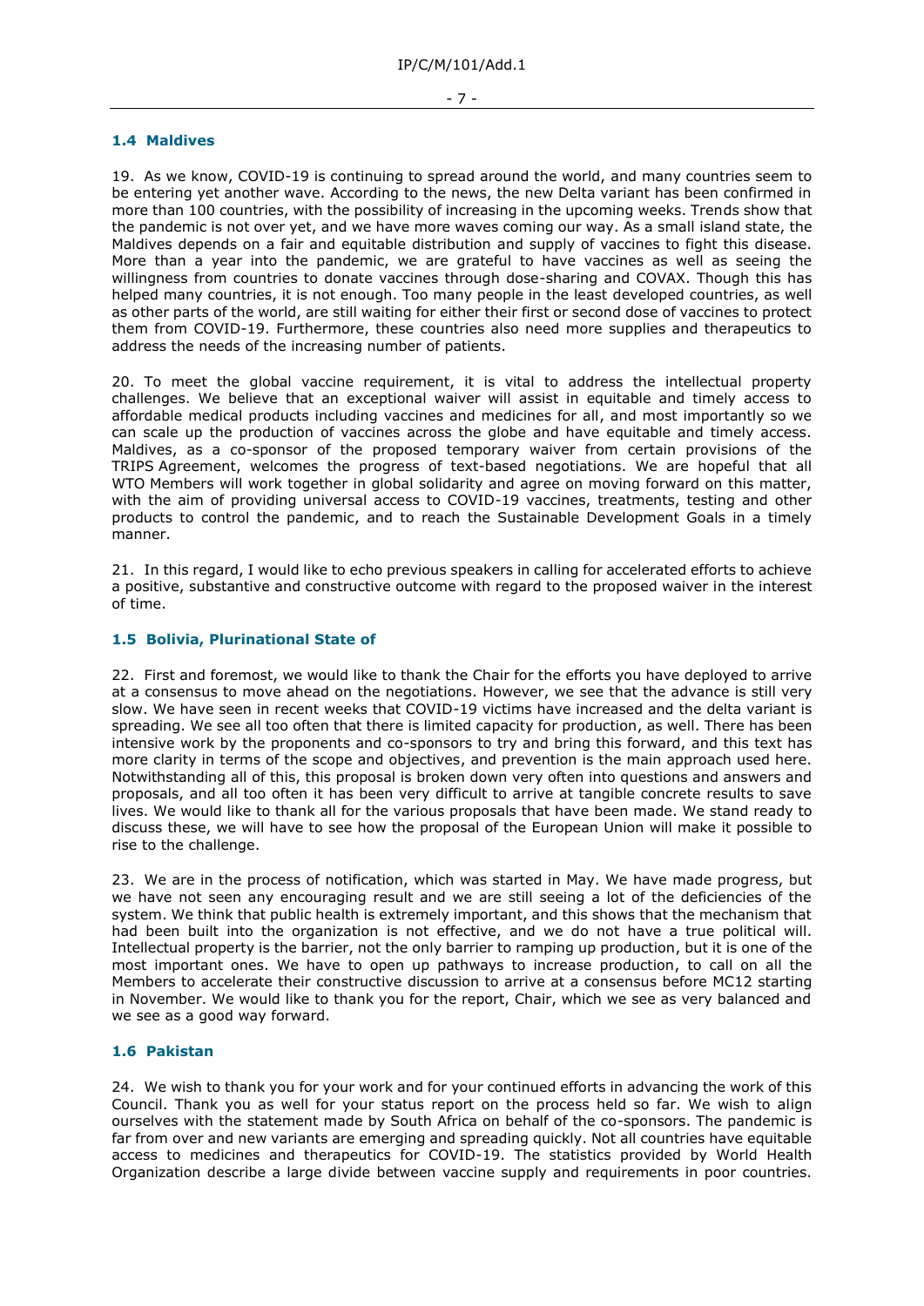### 1.4 Maldives

19. As we know, COVID-19 is continuing to spread around the world, and many countries seem to be entering yet another wave. According to the news, the new Delta variant has been confirmed in more than 100 countries, with the possibility of increasing in the upcoming weeks. Trends show that the pandemic is not over yet, and we have more waves coming our way. As a small island state, the Maldives depends on a fair and equitable distribution and supply of vaccines to fight this disease. More than a year into the pandemic, we are grateful to have vaccines as well as seeing the willingness from countries to donate vaccines through dose-sharing and COVAX. Though this has helped many countries, it is not enough. Too many people in the least developed countries, as well as other parts of the world, are still waiting for either their first or second dose of vaccines to protect them from COVID-19. Furthermore, these countries also need more supplies and therapeutics to address the needs of the increasing number of patients.

20. To meet the global vaccine requirement, it is vital to address the intellectual property challenges. We believe that an exceptional waiver will assist in equitable and timely access to affordable medical products including vaccines and medicines for all, and most importantly so we can scale up the production of vaccines across the globe and have equitable and timely access. Maldives, as a co-sponsor of the proposed temporary waiver from certain provisions of the TRIPS Agreement, welcomes the progress of text-based negotiations. We are hopeful that all WTO Members will work together in global solidarity and agree on moving forward on this matter, with the aim of providing universal access to COVID-19 vaccines, treatments, testing and other products to control the pandemic, and to reach the Sustainable Development Goals in a timely manner.

21. In this regard, I would like to echo previous speakers in calling for accelerated efforts to achieve a positive, substantive and constructive outcome with regard to the proposed waiver in the interest of time.

### 1.5 Bolivia, Plurinational State of

22. First and foremost, we would like to thank the Chair for the efforts you have deployed to arrive at a consensus to move ahead on the negotiations. However, we see that the advance is still very slow. We have seen in recent weeks that COVID-19 victims have increased and the delta variant is spreading. We see all too often that there is limited capacity for production, as well. There has been intensive work by the proponents and co-sponsors to try and bring this forward, and this text has more clarity in terms of the scope and objectives, and prevention is the main approach used here. Notwithstanding all of this, this proposal is broken down very often into questions and answers and proposals, and all too often it has been very difficult to arrive at tangible concrete results to save lives. We would like to thank all for the various proposals that have been made. We stand ready to discuss these, we will have to see how the proposal of the European Union will make it possible to rise to the challenge.

23. We are in the process of notification, which was started in May. We have made progress, but we have not seen any encouraging result and we are still seeing a lot of the deficiencies of the system. We think that public health is extremely important, and this shows that the mechanism that had been built into the organization is not effective, and we do not have a true political will. Intellectual property is the barrier, not the only barrier to ramping up production, but it is one of the most important ones. We have to open up pathways to increase production, to call on all the Members to accelerate their constructive discussion to arrive at a consensus before MC12 starting in November. We would like to thank you for the report, Chair, which we see as very balanced and we see as a good way forward.

### 1.6 Pakistan

24. We wish to thank you for your work and for your continued efforts in advancing the work of this Council. Thank you as well for your status report on the process held so far. We wish to align ourselves with the statement made by South Africa on behalf of the co-sponsors. The pandemic is far from over and new variants are emerging and spreading quickly. Not all countries have equitable access to medicines and therapeutics for COVID-19. The statistics provided by World Health Organization describe a large divide between vaccine supply and requirements in poor countries.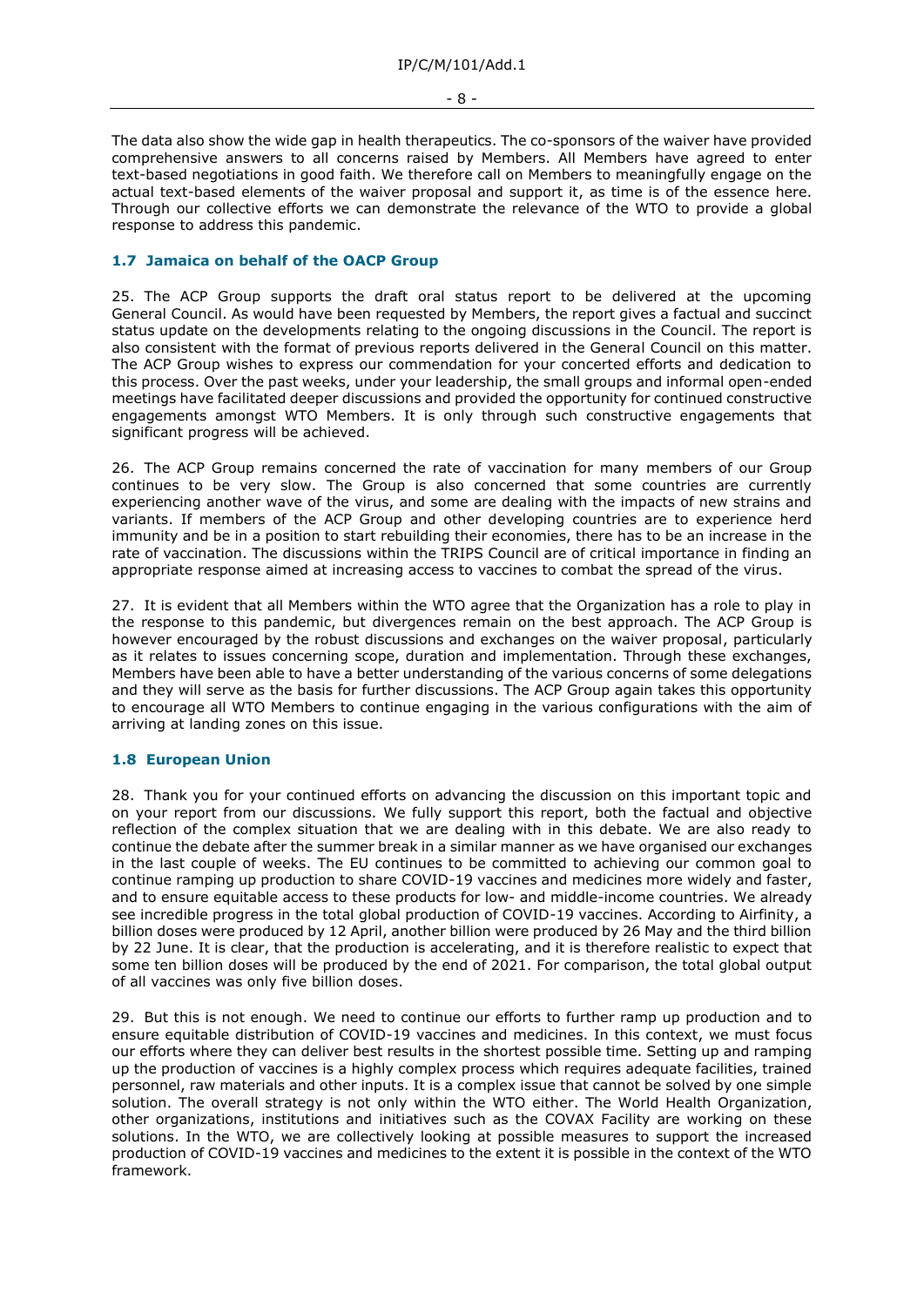The data also show the wide gap in health therapeutics. The co-sponsors of the waiver have provided comprehensive answers to all concerns raised by Members. All Members have agreed to enter text-based negotiations in good faith. We therefore call on Members to meaningfully engage on the actual text-based elements of the waiver proposal and support it, as time is of the essence here. Through our collective efforts we can demonstrate the relevance of the WTO to provide a global response to address this pandemic.

### 1.7 Jamaica on behalf of the OACP Group

25. The ACP Group supports the draft oral status report to be delivered at the upcoming General Council. As would have been requested by Members, the report gives a factual and succinct status update on the developments relating to the ongoing discussions in the Council. The report is also consistent with the format of previous reports delivered in the General Council on this matter. The ACP Group wishes to express our commendation for your concerted efforts and dedication to this process. Over the past weeks, under your leadership, the small groups and informal open-ended meetings have facilitated deeper discussions and provided the opportunity for continued constructive engagements amongst WTO Members. It is only through such constructive engagements that significant progress will be achieved.

26. The ACP Group remains concerned the rate of vaccination for many members of our Group continues to be very slow. The Group is also concerned that some countries are currently experiencing another wave of the virus, and some are dealing with the impacts of new strains and variants. If members of the ACP Group and other developing countries are to experience herd immunity and be in a position to start rebuilding their economies, there has to be an increase in the rate of vaccination. The discussions within the TRIPS Council are of critical importance in finding an appropriate response aimed at increasing access to vaccines to combat the spread of the virus.

27. It is evident that all Members within the WTO agree that the Organization has a role to play in the response to this pandemic, but divergences remain on the best approach. The ACP Group is however encouraged by the robust discussions and exchanges on the waiver proposal, particularly as it relates to issues concerning scope, duration and implementation. Through these exchanges, Members have been able to have a better understanding of the various concerns of some delegations and they will serve as the basis for further discussions. The ACP Group again takes this opportunity to encourage all WTO Members to continue engaging in the various configurations with the aim of arriving at landing zones on this issue.

### 1.8 European Union

28. Thank you for your continued efforts on advancing the discussion on this important topic and on your report from our discussions. We fully support this report, both the factual and objective reflection of the complex situation that we are dealing with in this debate. We are also ready to continue the debate after the summer break in a similar manner as we have organised our exchanges in the last couple of weeks. The EU continues to be committed to achieving our common goal to continue ramping up production to share COVID-19 vaccines and medicines more widely and faster, and to ensure equitable access to these products for low- and middle-income countries. We already see incredible progress in the total global production of COVID-19 vaccines. According to Airfinity, a billion doses were produced by 12 April, another billion were produced by 26 May and the third billion by 22 June. It is clear, that the production is accelerating, and it is therefore realistic to expect that some ten billion doses will be produced by the end of 2021. For comparison, the total global output of all vaccines was only five billion doses.

29. But this is not enough. We need to continue our efforts to further ramp up production and to ensure equitable distribution of COVID-19 vaccines and medicines. In this context, we must focus our efforts where they can deliver best results in the shortest possible time. Setting up and ramping up the production of vaccines is a highly complex process which requires adequate facilities, trained personnel, raw materials and other inputs. It is a complex issue that cannot be solved by one simple solution. The overall strategy is not only within the WTO either. The World Health Organization, other organizations, institutions and initiatives such as the COVAX Facility are working on these solutions. In the WTO, we are collectively looking at possible measures to support the increased production of COVID-19 vaccines and medicines to the extent it is possible in the context of the WTO framework.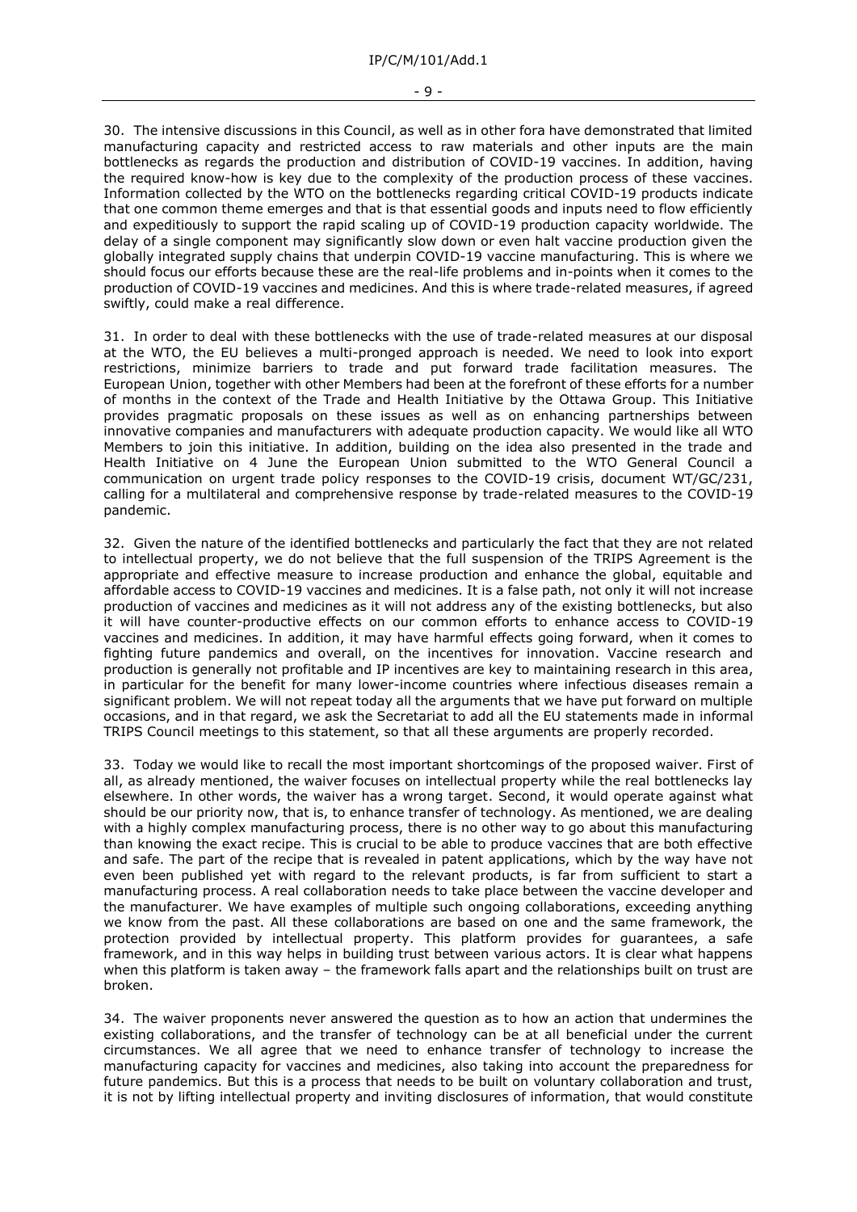30. The intensive discussions in this Council, as well as in other fora have demonstrated that limited manufacturing capacity and restricted access to raw materials and other inputs are the main bottlenecks as regards the production and distribution of COVID-19 vaccines. In addition, having the required know-how is key due to the complexity of the production process of these vaccines. Information collected by the WTO on the bottlenecks regarding critical COVID-19 products indicate that one common theme emerges and that is that essential goods and inputs need to flow efficiently and expeditiously to support the rapid scaling up of COVID-19 production capacity worldwide. The delay of a single component may significantly slow down or even halt vaccine production given the globally integrated supply chains that underpin COVID-19 vaccine manufacturing. This is where we should focus our efforts because these are the real-life problems and in-points when it comes to the production of COVID-19 vaccines and medicines. And this is where trade-related measures, if agreed swiftly, could make a real difference.

31. In order to deal with these bottlenecks with the use of trade-related measures at our disposal at the WTO, the EU believes a multi-pronged approach is needed. We need to look into export restrictions, minimize barriers to trade and put forward trade facilitation measures. The European Union, together with other Members had been at the forefront of these efforts for a number of months in the context of the Trade and Health Initiative by the Ottawa Group. This Initiative provides pragmatic proposals on these issues as well as on enhancing partnerships between innovative companies and manufacturers with adequate production capacity. We would like all WTO Members to join this initiative. In addition, building on the idea also presented in the trade and Health Initiative on 4 June the European Union submitted to the WTO General Council a communication on urgent trade policy responses to the COVID-19 crisis, document WT/GC/231, calling for a multilateral and comprehensive response by trade-related measures to the COVID-19 pandemic.

32. Given the nature of the identified bottlenecks and particularly the fact that they are not related to intellectual property, we do not believe that the full suspension of the TRIPS Agreement is the appropriate and effective measure to increase production and enhance the global, equitable and affordable access to COVID-19 vaccines and medicines. It is a false path, not only it will not increase production of vaccines and medicines as it will not address any of the existing bottlenecks, but also it will have counter-productive effects on our common efforts to enhance access to COVID-19 vaccines and medicines. In addition, it may have harmful effects going forward, when it comes to fighting future pandemics and overall, on the incentives for innovation. Vaccine research and production is generally not profitable and IP incentives are key to maintaining research in this area, in particular for the benefit for many lower-income countries where infectious diseases remain a significant problem. We will not repeat today all the arguments that we have put forward on multiple occasions, and in that regard, we ask the Secretariat to add all the EU statements made in informal TRIPS Council meetings to this statement, so that all these arguments are properly recorded.

33. Today we would like to recall the most important shortcomings of the proposed waiver. First of all, as already mentioned, the waiver focuses on intellectual property while the real bottlenecks lay elsewhere. In other words, the waiver has a wrong target. Second, it would operate against what should be our priority now, that is, to enhance transfer of technology. As mentioned, we are dealing with a highly complex manufacturing process, there is no other way to go about this manufacturing than knowing the exact recipe. This is crucial to be able to produce vaccines that are both effective and safe. The part of the recipe that is revealed in patent applications, which by the way have not even been published yet with regard to the relevant products, is far from sufficient to start a manufacturing process. A real collaboration needs to take place between the vaccine developer and the manufacturer. We have examples of multiple such ongoing collaborations, exceeding anything we know from the past. All these collaborations are based on one and the same framework, the protection provided by intellectual property. This platform provides for guarantees, a safe framework, and in this way helps in building trust between various actors. It is clear what happens when this platform is taken away – the framework falls apart and the relationships built on trust are broken.

34. The waiver proponents never answered the question as to how an action that undermines the existing collaborations, and the transfer of technology can be at all beneficial under the current circumstances. We all agree that we need to enhance transfer of technology to increase the manufacturing capacity for vaccines and medicines, also taking into account the preparedness for future pandemics. But this is a process that needs to be built on voluntary collaboration and trust, it is not by lifting intellectual property and inviting disclosures of information, that would constitute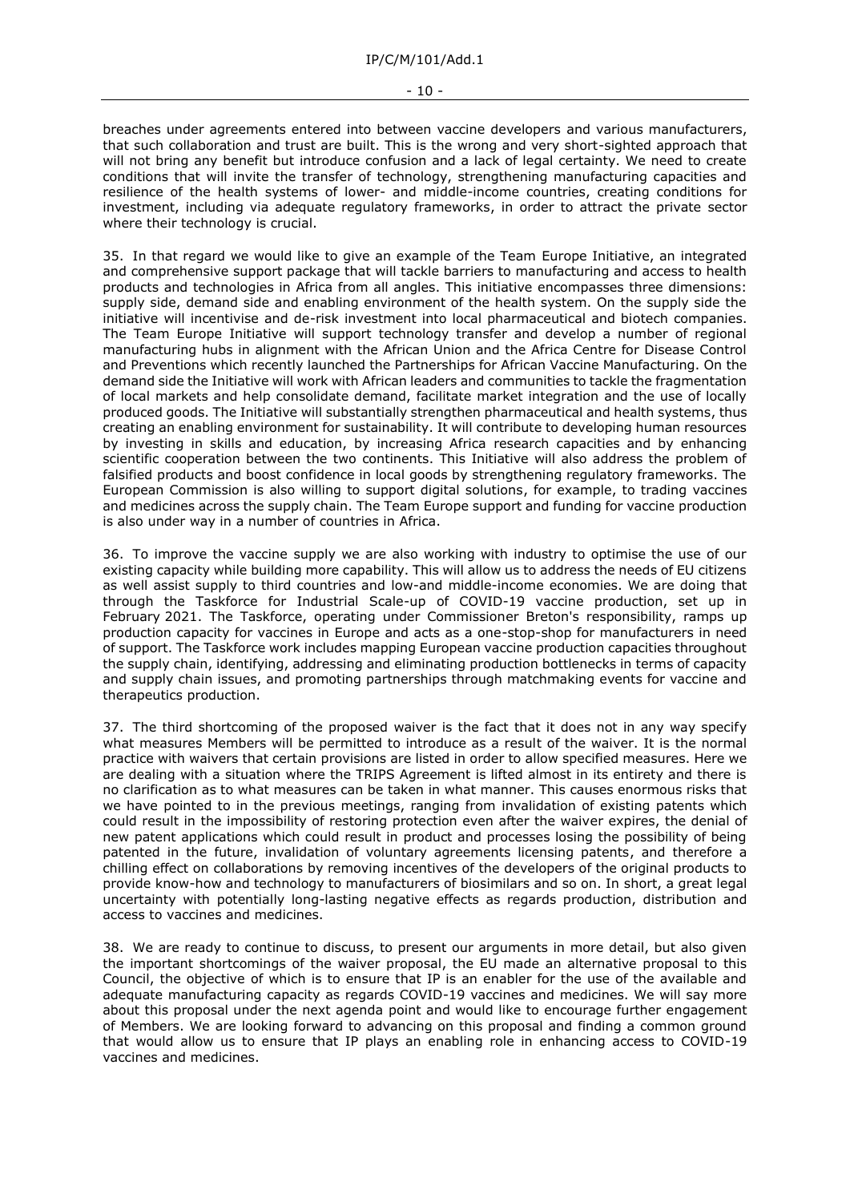breaches under agreements entered into between vaccine developers and various manufacturers, that such collaboration and trust are built. This is the wrong and very short-sighted approach that will not bring any benefit but introduce confusion and a lack of legal certainty. We need to create conditions that will invite the transfer of technology, strengthening manufacturing capacities and resilience of the health systems of lower- and middle-income countries, creating conditions for investment, including via adequate regulatory frameworks, in order to attract the private sector where their technology is crucial.

35. In that regard we would like to give an example of the Team Europe Initiative, an integrated and comprehensive support package that will tackle barriers to manufacturing and access to health products and technologies in Africa from all angles. This initiative encompasses three dimensions: supply side, demand side and enabling environment of the health system. On the supply side the initiative will incentivise and de-risk investment into local pharmaceutical and biotech companies. The Team Europe Initiative will support technology transfer and develop a number of regional manufacturing hubs in alignment with the African Union and the Africa Centre for Disease Control and Preventions which recently launched the Partnerships for African Vaccine Manufacturing. On the demand side the Initiative will work with African leaders and communities to tackle the fragmentation of local markets and help consolidate demand, facilitate market integration and the use of locally produced goods. The Initiative will substantially strengthen pharmaceutical and health systems, thus creating an enabling environment for sustainability. It will contribute to developing human resources by investing in skills and education, by increasing Africa research capacities and by enhancing scientific cooperation between the two continents. This Initiative will also address the problem of falsified products and boost confidence in local goods by strengthening regulatory frameworks. The European Commission is also willing to support digital solutions, for example, to trading vaccines and medicines across the supply chain. The Team Europe support and funding for vaccine production is also under way in a number of countries in Africa.

36. To improve the vaccine supply we are also working with industry to optimise the use of our existing capacity while building more capability. This will allow us to address the needs of EU citizens as well assist supply to third countries and low-and middle-income economies. We are doing that through the Taskforce for Industrial Scale-up of COVID-19 vaccine production, set up in February 2021. The Taskforce, operating under Commissioner Breton's responsibility, ramps up production capacity for vaccines in Europe and acts as a one-stop-shop for manufacturers in need of support. The Taskforce work includes mapping European vaccine production capacities throughout the supply chain, identifying, addressing and eliminating production bottlenecks in terms of capacity and supply chain issues, and promoting partnerships through matchmaking events for vaccine and therapeutics production.

37. The third shortcoming of the proposed waiver is the fact that it does not in any way specify what measures Members will be permitted to introduce as a result of the waiver. It is the normal practice with waivers that certain provisions are listed in order to allow specified measures. Here we are dealing with a situation where the TRIPS Agreement is lifted almost in its entirety and there is no clarification as to what measures can be taken in what manner. This causes enormous risks that we have pointed to in the previous meetings, ranging from invalidation of existing patents which could result in the impossibility of restoring protection even after the waiver expires, the denial of new patent applications which could result in product and processes losing the possibility of being patented in the future, invalidation of voluntary agreements licensing patents, and therefore a chilling effect on collaborations by removing incentives of the developers of the original products to provide know-how and technology to manufacturers of biosimilars and so on. In short, a great legal uncertainty with potentially long-lasting negative effects as regards production, distribution and access to vaccines and medicines.

38. We are ready to continue to discuss, to present our arguments in more detail, but also given the important shortcomings of the waiver proposal, the EU made an alternative proposal to this Council, the objective of which is to ensure that IP is an enabler for the use of the available and adequate manufacturing capacity as regards COVID-19 vaccines and medicines. We will say more about this proposal under the next agenda point and would like to encourage further engagement of Members. We are looking forward to advancing on this proposal and finding a common ground that would allow us to ensure that IP plays an enabling role in enhancing access to COVID-19 vaccines and medicines.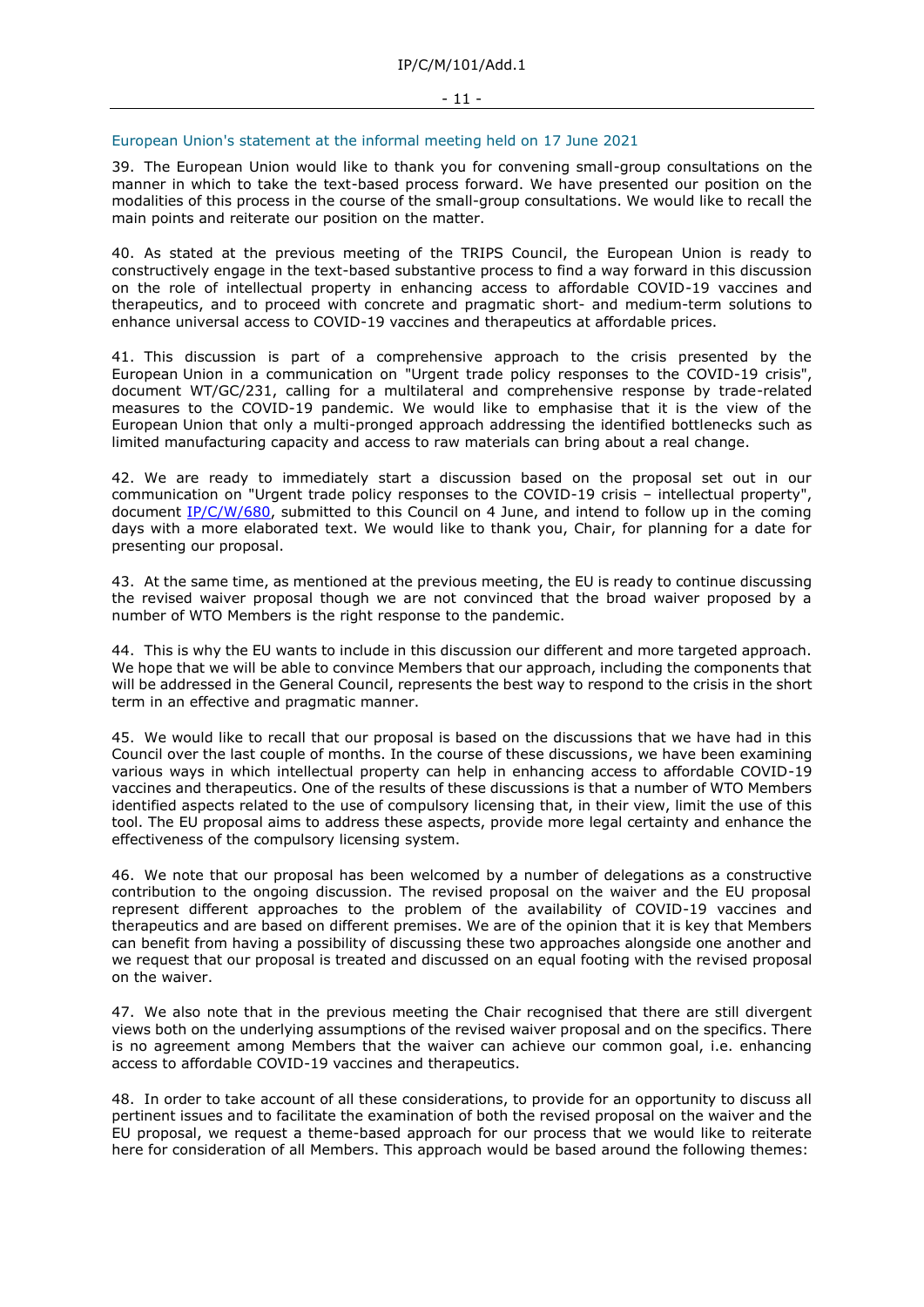### European Union's statement at the informal meeting held on 17 June 2021

39. The European Union would like to thank you for convening small-group consultations on the manner in which to take the text-based process forward. We have presented our position on the modalities of this process in the course of the small-group consultations. We would like to recall the main points and reiterate our position on the matter.

40. As stated at the previous meeting of the TRIPS Council, the European Union is ready to constructively engage in the text-based substantive process to find a way forward in this discussion on the role of intellectual property in enhancing access to affordable COVID-19 vaccines and therapeutics, and to proceed with concrete and pragmatic short- and medium-term solutions to enhance universal access to COVID-19 vaccines and therapeutics at affordable prices.

41. This discussion is part of a comprehensive approach to the crisis presented by the European Union in a communication on "Urgent trade policy responses to the COVID-19 crisis", document WT/GC/231, calling for a multilateral and comprehensive response by trade-related measures to the COVID-19 pandemic. We would like to emphasise that it is the view of the European Union that only a multi-pronged approach addressing the identified bottlenecks such as limited manufacturing capacity and access to raw materials can bring about a real change.

42. We are ready to immediately start a discussion based on the proposal set out in our communication on "Urgent trade policy responses to the COVID-19 crisis – intellectual property", document IP/C/W/680, submitted to this Council on 4 June, and intend to follow up in the coming days with a more elaborated text. We would like to thank you, Chair, for planning for a date for presenting our proposal.

43. At the same time, as mentioned at the previous meeting, the EU is ready to continue discussing the revised waiver proposal though we are not convinced that the broad waiver proposed by a number of WTO Members is the right response to the pandemic.

44. This is why the EU wants to include in this discussion our different and more targeted approach. We hope that we will be able to convince Members that our approach, including the components that will be addressed in the General Council, represents the best way to respond to the crisis in the short term in an effective and pragmatic manner.

45. We would like to recall that our proposal is based on the discussions that we have had in this Council over the last couple of months. In the course of these discussions, we have been examining various ways in which intellectual property can help in enhancing access to affordable COVID-19 vaccines and therapeutics. One of the results of these discussions is that a number of WTO Members identified aspects related to the use of compulsory licensing that, in their view, limit the use of this tool. The EU proposal aims to address these aspects, provide more legal certainty and enhance the effectiveness of the compulsory licensing system.

46. We note that our proposal has been welcomed by a number of delegations as a constructive contribution to the ongoing discussion. The revised proposal on the waiver and the EU proposal represent different approaches to the problem of the availability of COVID-19 vaccines and therapeutics and are based on different premises. We are of the opinion that it is key that Members can benefit from having a possibility of discussing these two approaches alongside one another and we request that our proposal is treated and discussed on an equal footing with the revised proposal on the waiver.

47. We also note that in the previous meeting the Chair recognised that there are still divergent views both on the underlying assumptions of the revised waiver proposal and on the specifics. There is no agreement among Members that the waiver can achieve our common goal, i.e. enhancing access to affordable COVID-19 vaccines and therapeutics.

48. In order to take account of all these considerations, to provide for an opportunity to discuss all pertinent issues and to facilitate the examination of both the revised proposal on the waiver and the EU proposal, we request a theme-based approach for our process that we would like to reiterate here for consideration of all Members. This approach would be based around the following themes: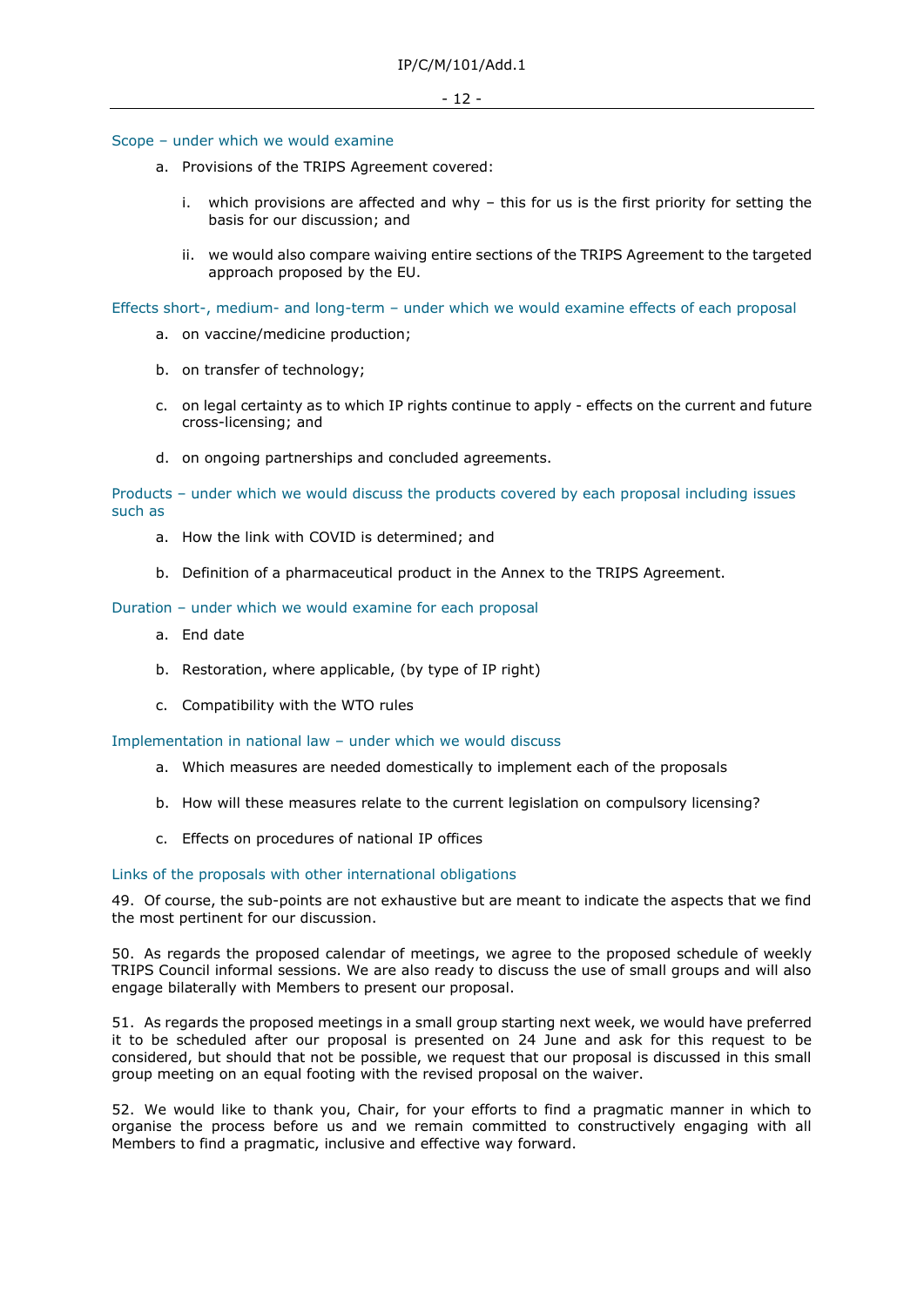Scope – under which we would examine

a. Provisions of the TRIPS Agreement covered:

   i. which provisions are affected and why – this for us is the first priority for setting the basis for our discussion; and

   ii. we would also compare waiving entire sections of the TRIPS Agreement to the targeted approach proposed by the EU.

Effects short-, medium- and long-term – under which we would examine effects of each proposal

a. on vaccine/medicine production;

b. on transfer of technology;

c. on legal certainty as to which IP rights continue to apply - effects on the current and future cross-licensing; and

d. on ongoing partnerships and concluded agreements.

Products – under which we would discuss the products covered by each proposal including issues such as

a. How the link with COVID is determined; and

b. Definition of a pharmaceutical product in the Annex to the TRIPS Agreement.

Duration – under which we would examine for each proposal

a. End date

b. Restoration, where applicable, (by type of IP right)

c. Compatibility with the WTO rules

Implementation in national law – under which we would discuss

a. Which measures are needed domestically to implement each of the proposals

b. How will these measures relate to the current legislation on compulsory licensing?

c. Effects on procedures of national IP offices

Links of the proposals with other international obligations

49. Of course, the sub-points are not exhaustive but are meant to indicate the aspects that we find the most pertinent for our discussion.

50. As regards the proposed calendar of meetings, we agree to the proposed schedule of weekly TRIPS Council informal sessions. We are also ready to discuss the use of small groups and will also engage bilaterally with Members to present our proposal.

51. As regards the proposed meetings in a small group starting next week, we would have preferred it to be scheduled after our proposal is presented on 24 June and ask for this request to be considered, but should that not be possible, we request that our proposal is discussed in this small group meeting on an equal footing with the revised proposal on the waiver.

52. We would like to thank you, Chair, for your efforts to find a pragmatic manner in which to organise the process before us and we remain committed to constructively engaging with all Members to find a pragmatic, inclusive and effective way forward.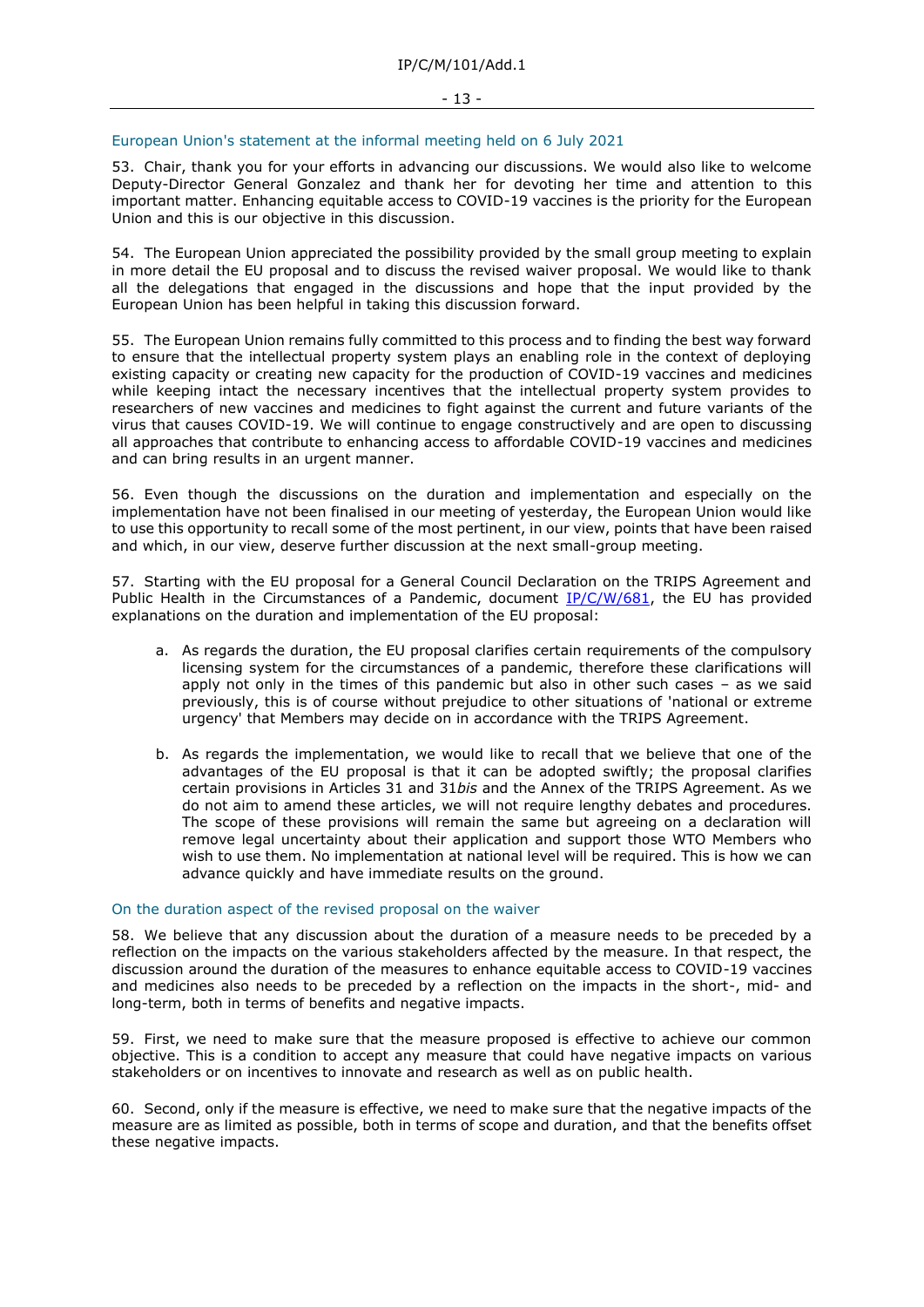### European Union's statement at the informal meeting held on 6 July 2021

53. Chair, thank you for your efforts in advancing our discussions. We would also like to welcome Deputy-Director General Gonzalez and thank her for devoting her time and attention to this important matter. Enhancing equitable access to COVID-19 vaccines is the priority for the European Union and this is our objective in this discussion.

54. The European Union appreciated the possibility provided by the small group meeting to explain in more detail the EU proposal and to discuss the revised waiver proposal. We would like to thank all the delegations that engaged in the discussions and hope that the input provided by the European Union has been helpful in taking this discussion forward.

55. The European Union remains fully committed to this process and to finding the best way forward to ensure that the intellectual property system plays an enabling role in the context of deploying existing capacity or creating new capacity for the production of COVID-19 vaccines and medicines while keeping intact the necessary incentives that the intellectual property system provides to researchers of new vaccines and medicines to fight against the current and future variants of the virus that causes COVID-19. We will continue to engage constructively and are open to discussing all approaches that contribute to enhancing access to affordable COVID-19 vaccines and medicines and can bring results in an urgent manner.

56. Even though the discussions on the duration and implementation and especially on the implementation have not been finalised in our meeting of yesterday, the European Union would like to use this opportunity to recall some of the most pertinent, in our view, points that have been raised and which, in our view, deserve further discussion at the next small-group meeting.

57. Starting with the EU proposal for a General Council Declaration on the TRIPS Agreement and Public Health in the Circumstances of a Pandemic, document IP/C/W/681, the EU has provided explanations on the duration and implementation of the EU proposal:

a. As regards the duration, the EU proposal clarifies certain requirements of the compulsory licensing system for the circumstances of a pandemic, therefore these clarifications will apply not only in the times of this pandemic but also in other such cases – as we said previously, this is of course without prejudice to other situations of 'national or extreme urgency' that Members may decide on in accordance with the TRIPS Agreement.

b. As regards the implementation, we would like to recall that we believe that one of the advantages of the EU proposal is that it can be adopted swiftly; the proposal clarifies certain provisions in Articles 31 and 31*bis* and the Annex of the TRIPS Agreement. As we do not aim to amend these articles, we will not require lengthy debates and procedures. The scope of these provisions will remain the same but agreeing on a declaration will remove legal uncertainty about their application and support those WTO Members who wish to use them. No implementation at national level will be required. This is how we can advance quickly and have immediate results on the ground.

### On the duration aspect of the revised proposal on the waiver

58. We believe that any discussion about the duration of a measure needs to be preceded by a reflection on the impacts on the various stakeholders affected by the measure. In that respect, the discussion around the duration of the measures to enhance equitable access to COVID-19 vaccines and medicines also needs to be preceded by a reflection on the impacts in the short-, mid- and long-term, both in terms of benefits and negative impacts.

59. First, we need to make sure that the measure proposed is effective to achieve our common objective. This is a condition to accept any measure that could have negative impacts on various stakeholders or on incentives to innovate and research as well as on public health.

60. Second, only if the measure is effective, we need to make sure that the negative impacts of the measure are as limited as possible, both in terms of scope and duration, and that the benefits offset these negative impacts.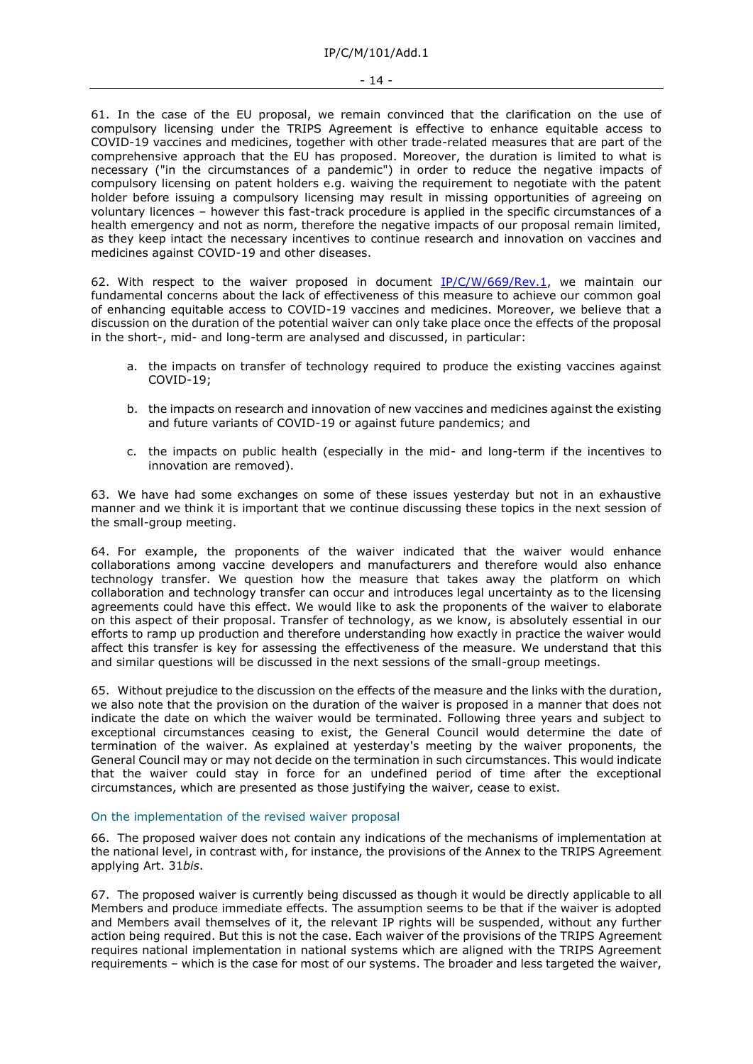61. In the case of the EU proposal, we remain convinced that the clarification on the use of compulsory licensing under the TRIPS Agreement is effective to enhance equitable access to COVID-19 vaccines and medicines, together with other trade-related measures that are part of the comprehensive approach that the EU has proposed. Moreover, the duration is limited to what is necessary ("in the circumstances of a pandemic") in order to reduce the negative impacts of compulsory licensing on patent holders e.g. waiving the requirement to negotiate with the patent holder before issuing a compulsory licensing may result in missing opportunities of agreeing on voluntary licences – however this fast-track procedure is applied in the specific circumstances of a health emergency and not as norm, therefore the negative impacts of our proposal remain limited, as they keep intact the necessary incentives to continue research and innovation on vaccines and medicines against COVID-19 and other diseases.

62. With respect to the waiver proposed in document IP/C/W/669/Rev.1, we maintain our fundamental concerns about the lack of effectiveness of this measure to achieve our common goal of enhancing equitable access to COVID-19 vaccines and medicines. Moreover, we believe that a discussion on the duration of the potential waiver can only take place once the effects of the proposal in the short-, mid- and long-term are analysed and discussed, in particular:

a. the impacts on transfer of technology required to produce the existing vaccines against COVID-19;

b. the impacts on research and innovation of new vaccines and medicines against the existing and future variants of COVID-19 or against future pandemics; and

c. the impacts on public health (especially in the mid- and long-term if the incentives to innovation are removed).

63. We have had some exchanges on some of these issues yesterday but not in an exhaustive manner and we think it is important that we continue discussing these topics in the next session of the small-group meeting.

64. For example, the proponents of the waiver indicated that the waiver would enhance collaborations among vaccine developers and manufacturers and therefore would also enhance technology transfer. We question how the measure that takes away the platform on which collaboration and technology transfer can occur and introduces legal uncertainty as to the licensing agreements could have this effect. We would like to ask the proponents of the waiver to elaborate on this aspect of their proposal. Transfer of technology, as we know, is absolutely essential in our efforts to ramp up production and therefore understanding how exactly in practice the waiver would affect this transfer is key for assessing the effectiveness of the measure. We understand that this and similar questions will be discussed in the next sessions of the small-group meetings.

65. Without prejudice to the discussion on the effects of the measure and the links with the duration, we also note that the provision on the duration of the waiver is proposed in a manner that does not indicate the date on which the waiver would be terminated. Following three years and subject to exceptional circumstances ceasing to exist, the General Council would determine the date of termination of the waiver. As explained at yesterday's meeting by the waiver proponents, the General Council may or may not decide on the termination in such circumstances. This would indicate that the waiver could stay in force for an undefined period of time after the exceptional circumstances, which are presented as those justifying the waiver, cease to exist.

### On the implementation of the revised waiver proposal

66. The proposed waiver does not contain any indications of the mechanisms of implementation at the national level, in contrast with, for instance, the provisions of the Annex to the TRIPS Agreement applying Art. 31*bis*.

67. The proposed waiver is currently being discussed as though it would be directly applicable to all Members and produce immediate effects. The assumption seems to be that if the waiver is adopted and Members avail themselves of it, the relevant IP rights will be suspended, without any further action being required. But this is not the case. Each waiver of the provisions of the TRIPS Agreement requires national implementation in national systems which are aligned with the TRIPS Agreement requirements – which is the case for most of our systems. The broader and less targeted the waiver,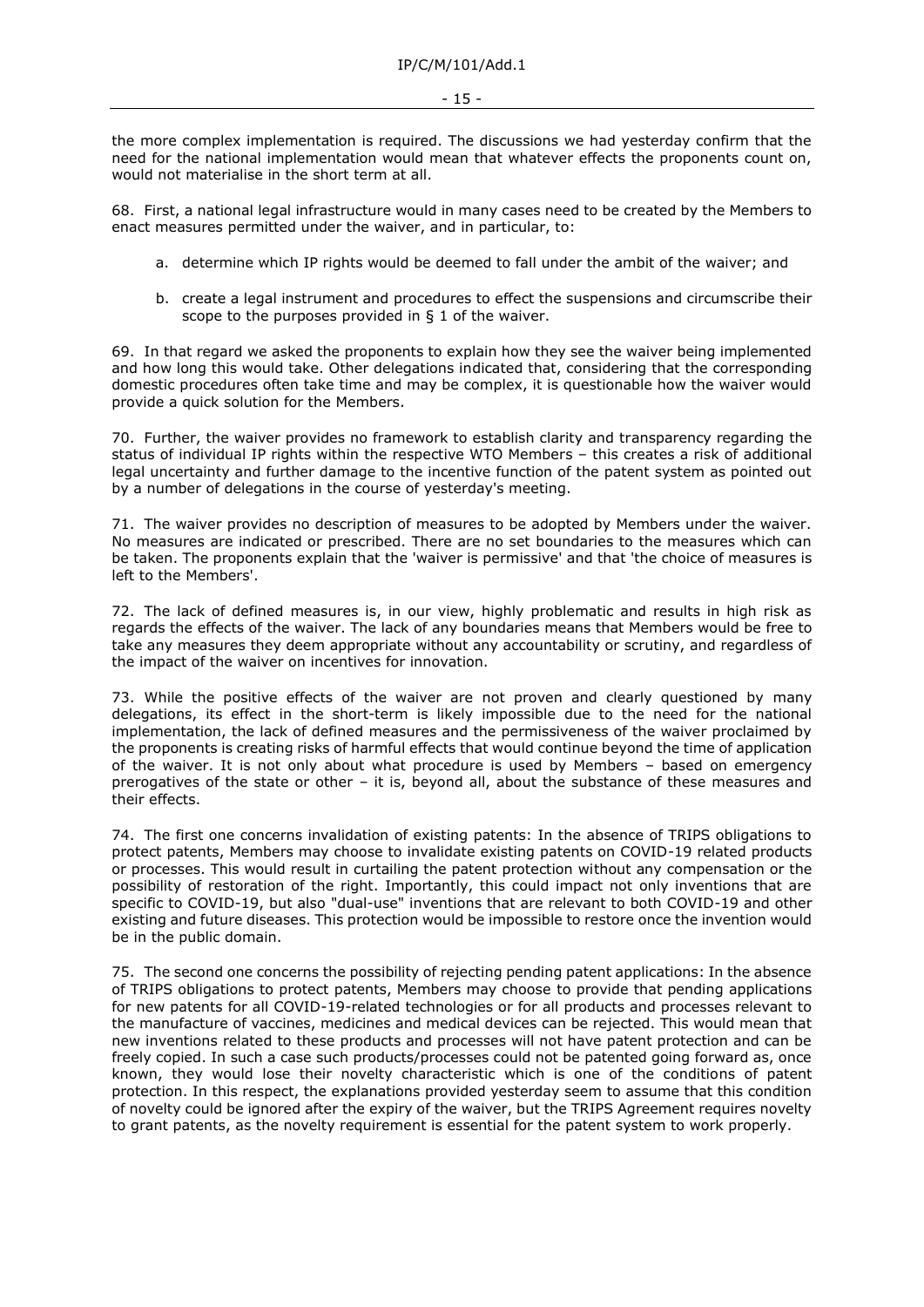the more complex implementation is required. The discussions we had yesterday confirm that the need for the national implementation would mean that whatever effects the proponents count on, would not materialise in the short term at all.

68. First, a national legal infrastructure would in many cases need to be created by the Members to enact measures permitted under the waiver, and in particular, to:

   a. determine which IP rights would be deemed to fall under the ambit of the waiver; and

   b. create a legal instrument and procedures to effect the suspensions and circumscribe their scope to the purposes provided in § 1 of the waiver.

69. In that regard we asked the proponents to explain how they see the waiver being implemented and how long this would take. Other delegations indicated that, considering that the corresponding domestic procedures often take time and may be complex, it is questionable how the waiver would provide a quick solution for the Members.

70. Further, the waiver provides no framework to establish clarity and transparency regarding the status of individual IP rights within the respective WTO Members – this creates a risk of additional legal uncertainty and further damage to the incentive function of the patent system as pointed out by a number of delegations in the course of yesterday's meeting.

71. The waiver provides no description of measures to be adopted by Members under the waiver. No measures are indicated or prescribed. There are no set boundaries to the measures which can be taken. The proponents explain that the 'waiver is permissive' and that 'the choice of measures is left to the Members'.

72. The lack of defined measures is, in our view, highly problematic and results in high risk as regards the effects of the waiver. The lack of any boundaries means that Members would be free to take any measures they deem appropriate without any accountability or scrutiny, and regardless of the impact of the waiver on incentives for innovation.

73. While the positive effects of the waiver are not proven and clearly questioned by many delegations, its effect in the short-term is likely impossible due to the need for the national implementation, the lack of defined measures and the permissiveness of the waiver proclaimed by the proponents is creating risks of harmful effects that would continue beyond the time of application of the waiver. It is not only about what procedure is used by Members – based on emergency prerogatives of the state or other – it is, beyond all, about the substance of these measures and their effects.

74. The first one concerns invalidation of existing patents: In the absence of TRIPS obligations to protect patents, Members may choose to invalidate existing patents on COVID-19 related products or processes. This would result in curtailing the patent protection without any compensation or the possibility of restoration of the right. Importantly, this could impact not only inventions that are specific to COVID-19, but also "dual-use" inventions that are relevant to both COVID-19 and other existing and future diseases. This protection would be impossible to restore once the invention would be in the public domain.

75. The second one concerns the possibility of rejecting pending patent applications: In the absence of TRIPS obligations to protect patents, Members may choose to provide that pending applications for new patents for all COVID-19-related technologies or for all products and processes relevant to the manufacture of vaccines, medicines and medical devices can be rejected. This would mean that new inventions related to these products and processes will not have patent protection and can be freely copied. In such a case such products/processes could not be patented going forward as, once known, they would lose their novelty characteristic which is one of the conditions of patent protection. In this respect, the explanations provided yesterday seem to assume that this condition of novelty could be ignored after the expiry of the waiver, but the TRIPS Agreement requires novelty to grant patents, as the novelty requirement is essential for the patent system to work properly.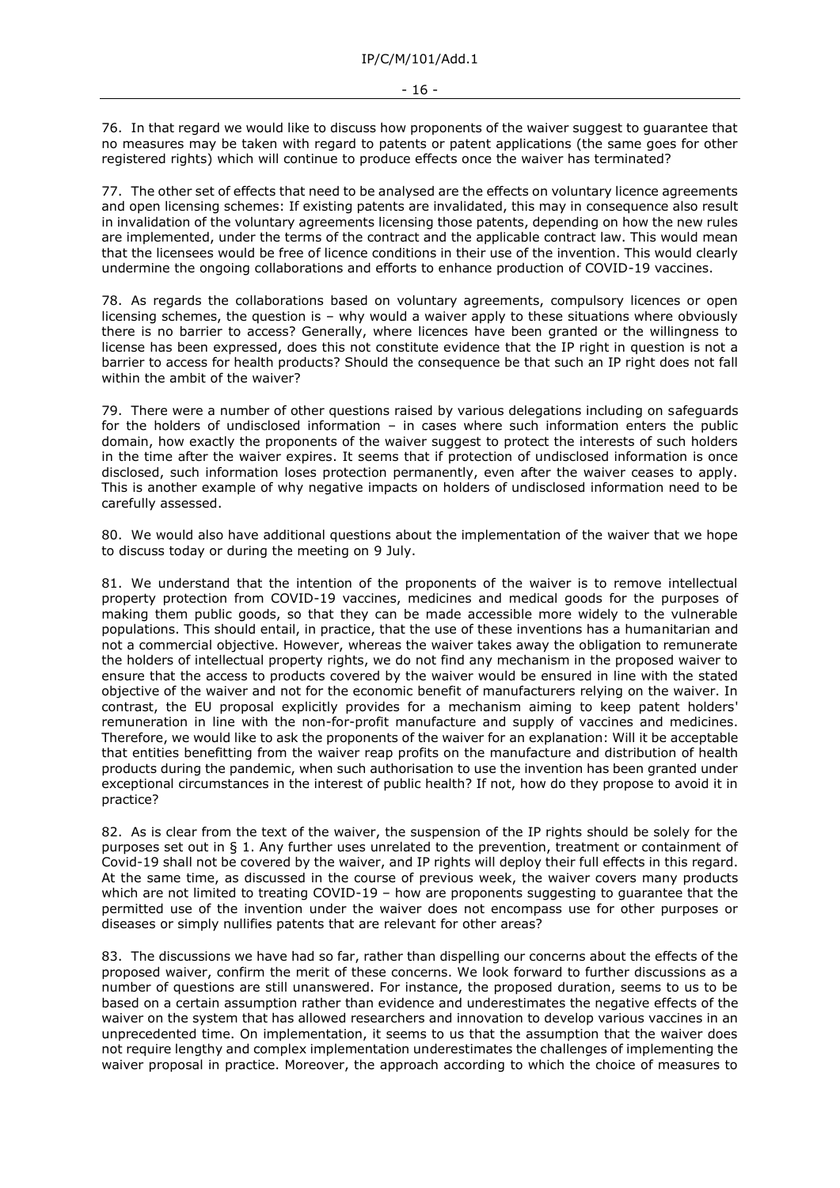76. In that regard we would like to discuss how proponents of the waiver suggest to guarantee that no measures may be taken with regard to patents or patent applications (the same goes for other registered rights) which will continue to produce effects once the waiver has terminated?

77. The other set of effects that need to be analysed are the effects on voluntary licence agreements and open licensing schemes: If existing patents are invalidated, this may in consequence also result in invalidation of the voluntary agreements licensing those patents, depending on how the new rules are implemented, under the terms of the contract and the applicable contract law. This would mean that the licensees would be free of licence conditions in their use of the invention. This would clearly undermine the ongoing collaborations and efforts to enhance production of COVID-19 vaccines.

78. As regards the collaborations based on voluntary agreements, compulsory licences or open licensing schemes, the question is – why would a waiver apply to these situations where obviously there is no barrier to access? Generally, where licences have been granted or the willingness to license has been expressed, does this not constitute evidence that the IP right in question is not a barrier to access for health products? Should the consequence be that such an IP right does not fall within the ambit of the waiver?

79. There were a number of other questions raised by various delegations including on safeguards for the holders of undisclosed information – in cases where such information enters the public domain, how exactly the proponents of the waiver suggest to protect the interests of such holders in the time after the waiver expires. It seems that if protection of undisclosed information is once disclosed, such information loses protection permanently, even after the waiver ceases to apply. This is another example of why negative impacts on holders of undisclosed information need to be carefully assessed.

80. We would also have additional questions about the implementation of the waiver that we hope to discuss today or during the meeting on 9 July.

81. We understand that the intention of the proponents of the waiver is to remove intellectual property protection from COVID-19 vaccines, medicines and medical goods for the purposes of making them public goods, so that they can be made accessible more widely to the vulnerable populations. This should entail, in practice, that the use of these inventions has a humanitarian and not a commercial objective. However, whereas the waiver takes away the obligation to remunerate the holders of intellectual property rights, we do not find any mechanism in the proposed waiver to ensure that the access to products covered by the waiver would be ensured in line with the stated objective of the waiver and not for the economic benefit of manufacturers relying on the waiver. In contrast, the EU proposal explicitly provides for a mechanism aiming to keep patent holders' remuneration in line with the non-for-profit manufacture and supply of vaccines and medicines. Therefore, we would like to ask the proponents of the waiver for an explanation: Will it be acceptable that entities benefitting from the waiver reap profits on the manufacture and distribution of health products during the pandemic, when such authorisation to use the invention has been granted under exceptional circumstances in the interest of public health? If not, how do they propose to avoid it in practice?

82. As is clear from the text of the waiver, the suspension of the IP rights should be solely for the purposes set out in § 1. Any further uses unrelated to the prevention, treatment or containment of Covid-19 shall not be covered by the waiver, and IP rights will deploy their full effects in this regard. At the same time, as discussed in the course of previous week, the waiver covers many products which are not limited to treating COVID-19 – how are proponents suggesting to guarantee that the permitted use of the invention under the waiver does not encompass use for other purposes or diseases or simply nullifies patents that are relevant for other areas?

83. The discussions we have had so far, rather than dispelling our concerns about the effects of the proposed waiver, confirm the merit of these concerns. We look forward to further discussions as a number of questions are still unanswered. For instance, the proposed duration, seems to us to be based on a certain assumption rather than evidence and underestimates the negative effects of the waiver on the system that has allowed researchers and innovation to develop various vaccines in an unprecedented time. On implementation, it seems to us that the assumption that the waiver does not require lengthy and complex implementation underestimates the challenges of implementing the waiver proposal in practice. Moreover, the approach according to which the choice of measures to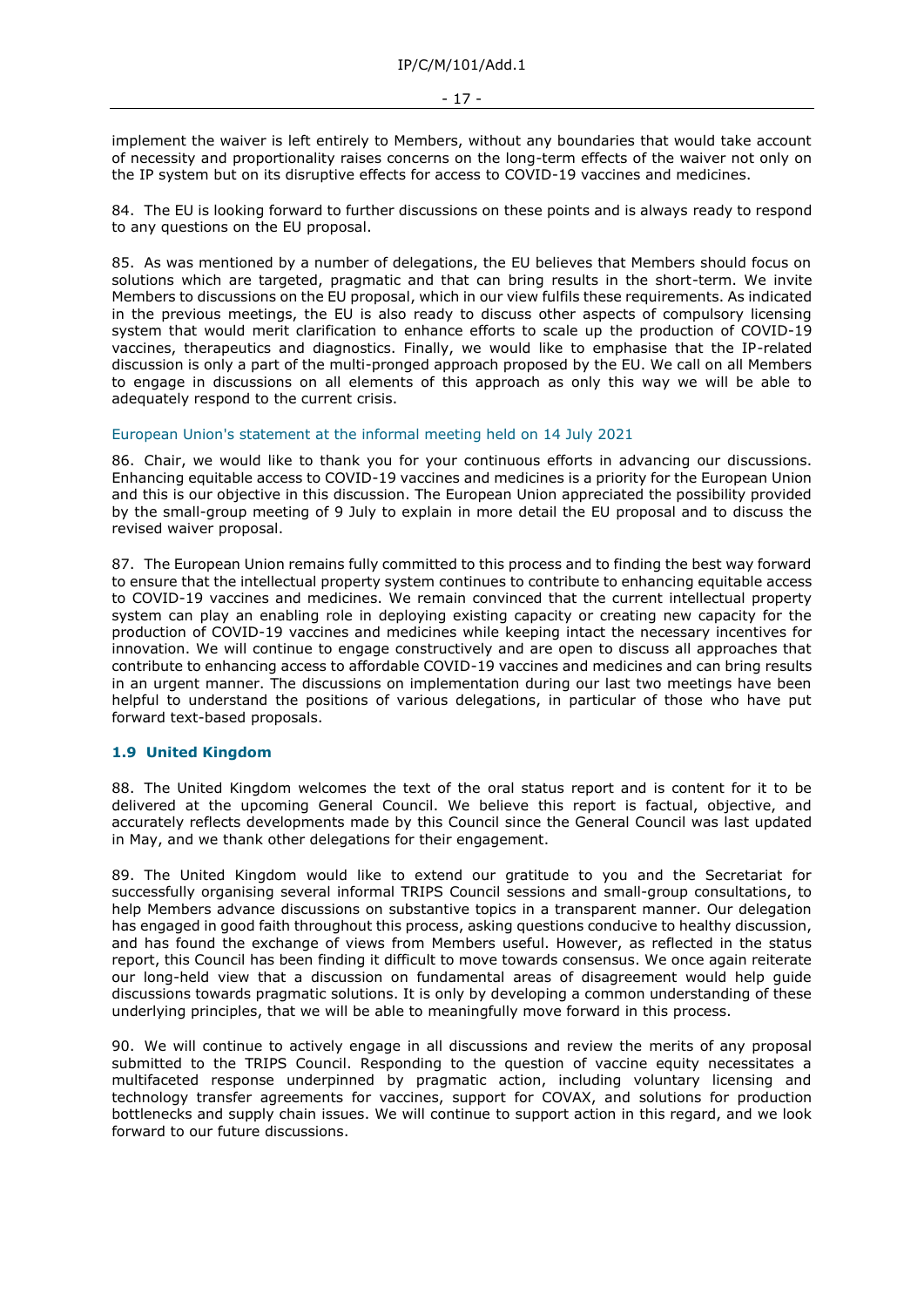implement the waiver is left entirely to Members, without any boundaries that would take account of necessity and proportionality raises concerns on the long-term effects of the waiver not only on the IP system but on its disruptive effects for access to COVID-19 vaccines and medicines.

84. The EU is looking forward to further discussions on these points and is always ready to respond to any questions on the EU proposal.

85. As was mentioned by a number of delegations, the EU believes that Members should focus on solutions which are targeted, pragmatic and that can bring results in the short-term. We invite Members to discussions on the EU proposal, which in our view fulfils these requirements. As indicated in the previous meetings, the EU is also ready to discuss other aspects of compulsory licensing system that would merit clarification to enhance efforts to scale up the production of COVID-19 vaccines, therapeutics and diagnostics. Finally, we would like to emphasise that the IP-related discussion is only a part of the multi-pronged approach proposed by the EU. We call on all Members to engage in discussions on all elements of this approach as only this way we will be able to adequately respond to the current crisis.

European Union's statement at the informal meeting held on 14 July 2021

86. Chair, we would like to thank you for your continuous efforts in advancing our discussions. Enhancing equitable access to COVID-19 vaccines and medicines is a priority for the European Union and this is our objective in this discussion. The European Union appreciated the possibility provided by the small-group meeting of 9 July to explain in more detail the EU proposal and to discuss the revised waiver proposal.

87. The European Union remains fully committed to this process and to finding the best way forward to ensure that the intellectual property system continues to contribute to enhancing equitable access to COVID-19 vaccines and medicines. We remain convinced that the current intellectual property system can play an enabling role in deploying existing capacity or creating new capacity for the production of COVID-19 vaccines and medicines while keeping intact the necessary incentives for innovation. We will continue to engage constructively and are open to discuss all approaches that contribute to enhancing access to affordable COVID-19 vaccines and medicines and can bring results in an urgent manner. The discussions on implementation during our last two meetings have been helpful to understand the positions of various delegations, in particular of those who have put forward text-based proposals.

### 1.9 United Kingdom

88. The United Kingdom welcomes the text of the oral status report and is content for it to be delivered at the upcoming General Council. We believe this report is factual, objective, and accurately reflects developments made by this Council since the General Council was last updated in May, and we thank other delegations for their engagement.

89. The United Kingdom would like to extend our gratitude to you and the Secretariat for successfully organising several informal TRIPS Council sessions and small-group consultations, to help Members advance discussions on substantive topics in a transparent manner. Our delegation has engaged in good faith throughout this process, asking questions conducive to healthy discussion, and has found the exchange of views from Members useful. However, as reflected in the status report, this Council has been finding it difficult to move towards consensus. We once again reiterate our long-held view that a discussion on fundamental areas of disagreement would help guide discussions towards pragmatic solutions. It is only by developing a common understanding of these underlying principles, that we will be able to meaningfully move forward in this process.

90. We will continue to actively engage in all discussions and review the merits of any proposal submitted to the TRIPS Council. Responding to the question of vaccine equity necessitates a multifaceted response underpinned by pragmatic action, including voluntary licensing and technology transfer agreements for vaccines, support for COVAX, and solutions for production bottlenecks and supply chain issues. We will continue to support action in this regard, and we look forward to our future discussions.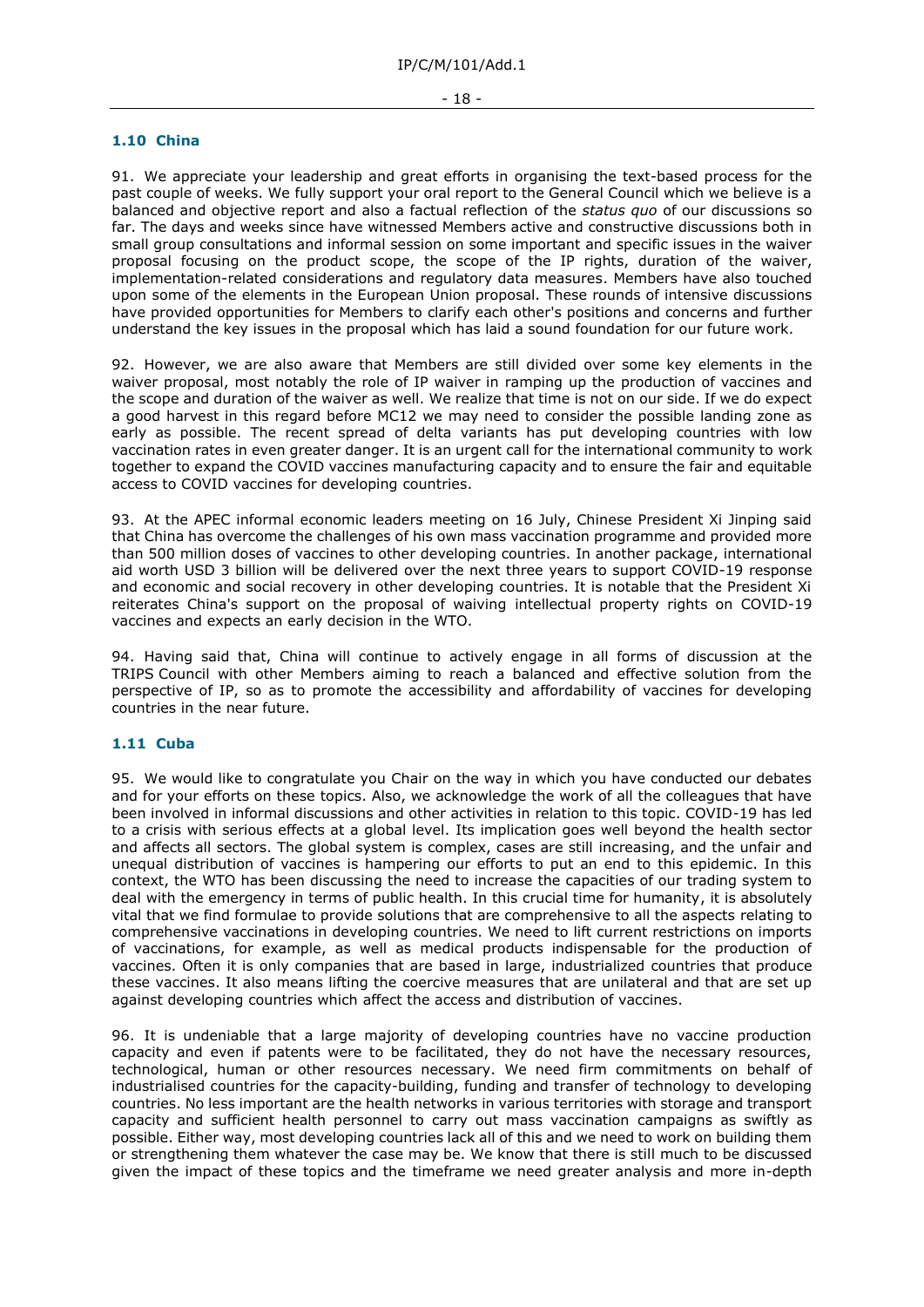### 1.10 China

91. We appreciate your leadership and great efforts in organising the text-based process for the past couple of weeks. We fully support your oral report to the General Council which we believe is a balanced and objective report and also a factual reflection of the *status quo* of our discussions so far. The days and weeks since have witnessed Members active and constructive discussions both in small group consultations and informal session on some important and specific issues in the waiver proposal focusing on the product scope, the scope of the IP rights, duration of the waiver, implementation-related considerations and regulatory data measures. Members have also touched upon some of the elements in the European Union proposal. These rounds of intensive discussions have provided opportunities for Members to clarify each other's positions and concerns and further understand the key issues in the proposal which has laid a sound foundation for our future work.

92. However, we are also aware that Members are still divided over some key elements in the waiver proposal, most notably the role of IP waiver in ramping up the production of vaccines and the scope and duration of the waiver as well. We realize that time is not on our side. If we do expect a good harvest in this regard before MC12 we may need to consider the possible landing zone as early as possible. The recent spread of delta variants has put developing countries with low vaccination rates in even greater danger. It is an urgent call for the international community to work together to expand the COVID vaccines manufacturing capacity and to ensure the fair and equitable access to COVID vaccines for developing countries.

93. At the APEC informal economic leaders meeting on 16 July, Chinese President Xi Jinping said that China has overcome the challenges of his own mass vaccination programme and provided more than 500 million doses of vaccines to other developing countries. In another package, international aid worth USD 3 billion will be delivered over the next three years to support COVID-19 response and economic and social recovery in other developing countries. It is notable that the President Xi reiterates China's support on the proposal of waiving intellectual property rights on COVID-19 vaccines and expects an early decision in the WTO.

94. Having said that, China will continue to actively engage in all forms of discussion at the TRIPS Council with other Members aiming to reach a balanced and effective solution from the perspective of IP, so as to promote the accessibility and affordability of vaccines for developing countries in the near future.

### 1.11 Cuba

95. We would like to congratulate you Chair on the way in which you have conducted our debates and for your efforts on these topics. Also, we acknowledge the work of all the colleagues that have been involved in informal discussions and other activities in relation to this topic. COVID-19 has led to a crisis with serious effects at a global level. Its implication goes well beyond the health sector and affects all sectors. The global system is complex, cases are still increasing, and the unfair and unequal distribution of vaccines is hampering our efforts to put an end to this epidemic. In this context, the WTO has been discussing the need to increase the capacities of our trading system to deal with the emergency in terms of public health. In this crucial time for humanity, it is absolutely vital that we find formulae to provide solutions that are comprehensive to all the aspects relating to comprehensive vaccinations in developing countries. We need to lift current restrictions on imports of vaccinations, for example, as well as medical products indispensable for the production of vaccines. Often it is only companies that are based in large, industrialized countries that produce these vaccines. It also means lifting the coercive measures that are unilateral and that are set up against developing countries which affect the access and distribution of vaccines.

96. It is undeniable that a large majority of developing countries have no vaccine production capacity and even if patents were to be facilitated, they do not have the necessary resources, technological, human or other resources necessary. We need firm commitments on behalf of industrialised countries for the capacity-building, funding and transfer of technology to developing countries. No less important are the health networks in various territories with storage and transport capacity and sufficient health personnel to carry out mass vaccination campaigns as swiftly as possible. Either way, most developing countries lack all of this and we need to work on building them or strengthening them whatever the case may be. We know that there is still much to be discussed given the impact of these topics and the timeframe we need greater analysis and more in-depth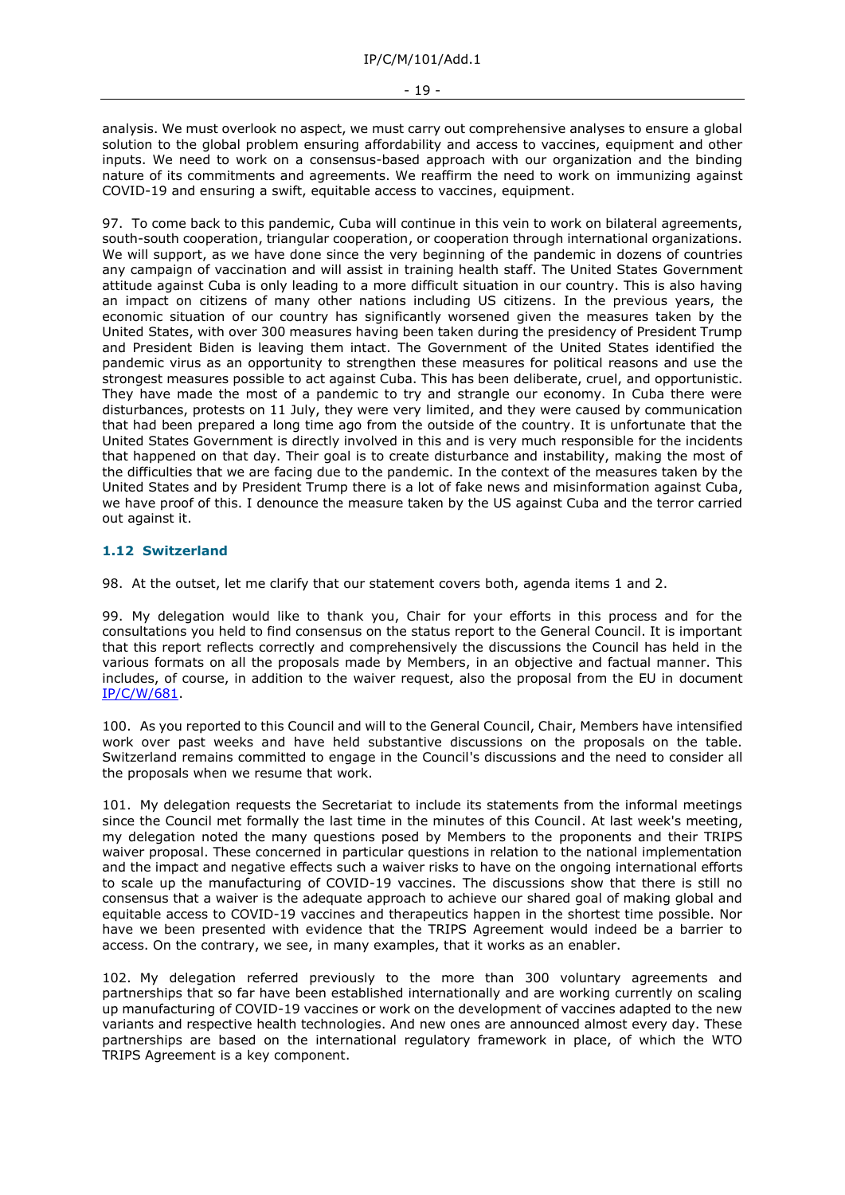analysis. We must overlook no aspect, we must carry out comprehensive analyses to ensure a global solution to the global problem ensuring affordability and access to vaccines, equipment and other inputs. We need to work on a consensus-based approach with our organization and the binding nature of its commitments and agreements. We reaffirm the need to work on immunizing against COVID-19 and ensuring a swift, equitable access to vaccines, equipment.

97. To come back to this pandemic, Cuba will continue in this vein to work on bilateral agreements, south-south cooperation, triangular cooperation, or cooperation through international organizations. We will support, as we have done since the very beginning of the pandemic in dozens of countries any campaign of vaccination and will assist in training health staff. The United States Government attitude against Cuba is only leading to a more difficult situation in our country. This is also having an impact on citizens of many other nations including US citizens. In the previous years, the economic situation of our country has significantly worsened given the measures taken by the United States, with over 300 measures having been taken during the presidency of President Trump and President Biden is leaving them intact. The Government of the United States identified the pandemic virus as an opportunity to strengthen these measures for political reasons and use the strongest measures possible to act against Cuba. This has been deliberate, cruel, and opportunistic. They have made the most of a pandemic to try and strangle our economy. In Cuba there were disturbances, protests on 11 July, they were very limited, and they were caused by communication that had been prepared a long time ago from the outside of the country. It is unfortunate that the United States Government is directly involved in this and is very much responsible for the incidents that happened on that day. Their goal is to create disturbance and instability, making the most of the difficulties that we are facing due to the pandemic. In the context of the measures taken by the United States and by President Trump there is a lot of fake news and misinformation against Cuba, we have proof of this. I denounce the measure taken by the US against Cuba and the terror carried out against it.

### 1.12 Switzerland

98. At the outset, let me clarify that our statement covers both, agenda items 1 and 2.

99. My delegation would like to thank you, Chair for your efforts in this process and for the consultations you held to find consensus on the status report to the General Council. It is important that this report reflects correctly and comprehensively the discussions the Council has held in the various formats on all the proposals made by Members, in an objective and factual manner. This includes, of course, in addition to the waiver request, also the proposal from the EU in document IP/C/W/681.

100. As you reported to this Council and will to the General Council, Chair, Members have intensified work over past weeks and have held substantive discussions on the proposals on the table. Switzerland remains committed to engage in the Council's discussions and the need to consider all the proposals when we resume that work.

101. My delegation requests the Secretariat to include its statements from the informal meetings since the Council met formally the last time in the minutes of this Council. At last week's meeting, my delegation noted the many questions posed by Members to the proponents and their TRIPS waiver proposal. These concerned in particular questions in relation to the national implementation and the impact and negative effects such a waiver risks to have on the ongoing international efforts to scale up the manufacturing of COVID-19 vaccines. The discussions show that there is still no consensus that a waiver is the adequate approach to achieve our shared goal of making global and equitable access to COVID-19 vaccines and therapeutics happen in the shortest time possible. Nor have we been presented with evidence that the TRIPS Agreement would indeed be a barrier to access. On the contrary, we see, in many examples, that it works as an enabler.

102. My delegation referred previously to the more than 300 voluntary agreements and partnerships that so far have been established internationally and are working currently on scaling up manufacturing of COVID-19 vaccines or work on the development of vaccines adapted to the new variants and respective health technologies. And new ones are announced almost every day. These partnerships are based on the international regulatory framework in place, of which the WTO TRIPS Agreement is a key component.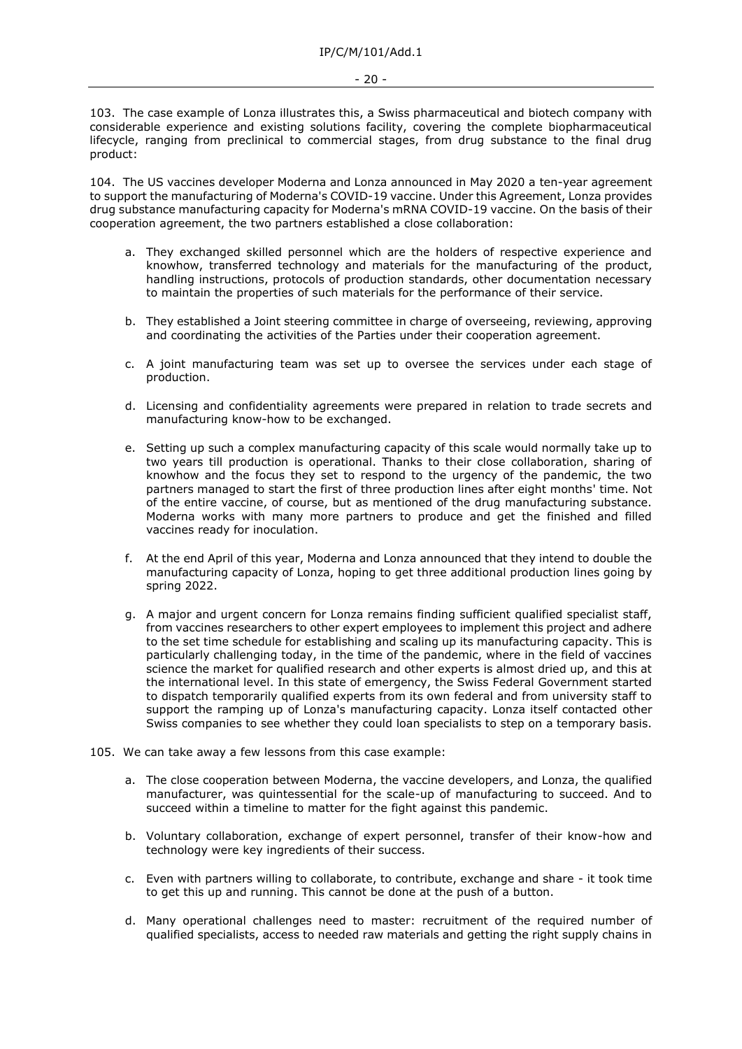103. The case example of Lonza illustrates this, a Swiss pharmaceutical and biotech company with considerable experience and existing solutions facility, covering the complete biopharmaceutical lifecycle, ranging from preclinical to commercial stages, from drug substance to the final drug product:

104. The US vaccines developer Moderna and Lonza announced in May 2020 a ten-year agreement to support the manufacturing of Moderna's COVID-19 vaccine. Under this Agreement, Lonza provides drug substance manufacturing capacity for Moderna's mRNA COVID-19 vaccine. On the basis of their cooperation agreement, the two partners established a close collaboration:

a. They exchanged skilled personnel which are the holders of respective experience and knowhow, transferred technology and materials for the manufacturing of the product, handling instructions, protocols of production standards, other documentation necessary to maintain the properties of such materials for the performance of their service.

b. They established a Joint steering committee in charge of overseeing, reviewing, approving and coordinating the activities of the Parties under their cooperation agreement.

c. A joint manufacturing team was set up to oversee the services under each stage of production.

d. Licensing and confidentiality agreements were prepared in relation to trade secrets and manufacturing know-how to be exchanged.

e. Setting up such a complex manufacturing capacity of this scale would normally take up to two years till production is operational. Thanks to their close collaboration, sharing of knowhow and the focus they set to respond to the urgency of the pandemic, the two partners managed to start the first of three production lines after eight months' time. Not of the entire vaccine, of course, but as mentioned of the drug manufacturing substance. Moderna works with many more partners to produce and get the finished and filled vaccines ready for inoculation.

f. At the end April of this year, Moderna and Lonza announced that they intend to double the manufacturing capacity of Lonza, hoping to get three additional production lines going by spring 2022.

g. A major and urgent concern for Lonza remains finding sufficient qualified specialist staff, from vaccines researchers to other expert employees to implement this project and adhere to the set time schedule for establishing and scaling up its manufacturing capacity. This is particularly challenging today, in the time of the pandemic, where in the field of vaccines science the market for qualified research and other experts is almost dried up, and this at the international level. In this state of emergency, the Swiss Federal Government started to dispatch temporarily qualified experts from its own federal and from university staff to support the ramping up of Lonza's manufacturing capacity. Lonza itself contacted other Swiss companies to see whether they could loan specialists to step on a temporary basis.

105. We can take away a few lessons from this case example:

a. The close cooperation between Moderna, the vaccine developers, and Lonza, the qualified manufacturer, was quintessential for the scale-up of manufacturing to succeed. And to succeed within a timeline to matter for the fight against this pandemic.

b. Voluntary collaboration, exchange of expert personnel, transfer of their know-how and technology were key ingredients of their success.

c. Even with partners willing to collaborate, to contribute, exchange and share - it took time to get this up and running. This cannot be done at the push of a button.

d. Many operational challenges need to master: recruitment of the required number of qualified specialists, access to needed raw materials and getting the right supply chains in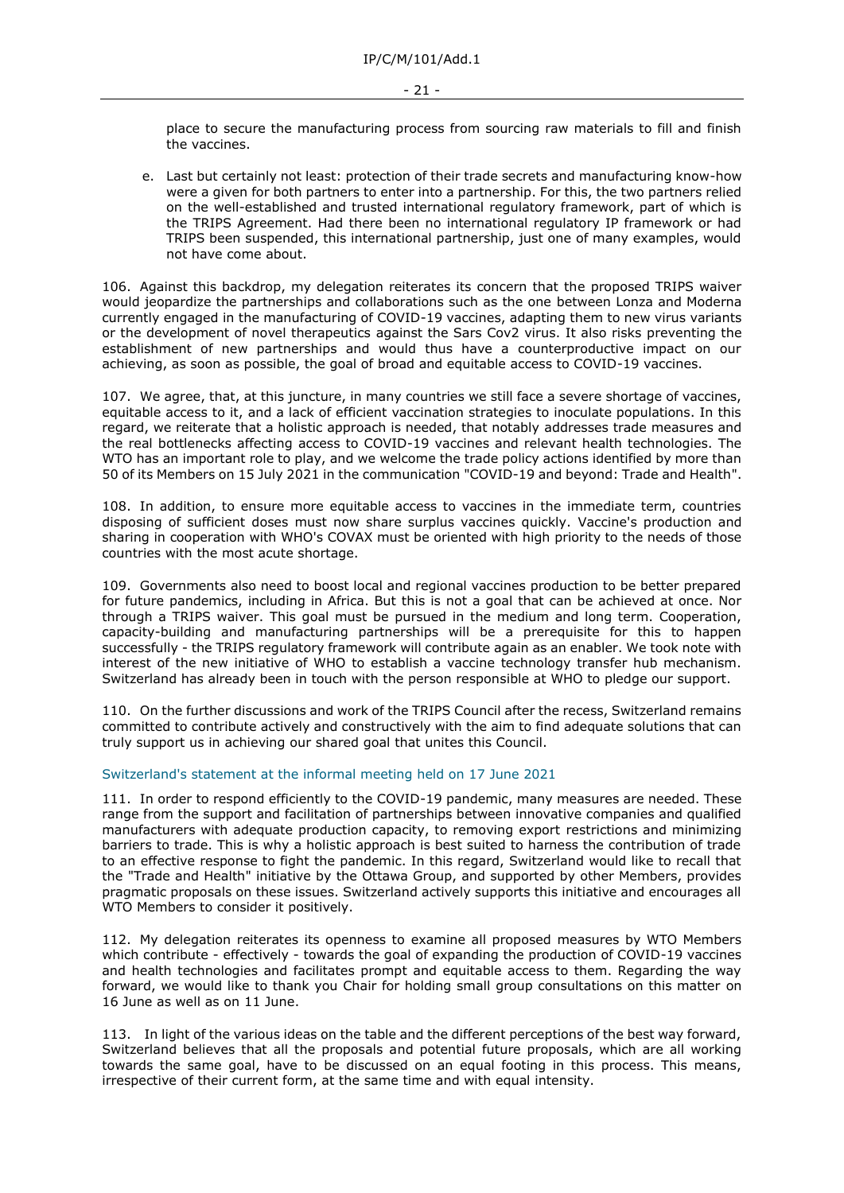place to secure the manufacturing process from sourcing raw materials to fill and finish the vaccines.

e. Last but certainly not least: protection of their trade secrets and manufacturing know-how were a given for both partners to enter into a partnership. For this, the two partners relied on the well-established and trusted international regulatory framework, part of which is the TRIPS Agreement. Had there been no international regulatory IP framework or had TRIPS been suspended, this international partnership, just one of many examples, would not have come about.

106. Against this backdrop, my delegation reiterates its concern that the proposed TRIPS waiver would jeopardize the partnerships and collaborations such as the one between Lonza and Moderna currently engaged in the manufacturing of COVID-19 vaccines, adapting them to new virus variants or the development of novel therapeutics against the Sars Cov2 virus. It also risks preventing the establishment of new partnerships and would thus have a counterproductive impact on our achieving, as soon as possible, the goal of broad and equitable access to COVID-19 vaccines.

107. We agree, that, at this juncture, in many countries we still face a severe shortage of vaccines, equitable access to it, and a lack of efficient vaccination strategies to inoculate populations. In this regard, we reiterate that a holistic approach is needed, that notably addresses trade measures and the real bottlenecks affecting access to COVID-19 vaccines and relevant health technologies. The WTO has an important role to play, and we welcome the trade policy actions identified by more than 50 of its Members on 15 July 2021 in the communication "COVID-19 and beyond: Trade and Health".

108. In addition, to ensure more equitable access to vaccines in the immediate term, countries disposing of sufficient doses must now share surplus vaccines quickly. Vaccine's production and sharing in cooperation with WHO's COVAX must be oriented with high priority to the needs of those countries with the most acute shortage.

109. Governments also need to boost local and regional vaccines production to be better prepared for future pandemics, including in Africa. But this is not a goal that can be achieved at once. Nor through a TRIPS waiver. This goal must be pursued in the medium and long term. Cooperation, capacity-building and manufacturing partnerships will be a prerequisite for this to happen successfully - the TRIPS regulatory framework will contribute again as an enabler. We took note with interest of the new initiative of WHO to establish a vaccine technology transfer hub mechanism. Switzerland has already been in touch with the person responsible at WHO to pledge our support.

110. On the further discussions and work of the TRIPS Council after the recess, Switzerland remains committed to contribute actively and constructively with the aim to find adequate solutions that can truly support us in achieving our shared goal that unites this Council.

Switzerland's statement at the informal meeting held on 17 June 2021

111. In order to respond efficiently to the COVID-19 pandemic, many measures are needed. These range from the support and facilitation of partnerships between innovative companies and qualified manufacturers with adequate production capacity, to removing export restrictions and minimizing barriers to trade. This is why a holistic approach is best suited to harness the contribution of trade to an effective response to fight the pandemic. In this regard, Switzerland would like to recall that the "Trade and Health" initiative by the Ottawa Group, and supported by other Members, provides pragmatic proposals on these issues. Switzerland actively supports this initiative and encourages all WTO Members to consider it positively.

112. My delegation reiterates its openness to examine all proposed measures by WTO Members which contribute - effectively - towards the goal of expanding the production of COVID-19 vaccines and health technologies and facilitates prompt and equitable access to them. Regarding the way forward, we would like to thank you Chair for holding small group consultations on this matter on 16 June as well as on 11 June.

113. In light of the various ideas on the table and the different perceptions of the best way forward, Switzerland believes that all the proposals and potential future proposals, which are all working towards the same goal, have to be discussed on an equal footing in this process. This means, irrespective of their current form, at the same time and with equal intensity.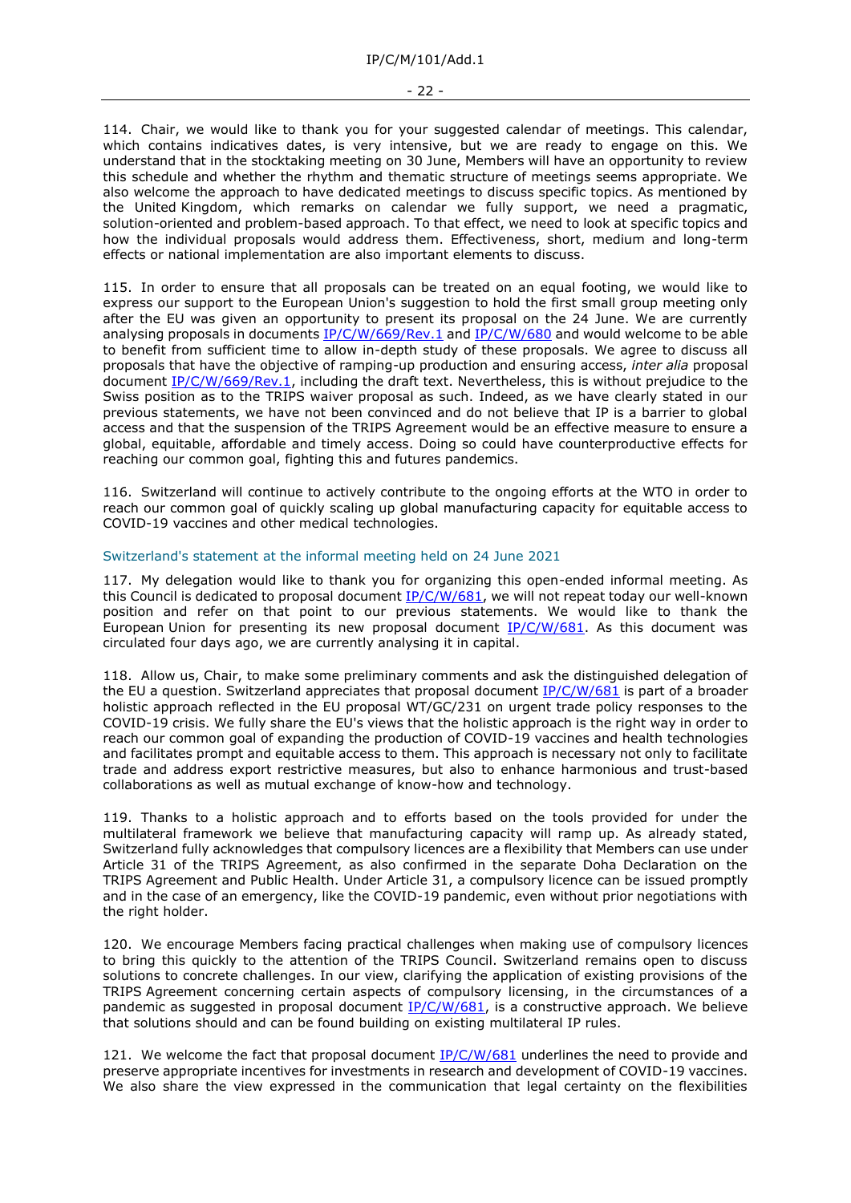114. Chair, we would like to thank you for your suggested calendar of meetings. This calendar, which contains indicatives dates, is very intensive, but we are ready to engage on this. We understand that in the stocktaking meeting on 30 June, Members will have an opportunity to review this schedule and whether the rhythm and thematic structure of meetings seems appropriate. We also welcome the approach to have dedicated meetings to discuss specific topics. As mentioned by the United Kingdom, which remarks on calendar we fully support, we need a pragmatic, solution-oriented and problem-based approach. To that effect, we need to look at specific topics and how the individual proposals would address them. Effectiveness, short, medium and long-term effects or national implementation are also important elements to discuss.

115. In order to ensure that all proposals can be treated on an equal footing, we would like to express our support to the European Union's suggestion to hold the first small group meeting only after the EU was given an opportunity to present its proposal on the 24 June. We are currently analysing proposals in documents IP/C/W/669/Rev.1 and IP/C/W/680 and would welcome to be able to benefit from sufficient time to allow in-depth study of these proposals. We agree to discuss all proposals that have the objective of ramping-up production and ensuring access, *inter alia* proposal document IP/C/W/669/Rev.1, including the draft text. Nevertheless, this is without prejudice to the Swiss position as to the TRIPS waiver proposal as such. Indeed, as we have clearly stated in our previous statements, we have not been convinced and do not believe that IP is a barrier to global access and that the suspension of the TRIPS Agreement would be an effective measure to ensure a global, equitable, affordable and timely access. Doing so could have counterproductive effects for reaching our common goal, fighting this and futures pandemics.

116. Switzerland will continue to actively contribute to the ongoing efforts at the WTO in order to reach our common goal of quickly scaling up global manufacturing capacity for equitable access to COVID-19 vaccines and other medical technologies.

### Switzerland's statement at the informal meeting held on 24 June 2021

117. My delegation would like to thank you for organizing this open-ended informal meeting. As this Council is dedicated to proposal document IP/C/W/681, we will not repeat today our well-known position and refer on that point to our previous statements. We would like to thank the European Union for presenting its new proposal document IP/C/W/681. As this document was circulated four days ago, we are currently analysing it in capital.

118. Allow us, Chair, to make some preliminary comments and ask the distinguished delegation of the EU a question. Switzerland appreciates that proposal document IP/C/W/681 is part of a broader holistic approach reflected in the EU proposal WT/GC/231 on urgent trade policy responses to the COVID-19 crisis. We fully share the EU's views that the holistic approach is the right way in order to reach our common goal of expanding the production of COVID-19 vaccines and health technologies and facilitates prompt and equitable access to them. This approach is necessary not only to facilitate trade and address export restrictive measures, but also to enhance harmonious and trust-based collaborations as well as mutual exchange of know-how and technology.

119. Thanks to a holistic approach and to efforts based on the tools provided for under the multilateral framework we believe that manufacturing capacity will ramp up. As already stated, Switzerland fully acknowledges that compulsory licences are a flexibility that Members can use under Article 31 of the TRIPS Agreement, as also confirmed in the separate Doha Declaration on the TRIPS Agreement and Public Health. Under Article 31, a compulsory licence can be issued promptly and in the case of an emergency, like the COVID-19 pandemic, even without prior negotiations with the right holder.

120. We encourage Members facing practical challenges when making use of compulsory licences to bring this quickly to the attention of the TRIPS Council. Switzerland remains open to discuss solutions to concrete challenges. In our view, clarifying the application of existing provisions of the TRIPS Agreement concerning certain aspects of compulsory licensing, in the circumstances of a pandemic as suggested in proposal document IP/C/W/681, is a constructive approach. We believe that solutions should and can be found building on existing multilateral IP rules.

121. We welcome the fact that proposal document IP/C/W/681 underlines the need to provide and preserve appropriate incentives for investments in research and development of COVID-19 vaccines. We also share the view expressed in the communication that legal certainty on the flexibilities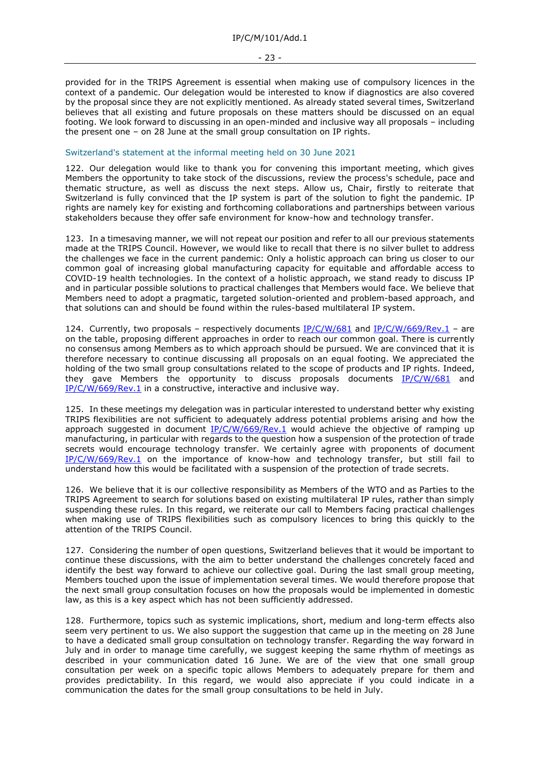provided for in the TRIPS Agreement is essential when making use of compulsory licences in the context of a pandemic. Our delegation would be interested to know if diagnostics are also covered by the proposal since they are not explicitly mentioned. As already stated several times, Switzerland believes that all existing and future proposals on these matters should be discussed on an equal footing. We look forward to discussing in an open-minded and inclusive way all proposals – including the present one – on 28 June at the small group consultation on IP rights.

### Switzerland's statement at the informal meeting held on 30 June 2021

122. Our delegation would like to thank you for convening this important meeting, which gives Members the opportunity to take stock of the discussions, review the process's schedule, pace and thematic structure, as well as discuss the next steps. Allow us, Chair, firstly to reiterate that Switzerland is fully convinced that the IP system is part of the solution to fight the pandemic. IP rights are namely key for existing and forthcoming collaborations and partnerships between various stakeholders because they offer safe environment for know-how and technology transfer.

123. In a timesaving manner, we will not repeat our position and refer to all our previous statements made at the TRIPS Council. However, we would like to recall that there is no silver bullet to address the challenges we face in the current pandemic: Only a holistic approach can bring us closer to our common goal of increasing global manufacturing capacity for equitable and affordable access to COVID-19 health technologies. In the context of a holistic approach, we stand ready to discuss IP and in particular possible solutions to practical challenges that Members would face. We believe that Members need to adopt a pragmatic, targeted solution-oriented and problem-based approach, and that solutions can and should be found within the rules-based multilateral IP system.

124. Currently, two proposals – respectively documents IP/C/W/681 and IP/C/W/669/Rev.1 – are on the table, proposing different approaches in order to reach our common goal. There is currently no consensus among Members as to which approach should be pursued. We are convinced that it is therefore necessary to continue discussing all proposals on an equal footing. We appreciated the holding of the two small group consultations related to the scope of products and IP rights. Indeed, they gave Members the opportunity to discuss proposals documents IP/C/W/681 and IP/C/W/669/Rev.1 in a constructive, interactive and inclusive way.

125. In these meetings my delegation was in particular interested to understand better why existing TRIPS flexibilities are not sufficient to adequately address potential problems arising and how the approach suggested in document IP/C/W/669/Rev.1 would achieve the objective of ramping up manufacturing, in particular with regards to the question how a suspension of the protection of trade secrets would encourage technology transfer. We certainly agree with proponents of document IP/C/W/669/Rev.1 on the importance of know-how and technology transfer, but still fail to understand how this would be facilitated with a suspension of the protection of trade secrets.

126. We believe that it is our collective responsibility as Members of the WTO and as Parties to the TRIPS Agreement to search for solutions based on existing multilateral IP rules, rather than simply suspending these rules. In this regard, we reiterate our call to Members facing practical challenges when making use of TRIPS flexibilities such as compulsory licences to bring this quickly to the attention of the TRIPS Council.

127. Considering the number of open questions, Switzerland believes that it would be important to continue these discussions, with the aim to better understand the challenges concretely faced and identify the best way forward to achieve our collective goal. During the last small group meeting, Members touched upon the issue of implementation several times. We would therefore propose that the next small group consultation focuses on how the proposals would be implemented in domestic law, as this is a key aspect which has not been sufficiently addressed.

128. Furthermore, topics such as systemic implications, short, medium and long-term effects also seem very pertinent to us. We also support the suggestion that came up in the meeting on 28 June to have a dedicated small group consultation on technology transfer. Regarding the way forward in July and in order to manage time carefully, we suggest keeping the same rhythm of meetings as described in your communication dated 16 June. We are of the view that one small group consultation per week on a specific topic allows Members to adequately prepare for them and provides predictability. In this regard, we would also appreciate if you could indicate in a communication the dates for the small group consultations to be held in July.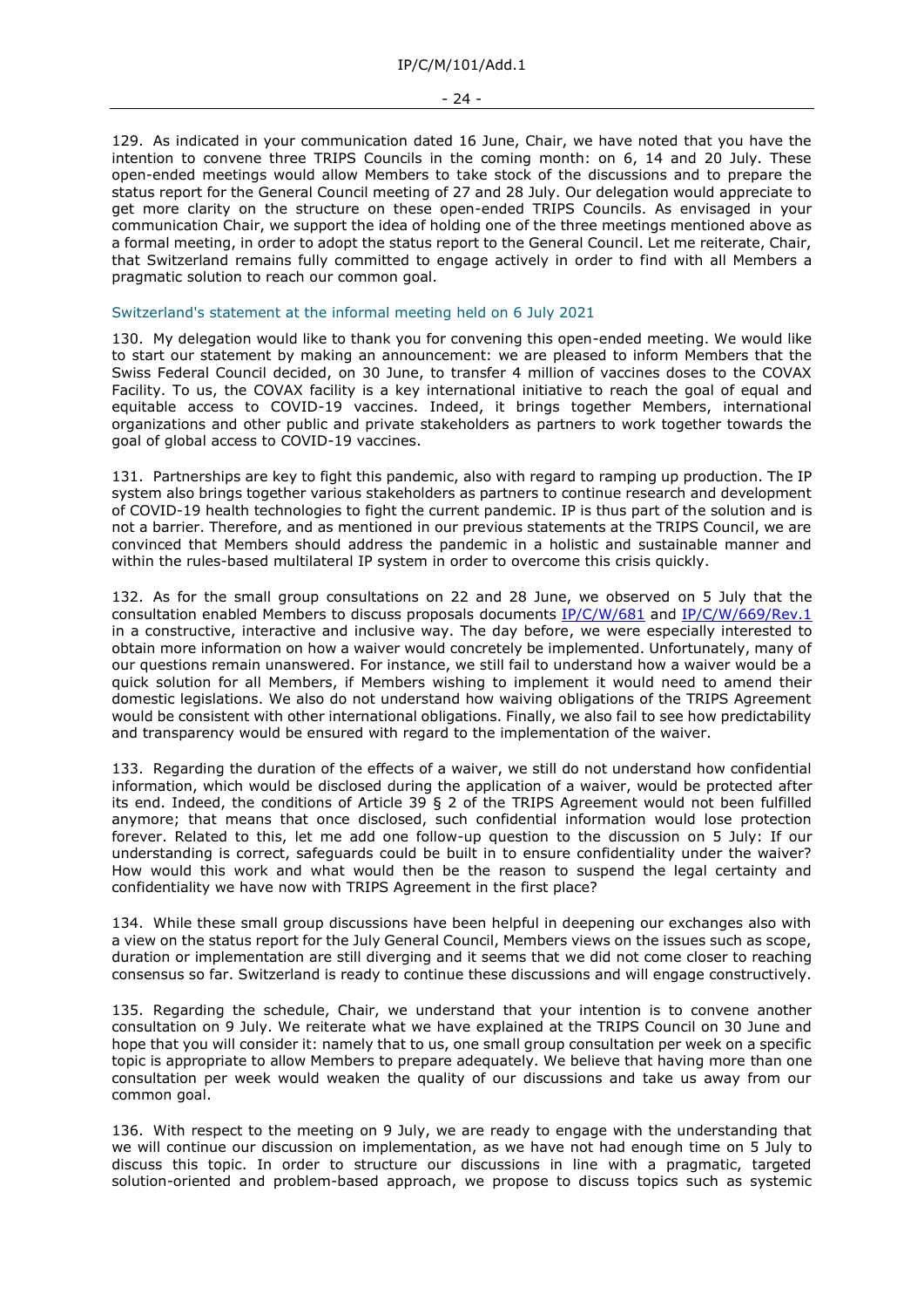129. As indicated in your communication dated 16 June, Chair, we have noted that you have the intention to convene three TRIPS Councils in the coming month: on 6, 14 and 20 July. These open-ended meetings would allow Members to take stock of the discussions and to prepare the status report for the General Council meeting of 27 and 28 July. Our delegation would appreciate to get more clarity on the structure on these open-ended TRIPS Councils. As envisaged in your communication Chair, we support the idea of holding one of the three meetings mentioned above as a formal meeting, in order to adopt the status report to the General Council. Let me reiterate, Chair, that Switzerland remains fully committed to engage actively in order to find with all Members a pragmatic solution to reach our common goal.

### Switzerland's statement at the informal meeting held on 6 July 2021

130. My delegation would like to thank you for convening this open-ended meeting. We would like to start our statement by making an announcement: we are pleased to inform Members that the Swiss Federal Council decided, on 30 June, to transfer 4 million of vaccines doses to the COVAX Facility. To us, the COVAX facility is a key international initiative to reach the goal of equal and equitable access to COVID-19 vaccines. Indeed, it brings together Members, international organizations and other public and private stakeholders as partners to work together towards the goal of global access to COVID-19 vaccines.

131. Partnerships are key to fight this pandemic, also with regard to ramping up production. The IP system also brings together various stakeholders as partners to continue research and development of COVID-19 health technologies to fight the current pandemic. IP is thus part of the solution and is not a barrier. Therefore, and as mentioned in our previous statements at the TRIPS Council, we are convinced that Members should address the pandemic in a holistic and sustainable manner and within the rules-based multilateral IP system in order to overcome this crisis quickly.

132. As for the small group consultations on 22 and 28 June, we observed on 5 July that the consultation enabled Members to discuss proposals documents IP/C/W/681 and IP/C/W/669/Rev.1 in a constructive, interactive and inclusive way. The day before, we were especially interested to obtain more information on how a waiver would concretely be implemented. Unfortunately, many of our questions remain unanswered. For instance, we still fail to understand how a waiver would be a quick solution for all Members, if Members wishing to implement it would need to amend their domestic legislations. We also do not understand how waiving obligations of the TRIPS Agreement would be consistent with other international obligations. Finally, we also fail to see how predictability and transparency would be ensured with regard to the implementation of the waiver.

133. Regarding the duration of the effects of a waiver, we still do not understand how confidential information, which would be disclosed during the application of a waiver, would be protected after its end. Indeed, the conditions of Article 39 § 2 of the TRIPS Agreement would not been fulfilled anymore; that means that once disclosed, such confidential information would lose protection forever. Related to this, let me add one follow-up question to the discussion on 5 July: If our understanding is correct, safeguards could be built in to ensure confidentiality under the waiver? How would this work and what would then be the reason to suspend the legal certainty and confidentiality we have now with TRIPS Agreement in the first place?

134. While these small group discussions have been helpful in deepening our exchanges also with a view on the status report for the July General Council, Members views on the issues such as scope, duration or implementation are still diverging and it seems that we did not come closer to reaching consensus so far. Switzerland is ready to continue these discussions and will engage constructively.

135. Regarding the schedule, Chair, we understand that your intention is to convene another consultation on 9 July. We reiterate what we have explained at the TRIPS Council on 30 June and hope that you will consider it: namely that to us, one small group consultation per week on a specific topic is appropriate to allow Members to prepare adequately. We believe that having more than one consultation per week would weaken the quality of our discussions and take us away from our common goal.

136. With respect to the meeting on 9 July, we are ready to engage with the understanding that we will continue our discussion on implementation, as we have not had enough time on 5 July to discuss this topic. In order to structure our discussions in line with a pragmatic, targeted solution-oriented and problem-based approach, we propose to discuss topics such as systemic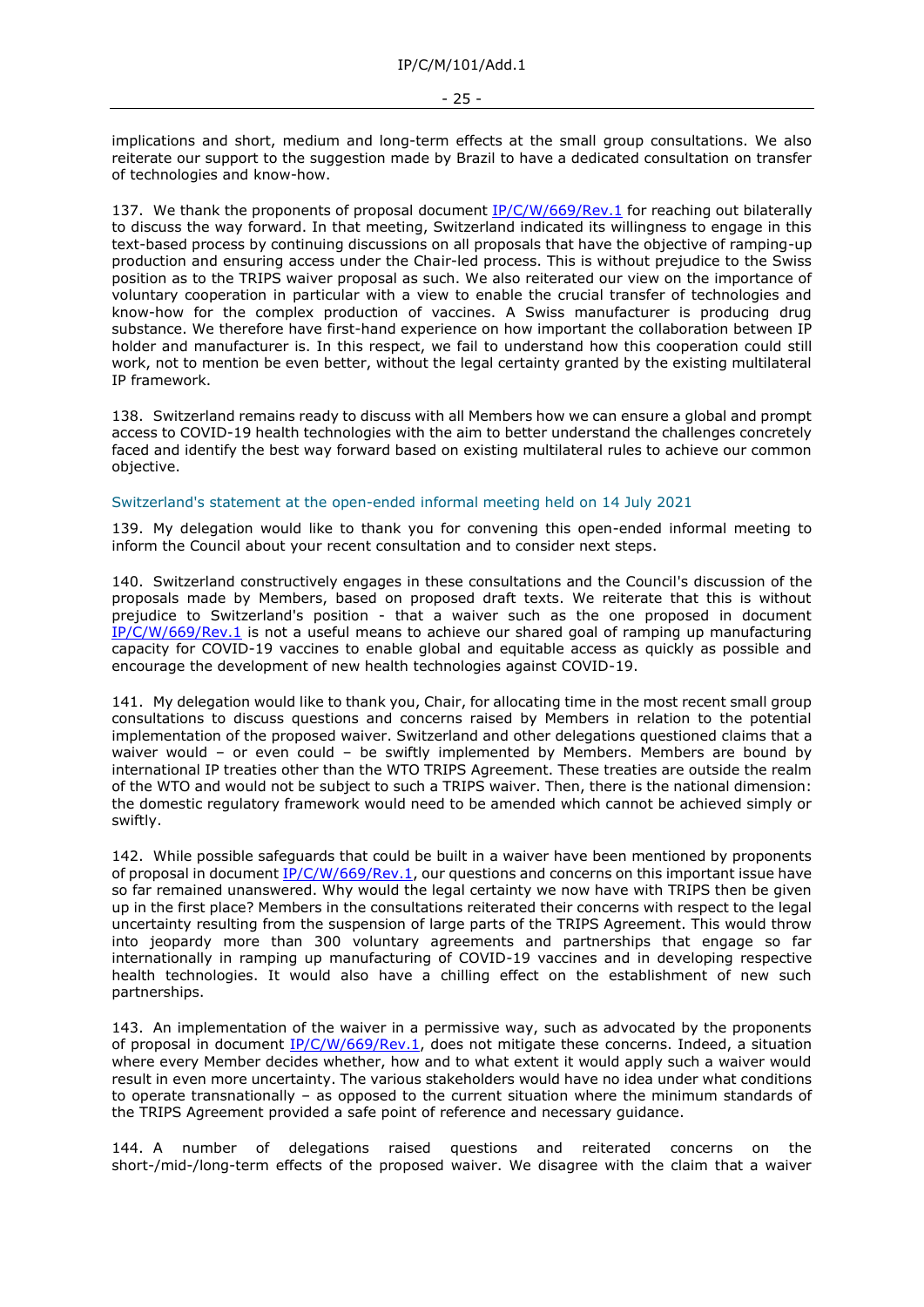implications and short, medium and long-term effects at the small group consultations. We also reiterate our support to the suggestion made by Brazil to have a dedicated consultation on transfer of technologies and know-how.

137. We thank the proponents of proposal document IP/C/W/669/Rev.1 for reaching out bilaterally to discuss the way forward. In that meeting, Switzerland indicated its willingness to engage in this text-based process by continuing discussions on all proposals that have the objective of ramping-up production and ensuring access under the Chair-led process. This is without prejudice to the Swiss position as to the TRIPS waiver proposal as such. We also reiterated our view on the importance of voluntary cooperation in particular with a view to enable the crucial transfer of technologies and know-how for the complex production of vaccines. A Swiss manufacturer is producing drug substance. We therefore have first-hand experience on how important the collaboration between IP holder and manufacturer is. In this respect, we fail to understand how this cooperation could still work, not to mention be even better, without the legal certainty granted by the existing multilateral IP framework.

138. Switzerland remains ready to discuss with all Members how we can ensure a global and prompt access to COVID-19 health technologies with the aim to better understand the challenges concretely faced and identify the best way forward based on existing multilateral rules to achieve our common objective.

#### Switzerland's statement at the open-ended informal meeting held on 14 July 2021

139. My delegation would like to thank you for convening this open-ended informal meeting to inform the Council about your recent consultation and to consider next steps.

140. Switzerland constructively engages in these consultations and the Council's discussion of the proposals made by Members, based on proposed draft texts. We reiterate that this is without prejudice to Switzerland's position - that a waiver such as the one proposed in document IP/C/W/669/Rev.1 is not a useful means to achieve our shared goal of ramping up manufacturing capacity for COVID-19 vaccines to enable global and equitable access as quickly as possible and encourage the development of new health technologies against COVID-19.

141. My delegation would like to thank you, Chair, for allocating time in the most recent small group consultations to discuss questions and concerns raised by Members in relation to the potential implementation of the proposed waiver. Switzerland and other delegations questioned claims that a waiver would – or even could – be swiftly implemented by Members. Members are bound by international IP treaties other than the WTO TRIPS Agreement. These treaties are outside the realm of the WTO and would not be subject to such a TRIPS waiver. Then, there is the national dimension: the domestic regulatory framework would need to be amended which cannot be achieved simply or swiftly.

142. While possible safeguards that could be built in a waiver have been mentioned by proponents of proposal in document IP/C/W/669/Rev.1, our questions and concerns on this important issue have so far remained unanswered. Why would the legal certainty we now have with TRIPS then be given up in the first place? Members in the consultations reiterated their concerns with respect to the legal uncertainty resulting from the suspension of large parts of the TRIPS Agreement. This would throw into jeopardy more than 300 voluntary agreements and partnerships that engage so far internationally in ramping up manufacturing of COVID-19 vaccines and in developing respective health technologies. It would also have a chilling effect on the establishment of new such partnerships.

143. An implementation of the waiver in a permissive way, such as advocated by the proponents of proposal in document IP/C/W/669/Rev.1, does not mitigate these concerns. Indeed, a situation where every Member decides whether, how and to what extent it would apply such a waiver would result in even more uncertainty. The various stakeholders would have no idea under what conditions to operate transnationally – as opposed to the current situation where the minimum standards of the TRIPS Agreement provided a safe point of reference and necessary guidance.

144. A number of delegations raised questions and reiterated concerns on the short-/mid-/long-term effects of the proposed waiver. We disagree with the claim that a waiver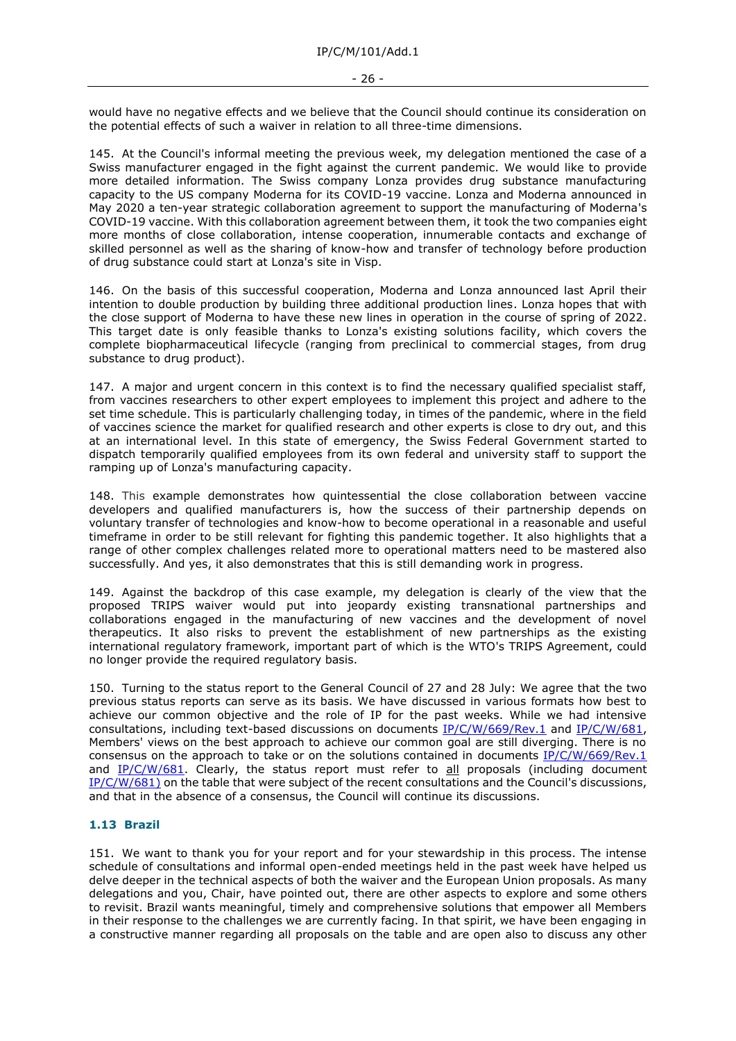would have no negative effects and we believe that the Council should continue its consideration on the potential effects of such a waiver in relation to all three-time dimensions.

145. At the Council's informal meeting the previous week, my delegation mentioned the case of a Swiss manufacturer engaged in the fight against the current pandemic. We would like to provide more detailed information. The Swiss company Lonza provides drug substance manufacturing capacity to the US company Moderna for its COVID-19 vaccine. Lonza and Moderna announced in May 2020 a ten-year strategic collaboration agreement to support the manufacturing of Moderna's COVID-19 vaccine. With this collaboration agreement between them, it took the two companies eight more months of close collaboration, intense cooperation, innumerable contacts and exchange of skilled personnel as well as the sharing of know-how and transfer of technology before production of drug substance could start at Lonza's site in Visp.

146. On the basis of this successful cooperation, Moderna and Lonza announced last April their intention to double production by building three additional production lines. Lonza hopes that with the close support of Moderna to have these new lines in operation in the course of spring of 2022. This target date is only feasible thanks to Lonza's existing solutions facility, which covers the complete biopharmaceutical lifecycle (ranging from preclinical to commercial stages, from drug substance to drug product).

147. A major and urgent concern in this context is to find the necessary qualified specialist staff, from vaccines researchers to other expert employees to implement this project and adhere to the set time schedule. This is particularly challenging today, in times of the pandemic, where in the field of vaccines science the market for qualified research and other experts is close to dry out, and this at an international level. In this state of emergency, the Swiss Federal Government started to dispatch temporarily qualified employees from its own federal and university staff to support the ramping up of Lonza's manufacturing capacity.

148. This example demonstrates how quintessential the close collaboration between vaccine developers and qualified manufacturers is, how the success of their partnership depends on voluntary transfer of technologies and know-how to become operational in a reasonable and useful timeframe in order to be still relevant for fighting this pandemic together. It also highlights that a range of other complex challenges related more to operational matters need to be mastered also successfully. And yes, it also demonstrates that this is still demanding work in progress.

149. Against the backdrop of this case example, my delegation is clearly of the view that the proposed TRIPS waiver would put into jeopardy existing transnational partnerships and collaborations engaged in the manufacturing of new vaccines and the development of novel therapeutics. It also risks to prevent the establishment of new partnerships as the existing international regulatory framework, important part of which is the WTO's TRIPS Agreement, could no longer provide the required regulatory basis.

150. Turning to the status report to the General Council of 27 and 28 July: We agree that the two previous status reports can serve as its basis. We have discussed in various formats how best to achieve our common objective and the role of IP for the past weeks. While we had intensive consultations, including text-based discussions on documents IP/C/W/669/Rev.1 and IP/C/W/681, Members' views on the best approach to achieve our common goal are still diverging. There is no consensus on the approach to take or on the solutions contained in documents IP/C/W/669/Rev.1 and IP/C/W/681. Clearly, the status report must refer to <u>all</u> proposals (including document IP/C/W/681) on the table that were subject of the recent consultations and the Council's discussions, and that in the absence of a consensus, the Council will continue its discussions.

### 1.13 Brazil

151. We want to thank you for your report and for your stewardship in this process. The intense schedule of consultations and informal open-ended meetings held in the past week have helped us delve deeper in the technical aspects of both the waiver and the European Union proposals. As many delegations and you, Chair, have pointed out, there are other aspects to explore and some others to revisit. Brazil wants meaningful, timely and comprehensive solutions that empower all Members in their response to the challenges we are currently facing. In that spirit, we have been engaging in a constructive manner regarding all proposals on the table and are open also to discuss any other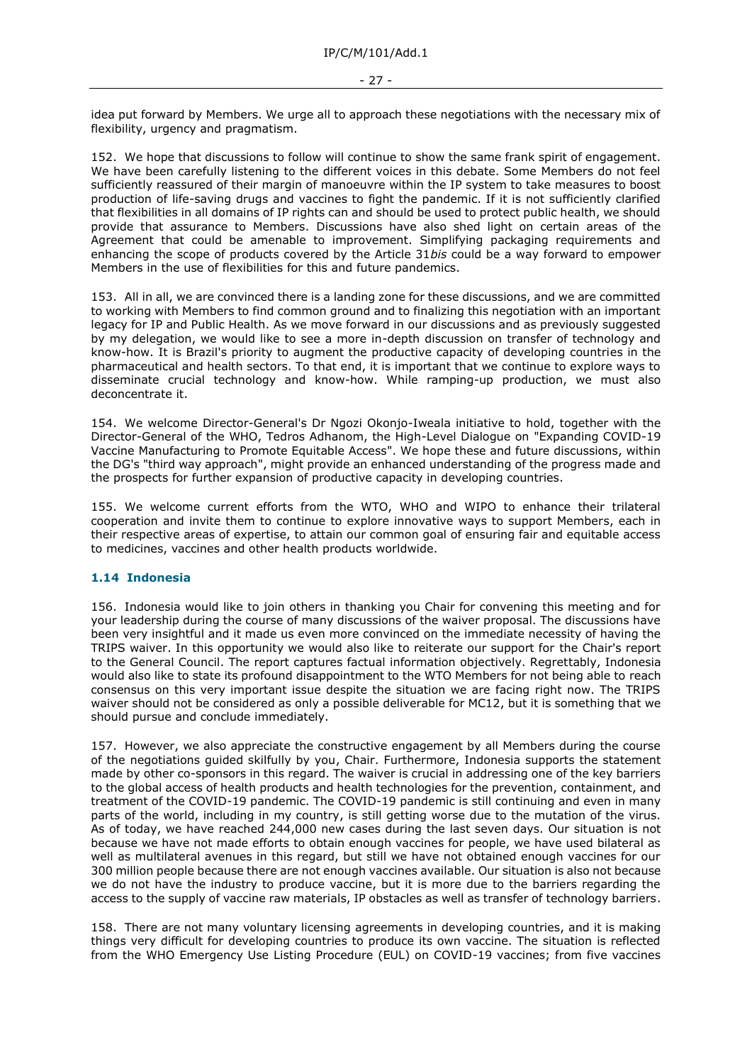idea put forward by Members. We urge all to approach these negotiations with the necessary mix of flexibility, urgency and pragmatism.

152. We hope that discussions to follow will continue to show the same frank spirit of engagement. We have been carefully listening to the different voices in this debate. Some Members do not feel sufficiently reassured of their margin of manoeuvre within the IP system to take measures to boost production of life-saving drugs and vaccines to fight the pandemic. If it is not sufficiently clarified that flexibilities in all domains of IP rights can and should be used to protect public health, we should provide that assurance to Members. Discussions have also shed light on certain areas of the Agreement that could be amenable to improvement. Simplifying packaging requirements and enhancing the scope of products covered by the Article 31*bis* could be a way forward to empower Members in the use of flexibilities for this and future pandemics.

153. All in all, we are convinced there is a landing zone for these discussions, and we are committed to working with Members to find common ground and to finalizing this negotiation with an important legacy for IP and Public Health. As we move forward in our discussions and as previously suggested by my delegation, we would like to see a more in-depth discussion on transfer of technology and know-how. It is Brazil's priority to augment the productive capacity of developing countries in the pharmaceutical and health sectors. To that end, it is important that we continue to explore ways to disseminate crucial technology and know-how. While ramping-up production, we must also deconcentrate it.

154. We welcome Director-General's Dr Ngozi Okonjo-Iweala initiative to hold, together with the Director-General of the WHO, Tedros Adhanom, the High-Level Dialogue on "Expanding COVID-19 Vaccine Manufacturing to Promote Equitable Access". We hope these and future discussions, within the DG's "third way approach", might provide an enhanced understanding of the progress made and the prospects for further expansion of productive capacity in developing countries.

155. We welcome current efforts from the WTO, WHO and WIPO to enhance their trilateral cooperation and invite them to continue to explore innovative ways to support Members, each in their respective areas of expertise, to attain our common goal of ensuring fair and equitable access to medicines, vaccines and other health products worldwide.

### 1.14 Indonesia

156. Indonesia would like to join others in thanking you Chair for convening this meeting and for your leadership during the course of many discussions of the waiver proposal. The discussions have been very insightful and it made us even more convinced on the immediate necessity of having the TRIPS waiver. In this opportunity we would also like to reiterate our support for the Chair's report to the General Council. The report captures factual information objectively. Regrettably, Indonesia would also like to state its profound disappointment to the WTO Members for not being able to reach consensus on this very important issue despite the situation we are facing right now. The TRIPS waiver should not be considered as only a possible deliverable for MC12, but it is something that we should pursue and conclude immediately.

157. However, we also appreciate the constructive engagement by all Members during the course of the negotiations guided skilfully by you, Chair. Furthermore, Indonesia supports the statement made by other co-sponsors in this regard. The waiver is crucial in addressing one of the key barriers to the global access of health products and health technologies for the prevention, containment, and treatment of the COVID-19 pandemic. The COVID-19 pandemic is still continuing and even in many parts of the world, including in my country, is still getting worse due to the mutation of the virus. As of today, we have reached 244,000 new cases during the last seven days. Our situation is not because we have not made efforts to obtain enough vaccines for people, we have used bilateral as well as multilateral avenues in this regard, but still we have not obtained enough vaccines for our 300 million people because there are not enough vaccines available. Our situation is also not because we do not have the industry to produce vaccine, but it is more due to the barriers regarding the access to the supply of vaccine raw materials, IP obstacles as well as transfer of technology barriers.

158. There are not many voluntary licensing agreements in developing countries, and it is making things very difficult for developing countries to produce its own vaccine. The situation is reflected from the WHO Emergency Use Listing Procedure (EUL) on COVID-19 vaccines; from five vaccines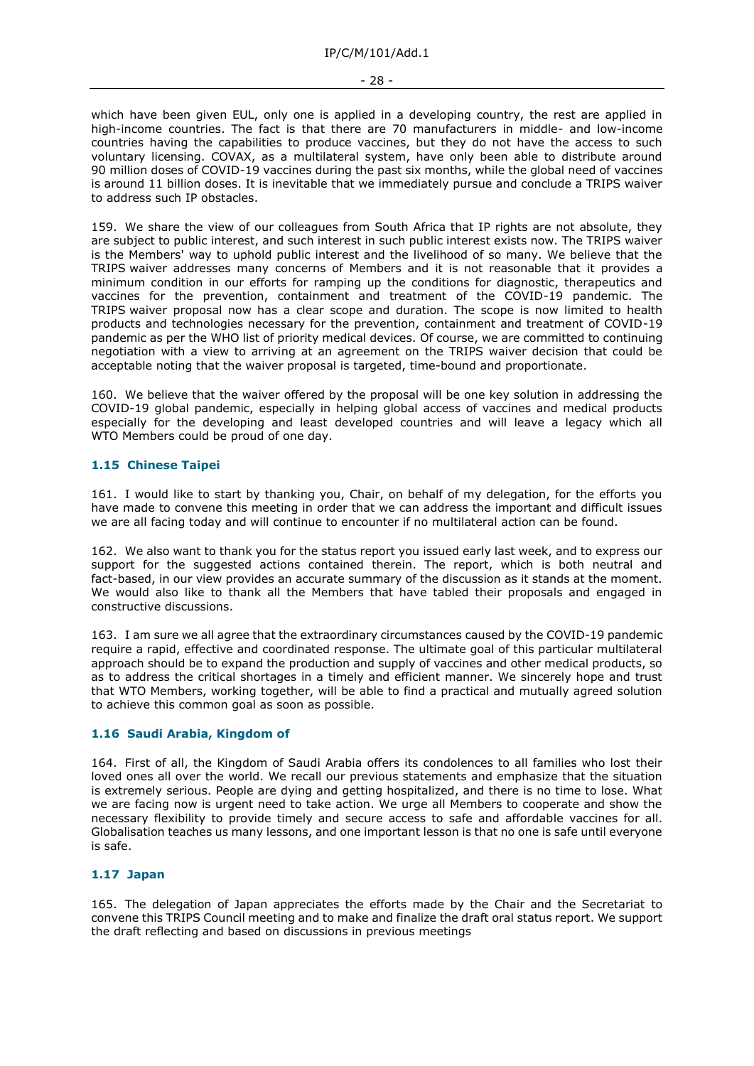which have been given EUL, only one is applied in a developing country, the rest are applied in high-income countries. The fact is that there are 70 manufacturers in middle- and low-income countries having the capabilities to produce vaccines, but they do not have the access to such voluntary licensing. COVAX, as a multilateral system, have only been able to distribute around 90 million doses of COVID-19 vaccines during the past six months, while the global need of vaccines is around 11 billion doses. It is inevitable that we immediately pursue and conclude a TRIPS waiver to address such IP obstacles.

159. We share the view of our colleagues from South Africa that IP rights are not absolute, they are subject to public interest, and such interest in such public interest exists now. The TRIPS waiver is the Members' way to uphold public interest and the livelihood of so many. We believe that the TRIPS waiver addresses many concerns of Members and it is not reasonable that it provides a minimum condition in our efforts for ramping up the conditions for diagnostic, therapeutics and vaccines for the prevention, containment and treatment of the COVID-19 pandemic. The TRIPS waiver proposal now has a clear scope and duration. The scope is now limited to health products and technologies necessary for the prevention, containment and treatment of COVID-19 pandemic as per the WHO list of priority medical devices. Of course, we are committed to continuing negotiation with a view to arriving at an agreement on the TRIPS waiver decision that could be acceptable noting that the waiver proposal is targeted, time-bound and proportionate.

160. We believe that the waiver offered by the proposal will be one key solution in addressing the COVID-19 global pandemic, especially in helping global access of vaccines and medical products especially for the developing and least developed countries and will leave a legacy which all WTO Members could be proud of one day.

### 1.15 Chinese Taipei

161. I would like to start by thanking you, Chair, on behalf of my delegation, for the efforts you have made to convene this meeting in order that we can address the important and difficult issues we are all facing today and will continue to encounter if no multilateral action can be found.

162. We also want to thank you for the status report you issued early last week, and to express our support for the suggested actions contained therein. The report, which is both neutral and fact-based, in our view provides an accurate summary of the discussion as it stands at the moment. We would also like to thank all the Members that have tabled their proposals and engaged in constructive discussions.

163. I am sure we all agree that the extraordinary circumstances caused by the COVID-19 pandemic require a rapid, effective and coordinated response. The ultimate goal of this particular multilateral approach should be to expand the production and supply of vaccines and other medical products, so as to address the critical shortages in a timely and efficient manner. We sincerely hope and trust that WTO Members, working together, will be able to find a practical and mutually agreed solution to achieve this common goal as soon as possible.

### 1.16 Saudi Arabia, Kingdom of

164. First of all, the Kingdom of Saudi Arabia offers its condolences to all families who lost their loved ones all over the world. We recall our previous statements and emphasize that the situation is extremely serious. People are dying and getting hospitalized, and there is no time to lose. What we are facing now is urgent need to take action. We urge all Members to cooperate and show the necessary flexibility to provide timely and secure access to safe and affordable vaccines for all. Globalisation teaches us many lessons, and one important lesson is that no one is safe until everyone is safe.

### 1.17 Japan

165. The delegation of Japan appreciates the efforts made by the Chair and the Secretariat to convene this TRIPS Council meeting and to make and finalize the draft oral status report. We support the draft reflecting and based on discussions in previous meetings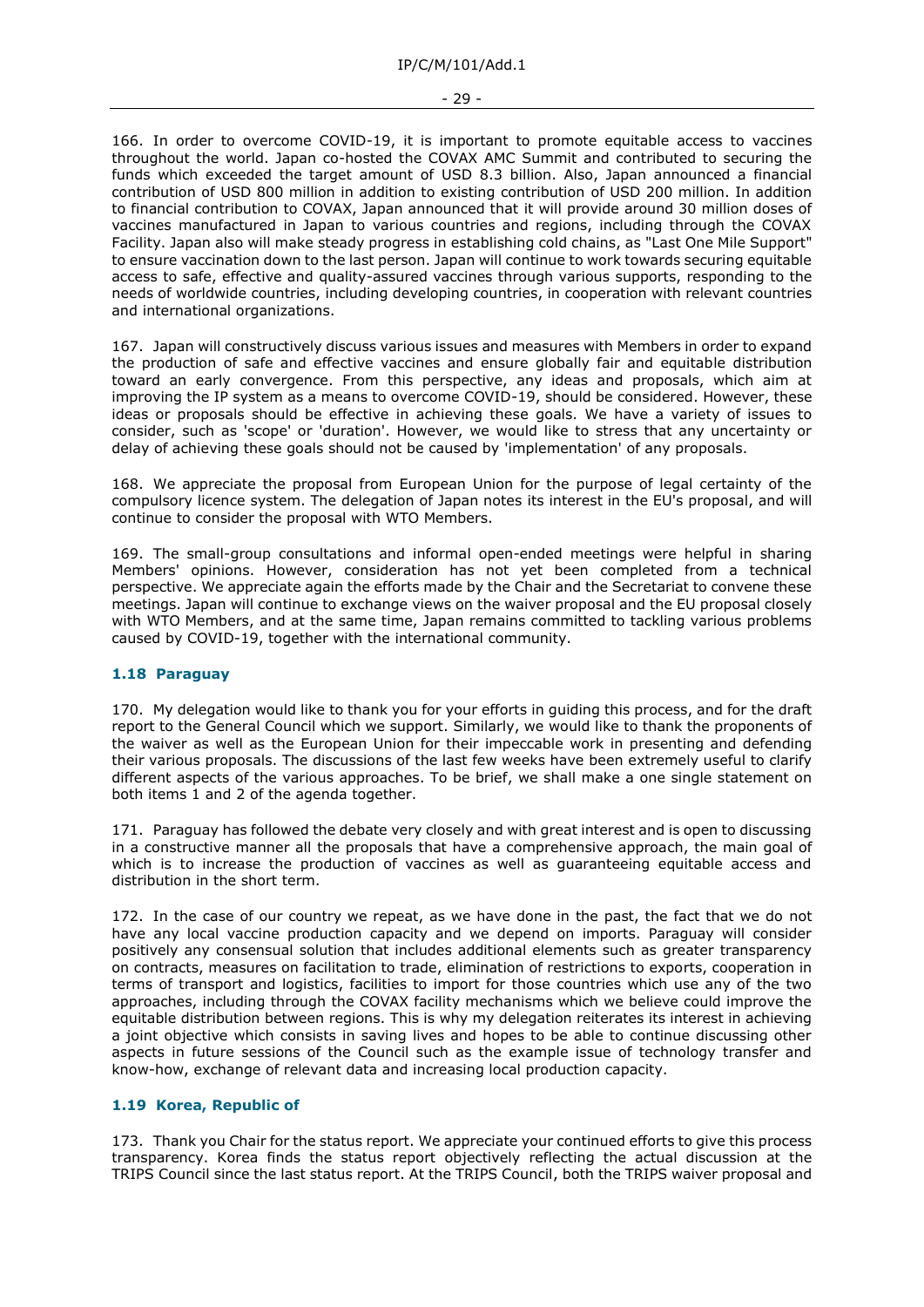166. In order to overcome COVID-19, it is important to promote equitable access to vaccines throughout the world. Japan co-hosted the COVAX AMC Summit and contributed to securing the funds which exceeded the target amount of USD 8.3 billion. Also, Japan announced a financial contribution of USD 800 million in addition to existing contribution of USD 200 million. In addition to financial contribution to COVAX, Japan announced that it will provide around 30 million doses of vaccines manufactured in Japan to various countries and regions, including through the COVAX Facility. Japan also will make steady progress in establishing cold chains, as "Last One Mile Support" to ensure vaccination down to the last person. Japan will continue to work towards securing equitable access to safe, effective and quality-assured vaccines through various supports, responding to the needs of worldwide countries, including developing countries, in cooperation with relevant countries and international organizations.

167. Japan will constructively discuss various issues and measures with Members in order to expand the production of safe and effective vaccines and ensure globally fair and equitable distribution toward an early convergence. From this perspective, any ideas and proposals, which aim at improving the IP system as a means to overcome COVID-19, should be considered. However, these ideas or proposals should be effective in achieving these goals. We have a variety of issues to consider, such as 'scope' or 'duration'. However, we would like to stress that any uncertainty or delay of achieving these goals should not be caused by 'implementation' of any proposals.

168. We appreciate the proposal from European Union for the purpose of legal certainty of the compulsory licence system. The delegation of Japan notes its interest in the EU's proposal, and will continue to consider the proposal with WTO Members.

169. The small-group consultations and informal open-ended meetings were helpful in sharing Members' opinions. However, consideration has not yet been completed from a technical perspective. We appreciate again the efforts made by the Chair and the Secretariat to convene these meetings. Japan will continue to exchange views on the waiver proposal and the EU proposal closely with WTO Members, and at the same time, Japan remains committed to tackling various problems caused by COVID-19, together with the international community.

### 1.18 Paraguay

170. My delegation would like to thank you for your efforts in guiding this process, and for the draft report to the General Council which we support. Similarly, we would like to thank the proponents of the waiver as well as the European Union for their impeccable work in presenting and defending their various proposals. The discussions of the last few weeks have been extremely useful to clarify different aspects of the various approaches. To be brief, we shall make a one single statement on both items 1 and 2 of the agenda together.

171. Paraguay has followed the debate very closely and with great interest and is open to discussing in a constructive manner all the proposals that have a comprehensive approach, the main goal of which is to increase the production of vaccines as well as guaranteeing equitable access and distribution in the short term.

172. In the case of our country we repeat, as we have done in the past, the fact that we do not have any local vaccine production capacity and we depend on imports. Paraguay will consider positively any consensual solution that includes additional elements such as greater transparency on contracts, measures on facilitation to trade, elimination of restrictions to exports, cooperation in terms of transport and logistics, facilities to import for those countries which use any of the two approaches, including through the COVAX facility mechanisms which we believe could improve the equitable distribution between regions. This is why my delegation reiterates its interest in achieving a joint objective which consists in saving lives and hopes to be able to continue discussing other aspects in future sessions of the Council such as the example issue of technology transfer and know-how, exchange of relevant data and increasing local production capacity.

### 1.19 Korea, Republic of

173. Thank you Chair for the status report. We appreciate your continued efforts to give this process transparency. Korea finds the status report objectively reflecting the actual discussion at the TRIPS Council since the last status report. At the TRIPS Council, both the TRIPS waiver proposal and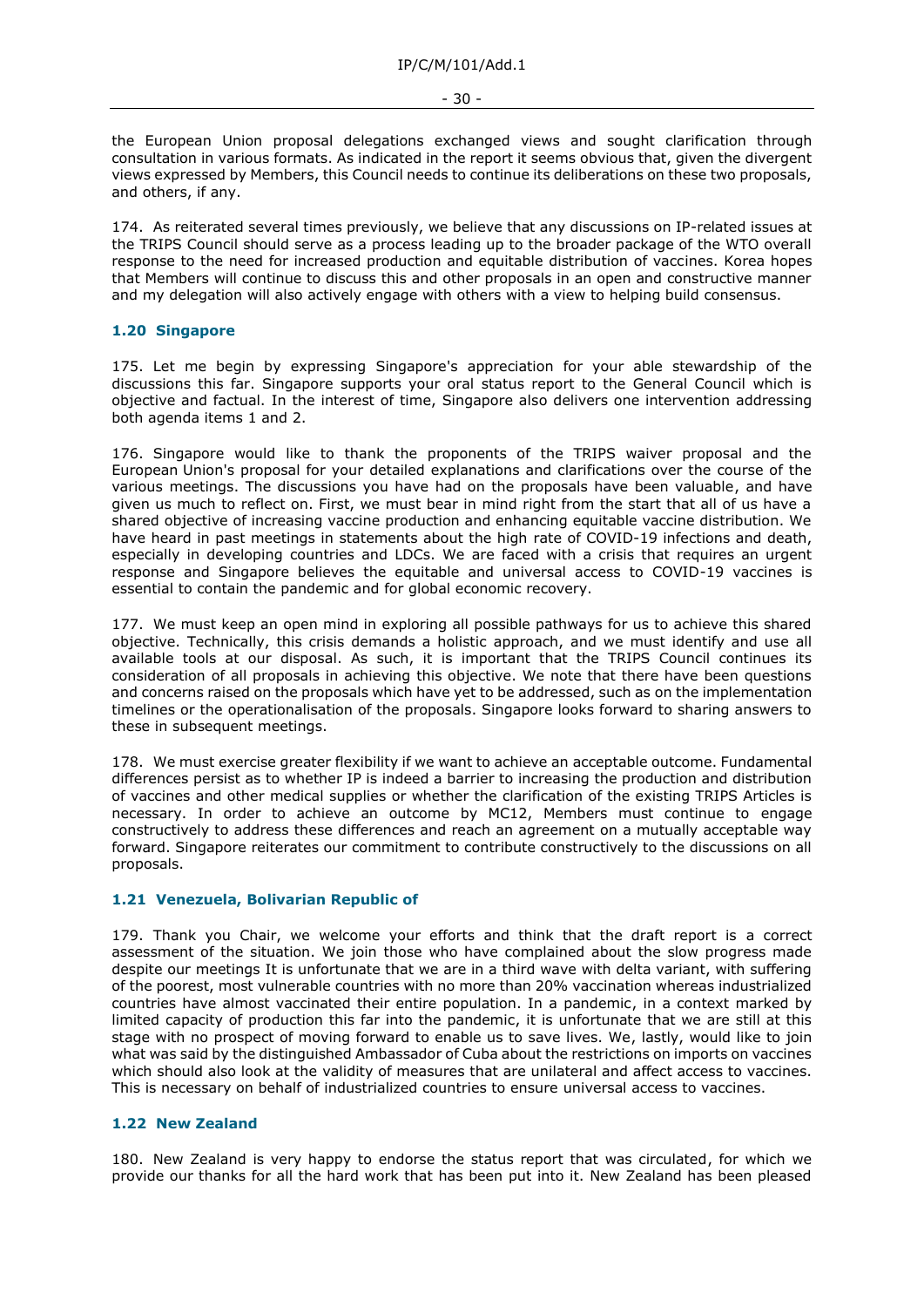the European Union proposal delegations exchanged views and sought clarification through consultation in various formats. As indicated in the report it seems obvious that, given the divergent views expressed by Members, this Council needs to continue its deliberations on these two proposals, and others, if any.

174. As reiterated several times previously, we believe that any discussions on IP-related issues at the TRIPS Council should serve as a process leading up to the broader package of the WTO overall response to the need for increased production and equitable distribution of vaccines. Korea hopes that Members will continue to discuss this and other proposals in an open and constructive manner and my delegation will also actively engage with others with a view to helping build consensus.

### 1.20 Singapore

175. Let me begin by expressing Singapore's appreciation for your able stewardship of the discussions this far. Singapore supports your oral status report to the General Council which is objective and factual. In the interest of time, Singapore also delivers one intervention addressing both agenda items 1 and 2.

176. Singapore would like to thank the proponents of the TRIPS waiver proposal and the European Union's proposal for your detailed explanations and clarifications over the course of the various meetings. The discussions you have had on the proposals have been valuable, and have given us much to reflect on. First, we must bear in mind right from the start that all of us have a shared objective of increasing vaccine production and enhancing equitable vaccine distribution. We have heard in past meetings in statements about the high rate of COVID-19 infections and death, especially in developing countries and LDCs. We are faced with a crisis that requires an urgent response and Singapore believes the equitable and universal access to COVID-19 vaccines is essential to contain the pandemic and for global economic recovery.

177. We must keep an open mind in exploring all possible pathways for us to achieve this shared objective. Technically, this crisis demands a holistic approach, and we must identify and use all available tools at our disposal. As such, it is important that the TRIPS Council continues its consideration of all proposals in achieving this objective. We note that there have been questions and concerns raised on the proposals which have yet to be addressed, such as on the implementation timelines or the operationalisation of the proposals. Singapore looks forward to sharing answers to these in subsequent meetings.

178. We must exercise greater flexibility if we want to achieve an acceptable outcome. Fundamental differences persist as to whether IP is indeed a barrier to increasing the production and distribution of vaccines and other medical supplies or whether the clarification of the existing TRIPS Articles is necessary. In order to achieve an outcome by MC12, Members must continue to engage constructively to address these differences and reach an agreement on a mutually acceptable way forward. Singapore reiterates our commitment to contribute constructively to the discussions on all proposals.

### 1.21 Venezuela, Bolivarian Republic of

179. Thank you Chair, we welcome your efforts and think that the draft report is a correct assessment of the situation. We join those who have complained about the slow progress made despite our meetings It is unfortunate that we are in a third wave with delta variant, with suffering of the poorest, most vulnerable countries with no more than 20% vaccination whereas industrialized countries have almost vaccinated their entire population. In a pandemic, in a context marked by limited capacity of production this far into the pandemic, it is unfortunate that we are still at this stage with no prospect of moving forward to enable us to save lives. We, lastly, would like to join what was said by the distinguished Ambassador of Cuba about the restrictions on imports on vaccines which should also look at the validity of measures that are unilateral and affect access to vaccines. This is necessary on behalf of industrialized countries to ensure universal access to vaccines.

### 1.22 New Zealand

180. New Zealand is very happy to endorse the status report that was circulated, for which we provide our thanks for all the hard work that has been put into it. New Zealand has been pleased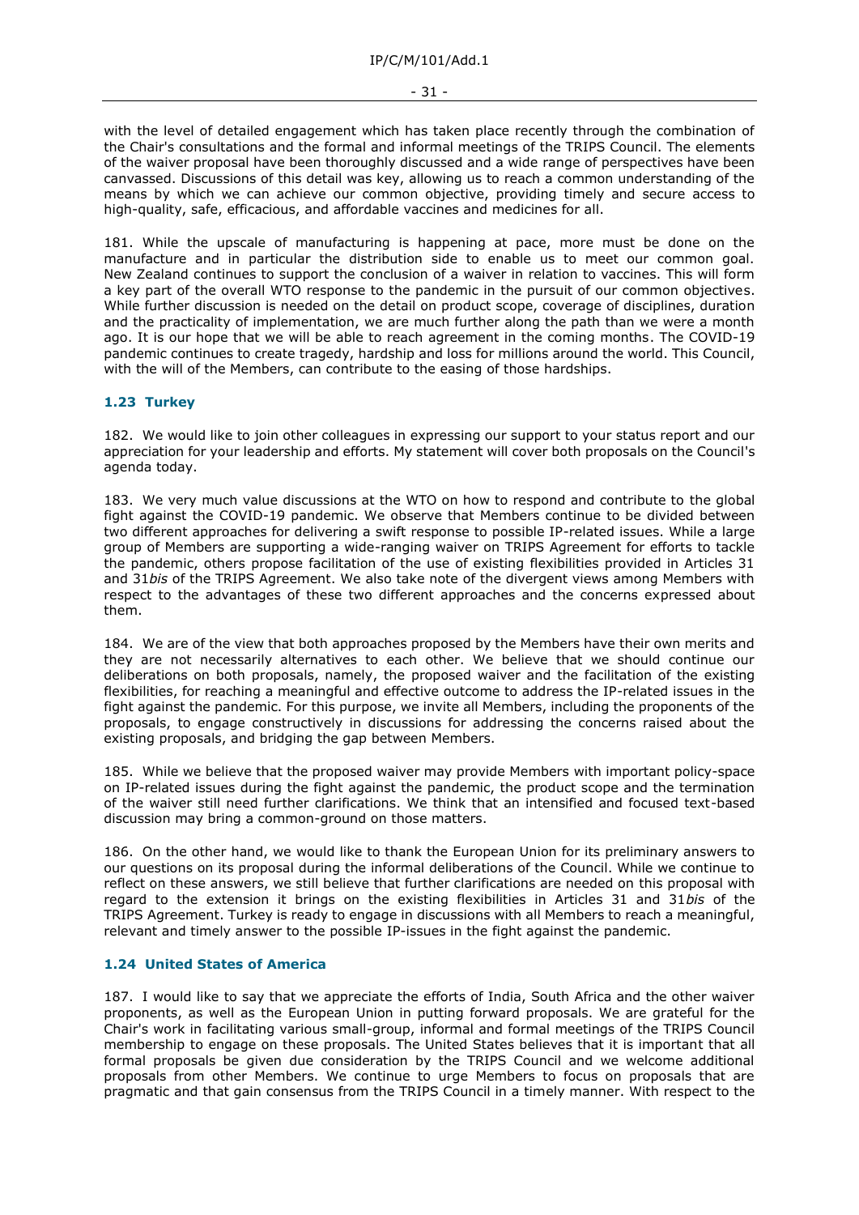with the level of detailed engagement which has taken place recently through the combination of the Chair's consultations and the formal and informal meetings of the TRIPS Council. The elements of the waiver proposal have been thoroughly discussed and a wide range of perspectives have been canvassed. Discussions of this detail was key, allowing us to reach a common understanding of the means by which we can achieve our common objective, providing timely and secure access to high-quality, safe, efficacious, and affordable vaccines and medicines for all.

181. While the upscale of manufacturing is happening at pace, more must be done on the manufacture and in particular the distribution side to enable us to meet our common goal. New Zealand continues to support the conclusion of a waiver in relation to vaccines. This will form a key part of the overall WTO response to the pandemic in the pursuit of our common objectives. While further discussion is needed on the detail on product scope, coverage of disciplines, duration and the practicality of implementation, we are much further along the path than we were a month ago. It is our hope that we will be able to reach agreement in the coming months. The COVID-19 pandemic continues to create tragedy, hardship and loss for millions around the world. This Council, with the will of the Members, can contribute to the easing of those hardships.

### 1.23 Turkey

182. We would like to join other colleagues in expressing our support to your status report and our appreciation for your leadership and efforts. My statement will cover both proposals on the Council's agenda today.

183. We very much value discussions at the WTO on how to respond and contribute to the global fight against the COVID-19 pandemic. We observe that Members continue to be divided between two different approaches for delivering a swift response to possible IP-related issues. While a large group of Members are supporting a wide-ranging waiver on TRIPS Agreement for efforts to tackle the pandemic, others propose facilitation of the use of existing flexibilities provided in Articles 31 and 31*bis* of the TRIPS Agreement. We also take note of the divergent views among Members with respect to the advantages of these two different approaches and the concerns expressed about them.

184. We are of the view that both approaches proposed by the Members have their own merits and they are not necessarily alternatives to each other. We believe that we should continue our deliberations on both proposals, namely, the proposed waiver and the facilitation of the existing flexibilities, for reaching a meaningful and effective outcome to address the IP-related issues in the fight against the pandemic. For this purpose, we invite all Members, including the proponents of the proposals, to engage constructively in discussions for addressing the concerns raised about the existing proposals, and bridging the gap between Members.

185. While we believe that the proposed waiver may provide Members with important policy-space on IP-related issues during the fight against the pandemic, the product scope and the termination of the waiver still need further clarifications. We think that an intensified and focused text-based discussion may bring a common-ground on those matters.

186. On the other hand, we would like to thank the European Union for its preliminary answers to our questions on its proposal during the informal deliberations of the Council. While we continue to reflect on these answers, we still believe that further clarifications are needed on this proposal with regard to the extension it brings on the existing flexibilities in Articles 31 and 31*bis* of the TRIPS Agreement. Turkey is ready to engage in discussions with all Members to reach a meaningful, relevant and timely answer to the possible IP-issues in the fight against the pandemic.

### 1.24 United States of America

187. I would like to say that we appreciate the efforts of India, South Africa and the other waiver proponents, as well as the European Union in putting forward proposals. We are grateful for the Chair's work in facilitating various small-group, informal and formal meetings of the TRIPS Council membership to engage on these proposals. The United States believes that it is important that all formal proposals be given due consideration by the TRIPS Council and we welcome additional proposals from other Members. We continue to urge Members to focus on proposals that are pragmatic and that gain consensus from the TRIPS Council in a timely manner. With respect to the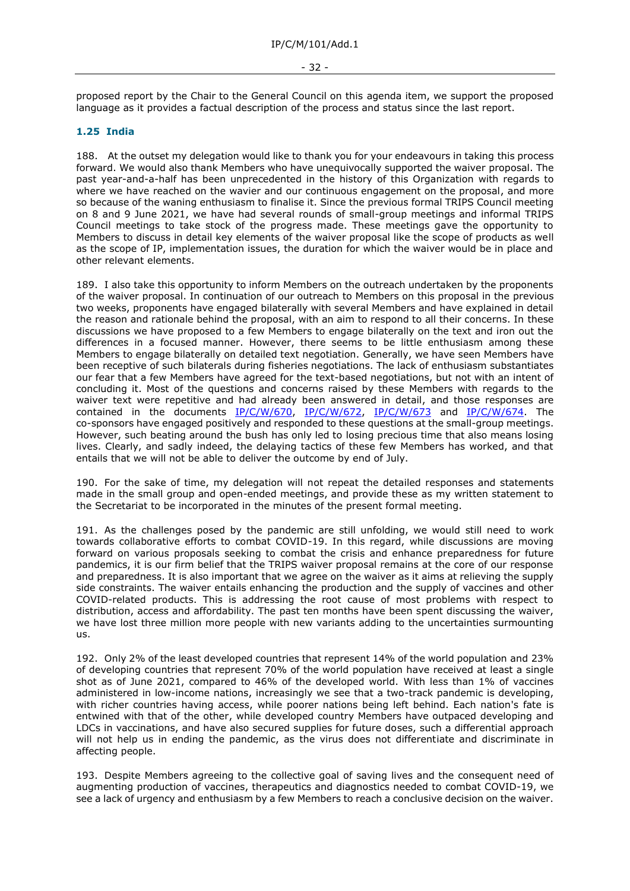proposed report by the Chair to the General Council on this agenda item, we support the proposed language as it provides a factual description of the process and status since the last report.

### 1.25 India

188. At the outset my delegation would like to thank you for your endeavours in taking this process forward. We would also thank Members who have unequivocally supported the waiver proposal. The past year-and-a-half has been unprecedented in the history of this Organization with regards to where we have reached on the wavier and our continuous engagement on the proposal, and more so because of the waning enthusiasm to finalise it. Since the previous formal TRIPS Council meeting on 8 and 9 June 2021, we have had several rounds of small-group meetings and informal TRIPS Council meetings to take stock of the progress made. These meetings gave the opportunity to Members to discuss in detail key elements of the waiver proposal like the scope of products as well as the scope of IP, implementation issues, the duration for which the waiver would be in place and other relevant elements.

189. I also take this opportunity to inform Members on the outreach undertaken by the proponents of the waiver proposal. In continuation of our outreach to Members on this proposal in the previous two weeks, proponents have engaged bilaterally with several Members and have explained in detail the reason and rationale behind the proposal, with an aim to respond to all their concerns. In these discussions we have proposed to a few Members to engage bilaterally on the text and iron out the differences in a focused manner. However, there seems to be little enthusiasm among these Members to engage bilaterally on detailed text negotiation. Generally, we have seen Members have been receptive of such bilaterals during fisheries negotiations. The lack of enthusiasm substantiates our fear that a few Members have agreed for the text-based negotiations, but not with an intent of concluding it. Most of the questions and concerns raised by these Members with regards to the waiver text were repetitive and had already been answered in detail, and those responses are contained in the documents IP/C/W/670, IP/C/W/672, IP/C/W/673 and IP/C/W/674. The co-sponsors have engaged positively and responded to these questions at the small-group meetings. However, such beating around the bush has only led to losing precious time that also means losing lives. Clearly, and sadly indeed, the delaying tactics of these few Members has worked, and that entails that we will not be able to deliver the outcome by end of July.

190. For the sake of time, my delegation will not repeat the detailed responses and statements made in the small group and open-ended meetings, and provide these as my written statement to the Secretariat to be incorporated in the minutes of the present formal meeting.

191. As the challenges posed by the pandemic are still unfolding, we would still need to work towards collaborative efforts to combat COVID-19. In this regard, while discussions are moving forward on various proposals seeking to combat the crisis and enhance preparedness for future pandemics, it is our firm belief that the TRIPS waiver proposal remains at the core of our response and preparedness. It is also important that we agree on the waiver as it aims at relieving the supply side constraints. The waiver entails enhancing the production and the supply of vaccines and other COVID-related products. This is addressing the root cause of most problems with respect to distribution, access and affordability. The past ten months have been spent discussing the waiver, we have lost three million more people with new variants adding to the uncertainties surmounting us.

192. Only 2% of the least developed countries that represent 14% of the world population and 23% of developing countries that represent 70% of the world population have received at least a single shot as of June 2021, compared to 46% of the developed world. With less than 1% of vaccines administered in low-income nations, increasingly we see that a two-track pandemic is developing, with richer countries having access, while poorer nations being left behind. Each nation's fate is entwined with that of the other, while developed country Members have outpaced developing and LDCs in vaccinations, and have also secured supplies for future doses, such a differential approach will not help us in ending the pandemic, as the virus does not differentiate and discriminate in affecting people.

193. Despite Members agreeing to the collective goal of saving lives and the consequent need of augmenting production of vaccines, therapeutics and diagnostics needed to combat COVID-19, we see a lack of urgency and enthusiasm by a few Members to reach a conclusive decision on the waiver.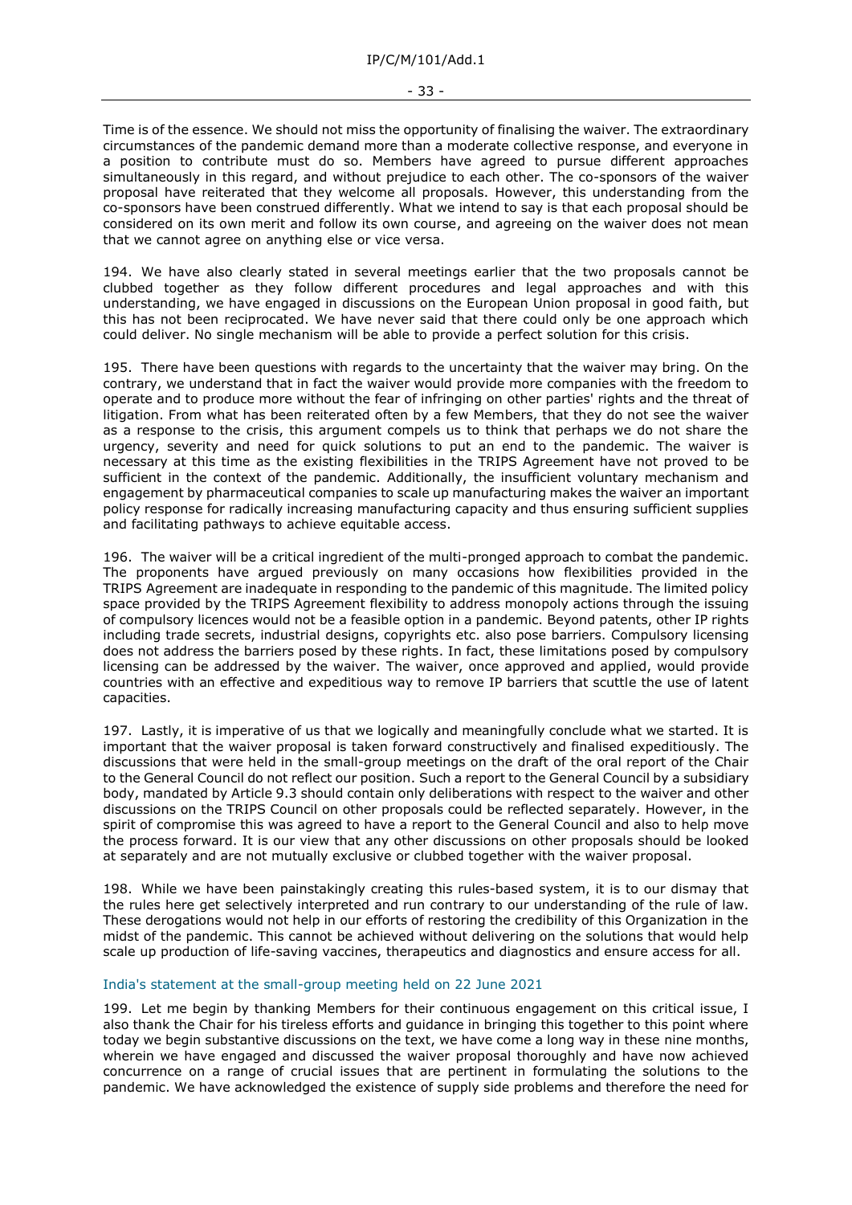Time is of the essence. We should not miss the opportunity of finalising the waiver. The extraordinary circumstances of the pandemic demand more than a moderate collective response, and everyone in a position to contribute must do so. Members have agreed to pursue different approaches simultaneously in this regard, and without prejudice to each other. The co-sponsors of the waiver proposal have reiterated that they welcome all proposals. However, this understanding from the co-sponsors have been construed differently. What we intend to say is that each proposal should be considered on its own merit and follow its own course, and agreeing on the waiver does not mean that we cannot agree on anything else or vice versa.

194. We have also clearly stated in several meetings earlier that the two proposals cannot be clubbed together as they follow different procedures and legal approaches and with this understanding, we have engaged in discussions on the European Union proposal in good faith, but this has not been reciprocated. We have never said that there could only be one approach which could deliver. No single mechanism will be able to provide a perfect solution for this crisis.

195. There have been questions with regards to the uncertainty that the waiver may bring. On the contrary, we understand that in fact the waiver would provide more companies with the freedom to operate and to produce more without the fear of infringing on other parties' rights and the threat of litigation. From what has been reiterated often by a few Members, that they do not see the waiver as a response to the crisis, this argument compels us to think that perhaps we do not share the urgency, severity and need for quick solutions to put an end to the pandemic. The waiver is necessary at this time as the existing flexibilities in the TRIPS Agreement have not proved to be sufficient in the context of the pandemic. Additionally, the insufficient voluntary mechanism and engagement by pharmaceutical companies to scale up manufacturing makes the waiver an important policy response for radically increasing manufacturing capacity and thus ensuring sufficient supplies and facilitating pathways to achieve equitable access.

196. The waiver will be a critical ingredient of the multi-pronged approach to combat the pandemic. The proponents have argued previously on many occasions how flexibilities provided in the TRIPS Agreement are inadequate in responding to the pandemic of this magnitude. The limited policy space provided by the TRIPS Agreement flexibility to address monopoly actions through the issuing of compulsory licences would not be a feasible option in a pandemic. Beyond patents, other IP rights including trade secrets, industrial designs, copyrights etc. also pose barriers. Compulsory licensing does not address the barriers posed by these rights. In fact, these limitations posed by compulsory licensing can be addressed by the waiver. The waiver, once approved and applied, would provide countries with an effective and expeditious way to remove IP barriers that scuttle the use of latent capacities.

197. Lastly, it is imperative of us that we logically and meaningfully conclude what we started. It is important that the waiver proposal is taken forward constructively and finalised expeditiously. The discussions that were held in the small-group meetings on the draft of the oral report of the Chair to the General Council do not reflect our position. Such a report to the General Council by a subsidiary body, mandated by Article 9.3 should contain only deliberations with respect to the waiver and other discussions on the TRIPS Council on other proposals could be reflected separately. However, in the spirit of compromise this was agreed to have a report to the General Council and also to help move the process forward. It is our view that any other discussions on other proposals should be looked at separately and are not mutually exclusive or clubbed together with the waiver proposal.

198. While we have been painstakingly creating this rules-based system, it is to our dismay that the rules here get selectively interpreted and run contrary to our understanding of the rule of law. These derogations would not help in our efforts of restoring the credibility of this Organization in the midst of the pandemic. This cannot be achieved without delivering on the solutions that would help scale up production of life-saving vaccines, therapeutics and diagnostics and ensure access for all.

### India's statement at the small-group meeting held on 22 June 2021

199. Let me begin by thanking Members for their continuous engagement on this critical issue, I also thank the Chair for his tireless efforts and guidance in bringing this together to this point where today we begin substantive discussions on the text, we have come a long way in these nine months, wherein we have engaged and discussed the waiver proposal thoroughly and have now achieved concurrence on a range of crucial issues that are pertinent in formulating the solutions to the pandemic. We have acknowledged the existence of supply side problems and therefore the need for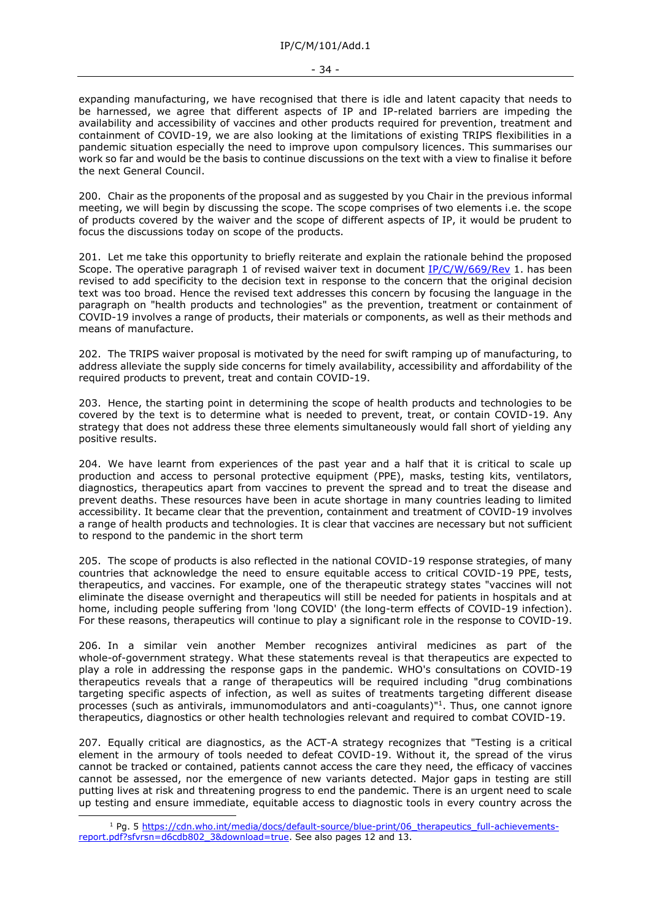expanding manufacturing, we have recognised that there is idle and latent capacity that needs to be harnessed, we agree that different aspects of IP and IP-related barriers are impeding the availability and accessibility of vaccines and other products required for prevention, treatment and containment of COVID-19, we are also looking at the limitations of existing TRIPS flexibilities in a pandemic situation especially the need to improve upon compulsory licences. This summarises our work so far and would be the basis to continue discussions on the text with a view to finalise it before the next General Council.

200. Chair as the proponents of the proposal and as suggested by you Chair in the previous informal meeting, we will begin by discussing the scope. The scope comprises of two elements i.e. the scope of products covered by the waiver and the scope of different aspects of IP, it would be prudent to focus the discussions today on scope of the products.

201. Let me take this opportunity to briefly reiterate and explain the rationale behind the proposed Scope. The operative paragraph 1 of revised waiver text in document IP/C/W/669/Rev 1. has been revised to add specificity to the decision text in response to the concern that the original decision text was too broad. Hence the revised text addresses this concern by focusing the language in the paragraph on "health products and technologies" as the prevention, treatment or containment of COVID-19 involves a range of products, their materials or components, as well as their methods and means of manufacture.

202. The TRIPS waiver proposal is motivated by the need for swift ramping up of manufacturing, to address alleviate the supply side concerns for timely availability, accessibility and affordability of the required products to prevent, treat and contain COVID-19.

203. Hence, the starting point in determining the scope of health products and technologies to be covered by the text is to determine what is needed to prevent, treat, or contain COVID-19. Any strategy that does not address these three elements simultaneously would fall short of yielding any positive results.

204. We have learnt from experiences of the past year and a half that it is critical to scale up production and access to personal protective equipment (PPE), masks, testing kits, ventilators, diagnostics, therapeutics apart from vaccines to prevent the spread and to treat the disease and prevent deaths. These resources have been in acute shortage in many countries leading to limited accessibility. It became clear that the prevention, containment and treatment of COVID-19 involves a range of health products and technologies. It is clear that vaccines are necessary but not sufficient to respond to the pandemic in the short term

205. The scope of products is also reflected in the national COVID-19 response strategies, of many countries that acknowledge the need to ensure equitable access to critical COVID-19 PPE, tests, therapeutics, and vaccines. For example, one of the therapeutic strategy states "vaccines will not eliminate the disease overnight and therapeutics will still be needed for patients in hospitals and at home, including people suffering from 'long COVID' (the long-term effects of COVID-19 infection). For these reasons, therapeutics will continue to play a significant role in the response to COVID-19.

206. In a similar vein another Member recognizes antiviral medicines as part of the whole-of-government strategy. What these statements reveal is that therapeutics are expected to play a role in addressing the response gaps in the pandemic. WHO's consultations on COVID-19 therapeutics reveals that a range of therapeutics will be required including "drug combinations targeting specific aspects of infection, as well as suites of treatments targeting different disease processes (such as antivirals, immunomodulators and anti-coagulants)"[1]. Thus, one cannot ignore therapeutics, diagnostics or other health technologies relevant and required to combat COVID-19.

207. Equally critical are diagnostics, as the ACT-A strategy recognizes that "Testing is a critical element in the armoury of tools needed to defeat COVID-19. Without it, the spread of the virus cannot be tracked or contained, patients cannot access the care they need, the efficacy of vaccines cannot be assessed, nor the emergence of new variants detected. Major gaps in testing are still putting lives at risk and threatening progress to end the pandemic. There is an urgent need to scale up testing and ensure immediate, equitable access to diagnostic tools in every country across the

---

[1] Pg. 5 https://cdn.who.int/media/docs/default-source/blue-print/06_therapeutics_full-achievements-report.pdf?sfvrsn=d6cdb802_3&download=true. See also pages 12 and 13.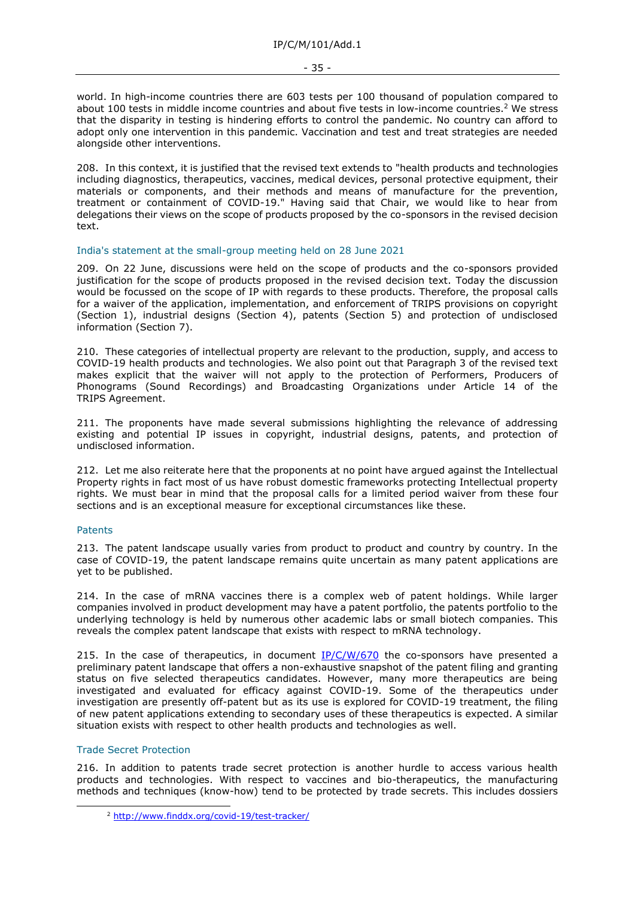world. In high-income countries there are 603 tests per 100 thousand of population compared to about 100 tests in middle income countries and about five tests in low-income countries.[2] We stress that the disparity in testing is hindering efforts to control the pandemic. No country can afford to adopt only one intervention in this pandemic. Vaccination and test and treat strategies are needed alongside other interventions.

208. In this context, it is justified that the revised text extends to "health products and technologies including diagnostics, therapeutics, vaccines, medical devices, personal protective equipment, their materials or components, and their methods and means of manufacture for the prevention, treatment or containment of COVID-19." Having said that Chair, we would like to hear from delegations their views on the scope of products proposed by the co-sponsors in the revised decision text.

### India's statement at the small-group meeting held on 28 June 2021

209. On 22 June, discussions were held on the scope of products and the co-sponsors provided justification for the scope of products proposed in the revised decision text. Today the discussion would be focussed on the scope of IP with regards to these products. Therefore, the proposal calls for a waiver of the application, implementation, and enforcement of TRIPS provisions on copyright (Section 1), industrial designs (Section 4), patents (Section 5) and protection of undisclosed information (Section 7).

210. These categories of intellectual property are relevant to the production, supply, and access to COVID-19 health products and technologies. We also point out that Paragraph 3 of the revised text makes explicit that the waiver will not apply to the protection of Performers, Producers of Phonograms (Sound Recordings) and Broadcasting Organizations under Article 14 of the TRIPS Agreement.

211. The proponents have made several submissions highlighting the relevance of addressing existing and potential IP issues in copyright, industrial designs, patents, and protection of undisclosed information.

212. Let me also reiterate here that the proponents at no point have argued against the Intellectual Property rights in fact most of us have robust domestic frameworks protecting Intellectual property rights. We must bear in mind that the proposal calls for a limited period waiver from these four sections and is an exceptional measure for exceptional circumstances like these.

### Patents

213. The patent landscape usually varies from product to product and country by country. In the case of COVID-19, the patent landscape remains quite uncertain as many patent applications are yet to be published.

214. In the case of mRNA vaccines there is a complex web of patent holdings. While larger companies involved in product development may have a patent portfolio, the patents portfolio to the underlying technology is held by numerous other academic labs or small biotech companies. This reveals the complex patent landscape that exists with respect to mRNA technology.

215. In the case of therapeutics, in document IP/C/W/670 the co-sponsors have presented a preliminary patent landscape that offers a non-exhaustive snapshot of the patent filing and granting status on five selected therapeutics candidates. However, many more therapeutics are being investigated and evaluated for efficacy against COVID-19. Some of the therapeutics under investigation are presently off-patent but as its use is explored for COVID-19 treatment, the filing of new patent applications extending to secondary uses of these therapeutics is expected. A similar situation exists with respect to other health products and technologies as well.

### Trade Secret Protection

216. In addition to patents trade secret protection is another hurdle to access various health products and technologies. With respect to vaccines and bio-therapeutics, the manufacturing methods and techniques (know-how) tend to be protected by trade secrets. This includes dossiers

[2] http://www.finddx.org/covid-19/test-tracker/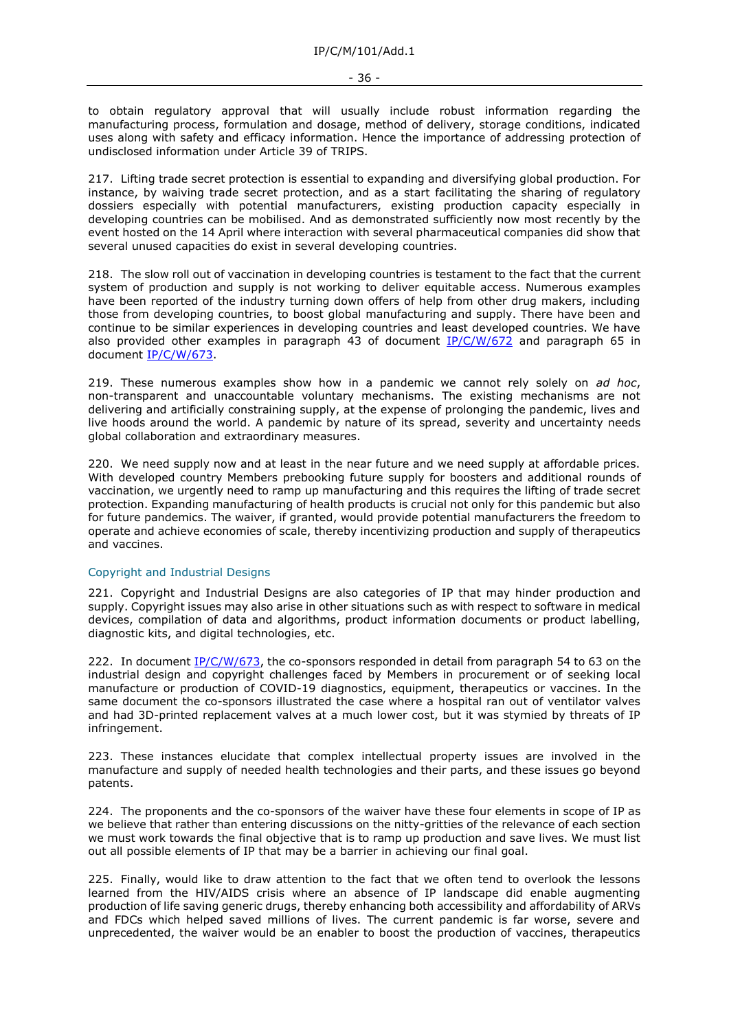to obtain regulatory approval that will usually include robust information regarding the manufacturing process, formulation and dosage, method of delivery, storage conditions, indicated uses along with safety and efficacy information. Hence the importance of addressing protection of undisclosed information under Article 39 of TRIPS.

217. Lifting trade secret protection is essential to expanding and diversifying global production. For instance, by waiving trade secret protection, and as a start facilitating the sharing of regulatory dossiers especially with potential manufacturers, existing production capacity especially in developing countries can be mobilised. And as demonstrated sufficiently now most recently by the event hosted on the 14 April where interaction with several pharmaceutical companies did show that several unused capacities do exist in several developing countries.

218. The slow roll out of vaccination in developing countries is testament to the fact that the current system of production and supply is not working to deliver equitable access. Numerous examples have been reported of the industry turning down offers of help from other drug makers, including those from developing countries, to boost global manufacturing and supply. There have been and continue to be similar experiences in developing countries and least developed countries. We have also provided other examples in paragraph 43 of document IP/C/W/672 and paragraph 65 in document IP/C/W/673.

219. These numerous examples show how in a pandemic we cannot rely solely on *ad hoc*, non-transparent and unaccountable voluntary mechanisms. The existing mechanisms are not delivering and artificially constraining supply, at the expense of prolonging the pandemic, lives and live hoods around the world. A pandemic by nature of its spread, severity and uncertainty needs global collaboration and extraordinary measures.

220. We need supply now and at least in the near future and we need supply at affordable prices. With developed country Members prebooking future supply for boosters and additional rounds of vaccination, we urgently need to ramp up manufacturing and this requires the lifting of trade secret protection. Expanding manufacturing of health products is crucial not only for this pandemic but also for future pandemics. The waiver, if granted, would provide potential manufacturers the freedom to operate and achieve economies of scale, thereby incentivizing production and supply of therapeutics and vaccines.

### Copyright and Industrial Designs

221. Copyright and Industrial Designs are also categories of IP that may hinder production and supply. Copyright issues may also arise in other situations such as with respect to software in medical devices, compilation of data and algorithms, product information documents or product labelling, diagnostic kits, and digital technologies, etc.

222. In document IP/C/W/673, the co-sponsors responded in detail from paragraph 54 to 63 on the industrial design and copyright challenges faced by Members in procurement or of seeking local manufacture or production of COVID-19 diagnostics, equipment, therapeutics or vaccines. In the same document the co-sponsors illustrated the case where a hospital ran out of ventilator valves and had 3D-printed replacement valves at a much lower cost, but it was stymied by threats of IP infringement.

223. These instances elucidate that complex intellectual property issues are involved in the manufacture and supply of needed health technologies and their parts, and these issues go beyond patents.

224. The proponents and the co-sponsors of the waiver have these four elements in scope of IP as we believe that rather than entering discussions on the nitty-gritties of the relevance of each section we must work towards the final objective that is to ramp up production and save lives. We must list out all possible elements of IP that may be a barrier in achieving our final goal.

225. Finally, would like to draw attention to the fact that we often tend to overlook the lessons learned from the HIV/AIDS crisis where an absence of IP landscape did enable augmenting production of life saving generic drugs, thereby enhancing both accessibility and affordability of ARVs and FDCs which helped saved millions of lives. The current pandemic is far worse, severe and unprecedented, the waiver would be an enabler to boost the production of vaccines, therapeutics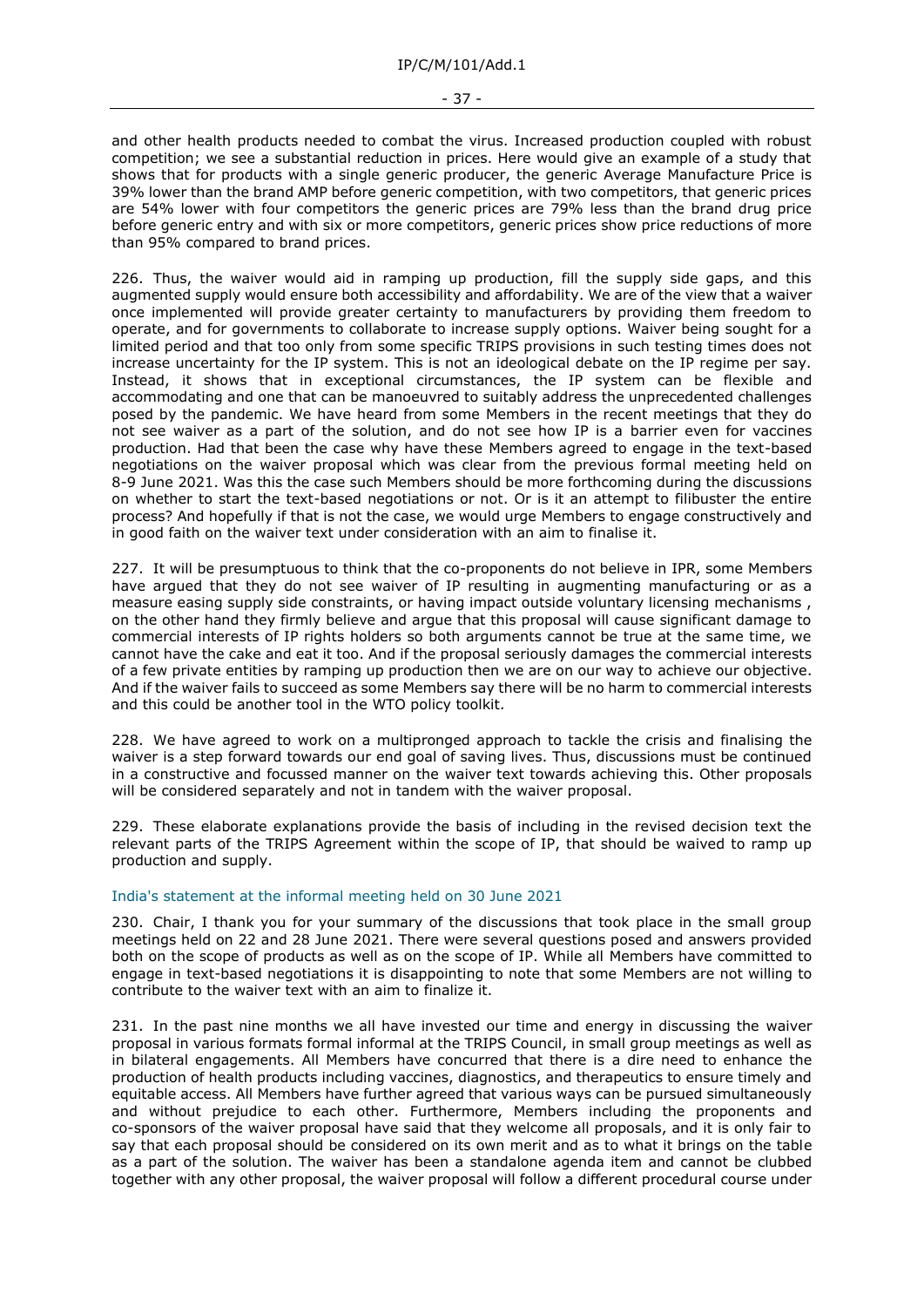and other health products needed to combat the virus. Increased production coupled with robust competition; we see a substantial reduction in prices. Here would give an example of a study that shows that for products with a single generic producer, the generic Average Manufacture Price is 39% lower than the brand AMP before generic competition, with two competitors, that generic prices are 54% lower with four competitors the generic prices are 79% less than the brand drug price before generic entry and with six or more competitors, generic prices show price reductions of more than 95% compared to brand prices.

226. Thus, the waiver would aid in ramping up production, fill the supply side gaps, and this augmented supply would ensure both accessibility and affordability. We are of the view that a waiver once implemented will provide greater certainty to manufacturers by providing them freedom to operate, and for governments to collaborate to increase supply options. Waiver being sought for a limited period and that too only from some specific TRIPS provisions in such testing times does not increase uncertainty for the IP system. This is not an ideological debate on the IP regime per say. Instead, it shows that in exceptional circumstances, the IP system can be flexible and accommodating and one that can be manoeuvred to suitably address the unprecedented challenges posed by the pandemic. We have heard from some Members in the recent meetings that they do not see waiver as a part of the solution, and do not see how IP is a barrier even for vaccines production. Had that been the case why have these Members agreed to engage in the text-based negotiations on the waiver proposal which was clear from the previous formal meeting held on 8-9 June 2021. Was this the case such Members should be more forthcoming during the discussions on whether to start the text-based negotiations or not. Or is it an attempt to filibuster the entire process? And hopefully if that is not the case, we would urge Members to engage constructively and in good faith on the waiver text under consideration with an aim to finalise it.

227. It will be presumptuous to think that the co-proponents do not believe in IPR, some Members have argued that they do not see waiver of IP resulting in augmenting manufacturing or as a measure easing supply side constraints, or having impact outside voluntary licensing mechanisms , on the other hand they firmly believe and argue that this proposal will cause significant damage to commercial interests of IP rights holders so both arguments cannot be true at the same time, we cannot have the cake and eat it too. And if the proposal seriously damages the commercial interests of a few private entities by ramping up production then we are on our way to achieve our objective. And if the waiver fails to succeed as some Members say there will be no harm to commercial interests and this could be another tool in the WTO policy toolkit.

228. We have agreed to work on a multipronged approach to tackle the crisis and finalising the waiver is a step forward towards our end goal of saving lives. Thus, discussions must be continued in a constructive and focussed manner on the waiver text towards achieving this. Other proposals will be considered separately and not in tandem with the waiver proposal.

229. These elaborate explanations provide the basis of including in the revised decision text the relevant parts of the TRIPS Agreement within the scope of IP, that should be waived to ramp up production and supply.

### India's statement at the informal meeting held on 30 June 2021

230. Chair, I thank you for your summary of the discussions that took place in the small group meetings held on 22 and 28 June 2021. There were several questions posed and answers provided both on the scope of products as well as on the scope of IP. While all Members have committed to engage in text-based negotiations it is disappointing to note that some Members are not willing to contribute to the waiver text with an aim to finalize it.

231. In the past nine months we all have invested our time and energy in discussing the waiver proposal in various formats formal informal at the TRIPS Council, in small group meetings as well as in bilateral engagements. All Members have concurred that there is a dire need to enhance the production of health products including vaccines, diagnostics, and therapeutics to ensure timely and equitable access. All Members have further agreed that various ways can be pursued simultaneously and without prejudice to each other. Furthermore, Members including the proponents and co-sponsors of the waiver proposal have said that they welcome all proposals, and it is only fair to say that each proposal should be considered on its own merit and as to what it brings on the table as a part of the solution. The waiver has been a standalone agenda item and cannot be clubbed together with any other proposal, the waiver proposal will follow a different procedural course under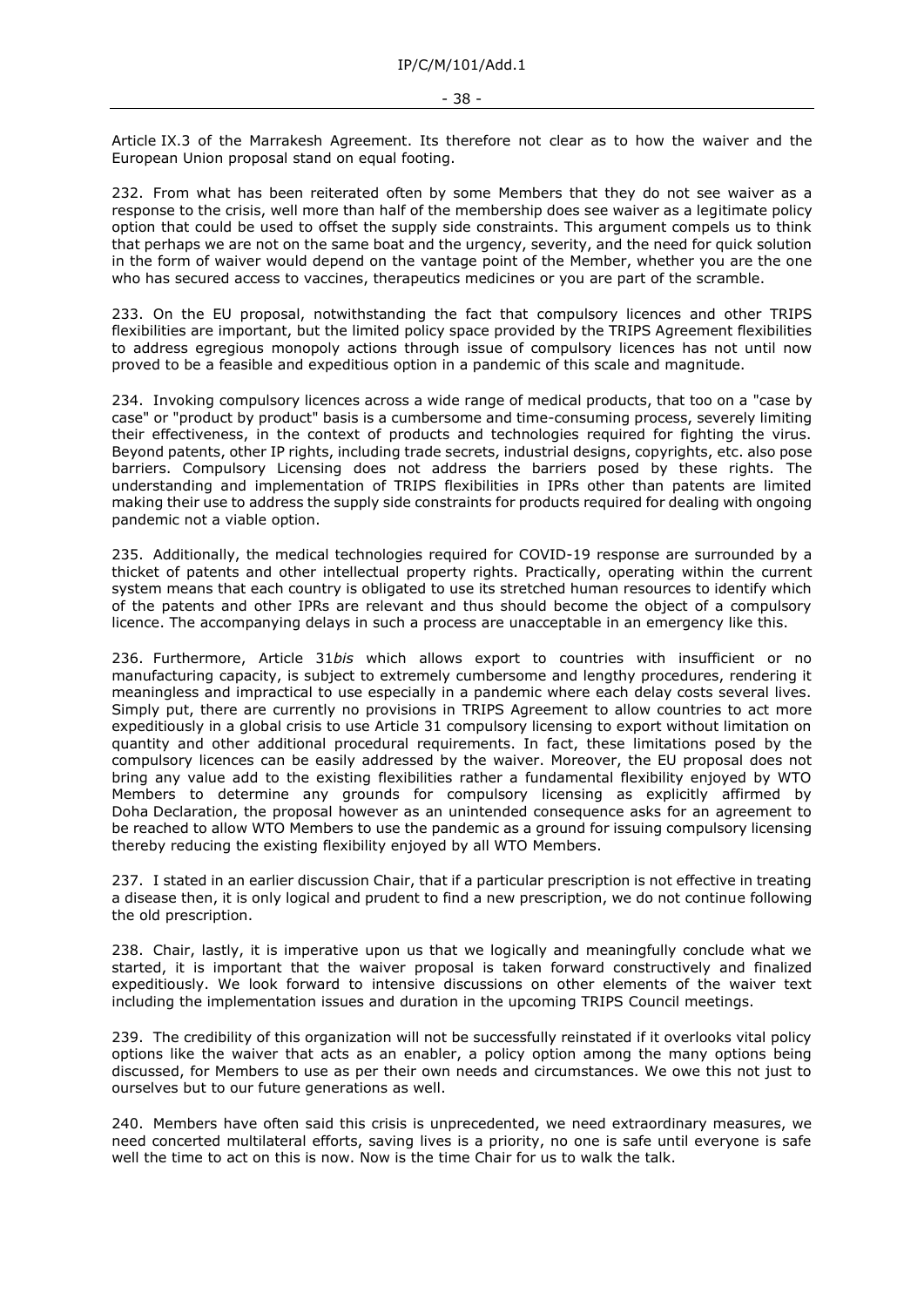Article IX.3 of the Marrakesh Agreement. Its therefore not clear as to how the waiver and the European Union proposal stand on equal footing.

232. From what has been reiterated often by some Members that they do not see waiver as a response to the crisis, well more than half of the membership does see waiver as a legitimate policy option that could be used to offset the supply side constraints. This argument compels us to think that perhaps we are not on the same boat and the urgency, severity, and the need for quick solution in the form of waiver would depend on the vantage point of the Member, whether you are the one who has secured access to vaccines, therapeutics medicines or you are part of the scramble.

233. On the EU proposal, notwithstanding the fact that compulsory licences and other TRIPS flexibilities are important, but the limited policy space provided by the TRIPS Agreement flexibilities to address egregious monopoly actions through issue of compulsory licences has not until now proved to be a feasible and expeditious option in a pandemic of this scale and magnitude.

234. Invoking compulsory licences across a wide range of medical products, that too on a "case by case" or "product by product" basis is a cumbersome and time-consuming process, severely limiting their effectiveness, in the context of products and technologies required for fighting the virus. Beyond patents, other IP rights, including trade secrets, industrial designs, copyrights, etc. also pose barriers. Compulsory Licensing does not address the barriers posed by these rights. The understanding and implementation of TRIPS flexibilities in IPRs other than patents are limited making their use to address the supply side constraints for products required for dealing with ongoing pandemic not a viable option.

235. Additionally, the medical technologies required for COVID-19 response are surrounded by a thicket of patents and other intellectual property rights. Practically, operating within the current system means that each country is obligated to use its stretched human resources to identify which of the patents and other IPRs are relevant and thus should become the object of a compulsory licence. The accompanying delays in such a process are unacceptable in an emergency like this.

236. Furthermore, Article 31*bis* which allows export to countries with insufficient or no manufacturing capacity, is subject to extremely cumbersome and lengthy procedures, rendering it meaningless and impractical to use especially in a pandemic where each delay costs several lives. Simply put, there are currently no provisions in TRIPS Agreement to allow countries to act more expeditiously in a global crisis to use Article 31 compulsory licensing to export without limitation on quantity and other additional procedural requirements. In fact, these limitations posed by the compulsory licences can be easily addressed by the waiver. Moreover, the EU proposal does not bring any value add to the existing flexibilities rather a fundamental flexibility enjoyed by WTO Members to determine any grounds for compulsory licensing as explicitly affirmed by Doha Declaration, the proposal however as an unintended consequence asks for an agreement to be reached to allow WTO Members to use the pandemic as a ground for issuing compulsory licensing thereby reducing the existing flexibility enjoyed by all WTO Members.

237. I stated in an earlier discussion Chair, that if a particular prescription is not effective in treating a disease then, it is only logical and prudent to find a new prescription, we do not continue following the old prescription.

238. Chair, lastly, it is imperative upon us that we logically and meaningfully conclude what we started, it is important that the waiver proposal is taken forward constructively and finalized expeditiously. We look forward to intensive discussions on other elements of the waiver text including the implementation issues and duration in the upcoming TRIPS Council meetings.

239. The credibility of this organization will not be successfully reinstated if it overlooks vital policy options like the waiver that acts as an enabler, a policy option among the many options being discussed, for Members to use as per their own needs and circumstances. We owe this not just to ourselves but to our future generations as well.

240. Members have often said this crisis is unprecedented, we need extraordinary measures, we need concerted multilateral efforts, saving lives is a priority, no one is safe until everyone is safe well the time to act on this is now. Now is the time Chair for us to walk the talk.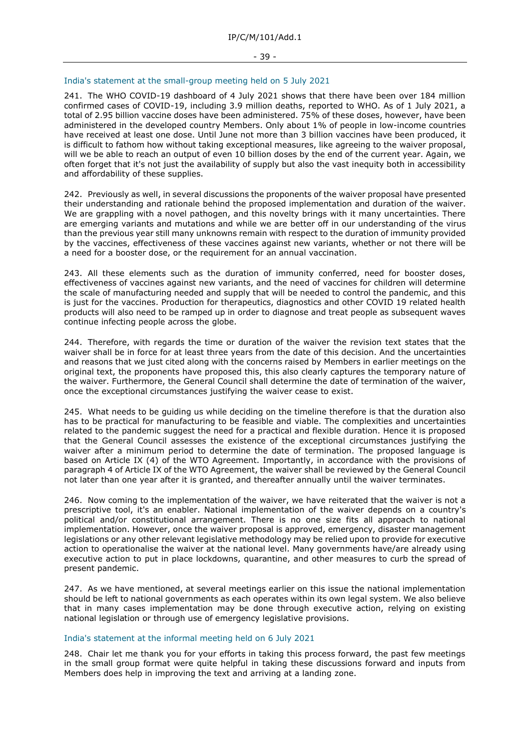### India's statement at the small-group meeting held on 5 July 2021

241. The WHO COVID-19 dashboard of 4 July 2021 shows that there have been over 184 million confirmed cases of COVID-19, including 3.9 million deaths, reported to WHO. As of 1 July 2021, a total of 2.95 billion vaccine doses have been administered. 75% of these doses, however, have been administered in the developed country Members. Only about 1% of people in low-income countries have received at least one dose. Until June not more than 3 billion vaccines have been produced, it is difficult to fathom how without taking exceptional measures, like agreeing to the waiver proposal, will we be able to reach an output of even 10 billion doses by the end of the current year. Again, we often forget that it's not just the availability of supply but also the vast inequity both in accessibility and affordability of these supplies.

242. Previously as well, in several discussions the proponents of the waiver proposal have presented their understanding and rationale behind the proposed implementation and duration of the waiver. We are grappling with a novel pathogen, and this novelty brings with it many uncertainties. There are emerging variants and mutations and while we are better off in our understanding of the virus than the previous year still many unknowns remain with respect to the duration of immunity provided by the vaccines, effectiveness of these vaccines against new variants, whether or not there will be a need for a booster dose, or the requirement for an annual vaccination.

243. All these elements such as the duration of immunity conferred, need for booster doses, effectiveness of vaccines against new variants, and the need of vaccines for children will determine the scale of manufacturing needed and supply that will be needed to control the pandemic, and this is just for the vaccines. Production for therapeutics, diagnostics and other COVID 19 related health products will also need to be ramped up in order to diagnose and treat people as subsequent waves continue infecting people across the globe.

244. Therefore, with regards the time or duration of the waiver the revision text states that the waiver shall be in force for at least three years from the date of this decision. And the uncertainties and reasons that we just cited along with the concerns raised by Members in earlier meetings on the original text, the proponents have proposed this, this also clearly captures the temporary nature of the waiver. Furthermore, the General Council shall determine the date of termination of the waiver, once the exceptional circumstances justifying the waiver cease to exist.

245. What needs to be guiding us while deciding on the timeline therefore is that the duration also has to be practical for manufacturing to be feasible and viable. The complexities and uncertainties related to the pandemic suggest the need for a practical and flexible duration. Hence it is proposed that the General Council assesses the existence of the exceptional circumstances justifying the waiver after a minimum period to determine the date of termination. The proposed language is based on Article IX (4) of the WTO Agreement. Importantly, in accordance with the provisions of paragraph 4 of Article IX of the WTO Agreement, the waiver shall be reviewed by the General Council not later than one year after it is granted, and thereafter annually until the waiver terminates.

246. Now coming to the implementation of the waiver, we have reiterated that the waiver is not a prescriptive tool, it's an enabler. National implementation of the waiver depends on a country's political and/or constitutional arrangement. There is no one size fits all approach to national implementation. However, once the waiver proposal is approved, emergency, disaster management legislations or any other relevant legislative methodology may be relied upon to provide for executive action to operationalise the waiver at the national level. Many governments have/are already using executive action to put in place lockdowns, quarantine, and other measures to curb the spread of present pandemic.

247. As we have mentioned, at several meetings earlier on this issue the national implementation should be left to national governments as each operates within its own legal system. We also believe that in many cases implementation may be done through executive action, relying on existing national legislation or through use of emergency legislative provisions.

### India's statement at the informal meeting held on 6 July 2021

248. Chair let me thank you for your efforts in taking this process forward, the past few meetings in the small group format were quite helpful in taking these discussions forward and inputs from Members does help in improving the text and arriving at a landing zone.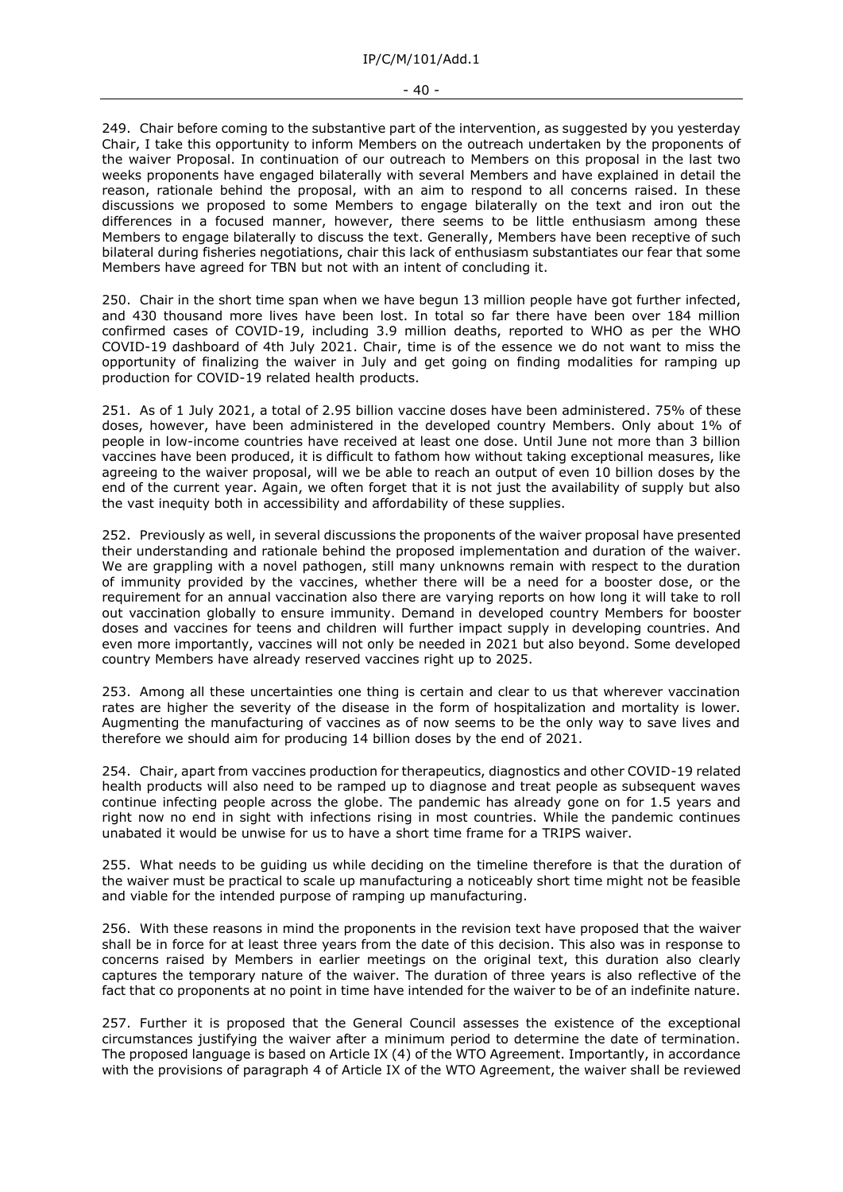249. Chair before coming to the substantive part of the intervention, as suggested by you yesterday Chair, I take this opportunity to inform Members on the outreach undertaken by the proponents of the waiver Proposal. In continuation of our outreach to Members on this proposal in the last two weeks proponents have engaged bilaterally with several Members and have explained in detail the reason, rationale behind the proposal, with an aim to respond to all concerns raised. In these discussions we proposed to some Members to engage bilaterally on the text and iron out the differences in a focused manner, however, there seems to be little enthusiasm among these Members to engage bilaterally to discuss the text. Generally, Members have been receptive of such bilateral during fisheries negotiations, chair this lack of enthusiasm substantiates our fear that some Members have agreed for TBN but not with an intent of concluding it.

250. Chair in the short time span when we have begun 13 million people have got further infected, and 430 thousand more lives have been lost. In total so far there have been over 184 million confirmed cases of COVID-19, including 3.9 million deaths, reported to WHO as per the WHO COVID-19 dashboard of 4th July 2021. Chair, time is of the essence we do not want to miss the opportunity of finalizing the waiver in July and get going on finding modalities for ramping up production for COVID-19 related health products.

251. As of 1 July 2021, a total of 2.95 billion vaccine doses have been administered. 75% of these doses, however, have been administered in the developed country Members. Only about 1% of people in low-income countries have received at least one dose. Until June not more than 3 billion vaccines have been produced, it is difficult to fathom how without taking exceptional measures, like agreeing to the waiver proposal, will we be able to reach an output of even 10 billion doses by the end of the current year. Again, we often forget that it is not just the availability of supply but also the vast inequity both in accessibility and affordability of these supplies.

252. Previously as well, in several discussions the proponents of the waiver proposal have presented their understanding and rationale behind the proposed implementation and duration of the waiver. We are grappling with a novel pathogen, still many unknowns remain with respect to the duration of immunity provided by the vaccines, whether there will be a need for a booster dose, or the requirement for an annual vaccination also there are varying reports on how long it will take to roll out vaccination globally to ensure immunity. Demand in developed country Members for booster doses and vaccines for teens and children will further impact supply in developing countries. And even more importantly, vaccines will not only be needed in 2021 but also beyond. Some developed country Members have already reserved vaccines right up to 2025.

253. Among all these uncertainties one thing is certain and clear to us that wherever vaccination rates are higher the severity of the disease in the form of hospitalization and mortality is lower. Augmenting the manufacturing of vaccines as of now seems to be the only way to save lives and therefore we should aim for producing 14 billion doses by the end of 2021.

254. Chair, apart from vaccines production for therapeutics, diagnostics and other COVID-19 related health products will also need to be ramped up to diagnose and treat people as subsequent waves continue infecting people across the globe. The pandemic has already gone on for 1.5 years and right now no end in sight with infections rising in most countries. While the pandemic continues unabated it would be unwise for us to have a short time frame for a TRIPS waiver.

255. What needs to be guiding us while deciding on the timeline therefore is that the duration of the waiver must be practical to scale up manufacturing a noticeably short time might not be feasible and viable for the intended purpose of ramping up manufacturing.

256. With these reasons in mind the proponents in the revision text have proposed that the waiver shall be in force for at least three years from the date of this decision. This also was in response to concerns raised by Members in earlier meetings on the original text, this duration also clearly captures the temporary nature of the waiver. The duration of three years is also reflective of the fact that co proponents at no point in time have intended for the waiver to be of an indefinite nature.

257. Further it is proposed that the General Council assesses the existence of the exceptional circumstances justifying the waiver after a minimum period to determine the date of termination. The proposed language is based on Article IX (4) of the WTO Agreement. Importantly, in accordance with the provisions of paragraph 4 of Article IX of the WTO Agreement, the waiver shall be reviewed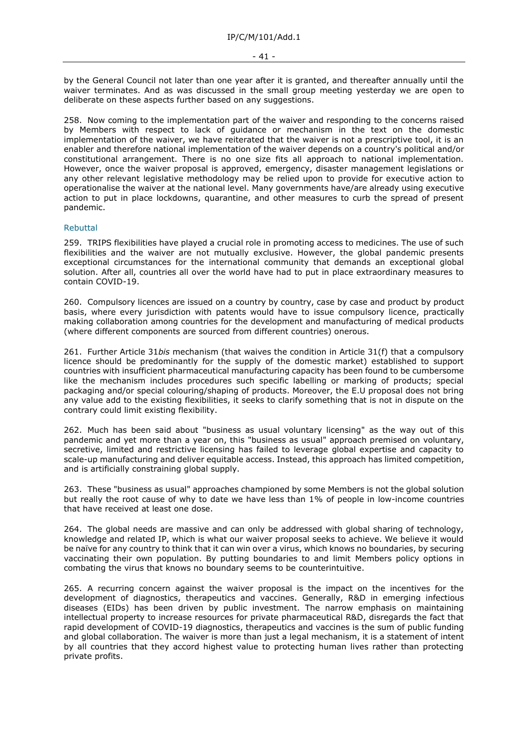by the General Council not later than one year after it is granted, and thereafter annually until the waiver terminates. And as was discussed in the small group meeting yesterday we are open to deliberate on these aspects further based on any suggestions.

258. Now coming to the implementation part of the waiver and responding to the concerns raised by Members with respect to lack of guidance or mechanism in the text on the domestic implementation of the waiver, we have reiterated that the waiver is not a prescriptive tool, it is an enabler and therefore national implementation of the waiver depends on a country's political and/or constitutional arrangement. There is no one size fits all approach to national implementation. However, once the waiver proposal is approved, emergency, disaster management legislations or any other relevant legislative methodology may be relied upon to provide for executive action to operationalise the waiver at the national level. Many governments have/are already using executive action to put in place lockdowns, quarantine, and other measures to curb the spread of present pandemic.

### Rebuttal

259. TRIPS flexibilities have played a crucial role in promoting access to medicines. The use of such flexibilities and the waiver are not mutually exclusive. However, the global pandemic presents exceptional circumstances for the international community that demands an exceptional global solution. After all, countries all over the world have had to put in place extraordinary measures to contain COVID-19.

260. Compulsory licences are issued on a country by country, case by case and product by product basis, where every jurisdiction with patents would have to issue compulsory licence, practically making collaboration among countries for the development and manufacturing of medical products (where different components are sourced from different countries) onerous.

261. Further Article 31*bis* mechanism (that waives the condition in Article 31(f) that a compulsory licence should be predominantly for the supply of the domestic market) established to support countries with insufficient pharmaceutical manufacturing capacity has been found to be cumbersome like the mechanism includes procedures such specific labelling or marking of products; special packaging and/or special colouring/shaping of products. Moreover, the E.U proposal does not bring any value add to the existing flexibilities, it seeks to clarify something that is not in dispute on the contrary could limit existing flexibility.

262. Much has been said about "business as usual voluntary licensing" as the way out of this pandemic and yet more than a year on, this "business as usual" approach premised on voluntary, secretive, limited and restrictive licensing has failed to leverage global expertise and capacity to scale-up manufacturing and deliver equitable access. Instead, this approach has limited competition, and is artificially constraining global supply.

263. These "business as usual" approaches championed by some Members is not the global solution but really the root cause of why to date we have less than 1% of people in low-income countries that have received at least one dose.

264. The global needs are massive and can only be addressed with global sharing of technology, knowledge and related IP, which is what our waiver proposal seeks to achieve. We believe it would be naïve for any country to think that it can win over a virus, which knows no boundaries, by securing vaccinating their own population. By putting boundaries to and limit Members policy options in combating the virus that knows no boundary seems to be counterintuitive.

265. A recurring concern against the waiver proposal is the impact on the incentives for the development of diagnostics, therapeutics and vaccines. Generally, R&D in emerging infectious diseases (EIDs) has been driven by public investment. The narrow emphasis on maintaining intellectual property to increase resources for private pharmaceutical R&D, disregards the fact that rapid development of COVID-19 diagnostics, therapeutics and vaccines is the sum of public funding and global collaboration. The waiver is more than just a legal mechanism, it is a statement of intent by all countries that they accord highest value to protecting human lives rather than protecting private profits.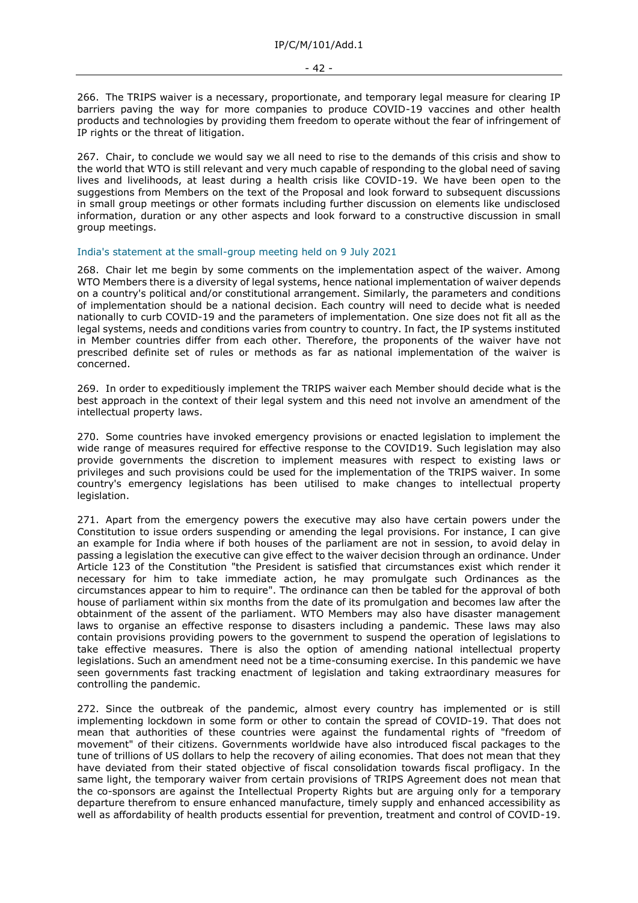266. The TRIPS waiver is a necessary, proportionate, and temporary legal measure for clearing IP barriers paving the way for more companies to produce COVID-19 vaccines and other health products and technologies by providing them freedom to operate without the fear of infringement of IP rights or the threat of litigation.

267. Chair, to conclude we would say we all need to rise to the demands of this crisis and show to the world that WTO is still relevant and very much capable of responding to the global need of saving lives and livelihoods, at least during a health crisis like COVID-19. We have been open to the suggestions from Members on the text of the Proposal and look forward to subsequent discussions in small group meetings or other formats including further discussion on elements like undisclosed information, duration or any other aspects and look forward to a constructive discussion in small group meetings.

### India's statement at the small-group meeting held on 9 July 2021

268. Chair let me begin by some comments on the implementation aspect of the waiver. Among WTO Members there is a diversity of legal systems, hence national implementation of waiver depends on a country's political and/or constitutional arrangement. Similarly, the parameters and conditions of implementation should be a national decision. Each country will need to decide what is needed nationally to curb COVID-19 and the parameters of implementation. One size does not fit all as the legal systems, needs and conditions varies from country to country. In fact, the IP systems instituted in Member countries differ from each other. Therefore, the proponents of the waiver have not prescribed definite set of rules or methods as far as national implementation of the waiver is concerned.

269. In order to expeditiously implement the TRIPS waiver each Member should decide what is the best approach in the context of their legal system and this need not involve an amendment of the intellectual property laws.

270. Some countries have invoked emergency provisions or enacted legislation to implement the wide range of measures required for effective response to the COVID19. Such legislation may also provide governments the discretion to implement measures with respect to existing laws or privileges and such provisions could be used for the implementation of the TRIPS waiver. In some country's emergency legislations has been utilised to make changes to intellectual property legislation.

271. Apart from the emergency powers the executive may also have certain powers under the Constitution to issue orders suspending or amending the legal provisions. For instance, I can give an example for India where if both houses of the parliament are not in session, to avoid delay in passing a legislation the executive can give effect to the waiver decision through an ordinance. Under Article 123 of the Constitution "the President is satisfied that circumstances exist which render it necessary for him to take immediate action, he may promulgate such Ordinances as the circumstances appear to him to require". The ordinance can then be tabled for the approval of both house of parliament within six months from the date of its promulgation and becomes law after the obtainment of the assent of the parliament. WTO Members may also have disaster management laws to organise an effective response to disasters including a pandemic. These laws may also contain provisions providing powers to the government to suspend the operation of legislations to take effective measures. There is also the option of amending national intellectual property legislations. Such an amendment need not be a time-consuming exercise. In this pandemic we have seen governments fast tracking enactment of legislation and taking extraordinary measures for controlling the pandemic.

272. Since the outbreak of the pandemic, almost every country has implemented or is still implementing lockdown in some form or other to contain the spread of COVID-19. That does not mean that authorities of these countries were against the fundamental rights of "freedom of movement" of their citizens. Governments worldwide have also introduced fiscal packages to the tune of trillions of US dollars to help the recovery of ailing economies. That does not mean that they have deviated from their stated objective of fiscal consolidation towards fiscal profligacy. In the same light, the temporary waiver from certain provisions of TRIPS Agreement does not mean that the co-sponsors are against the Intellectual Property Rights but are arguing only for a temporary departure therefrom to ensure enhanced manufacture, timely supply and enhanced accessibility as well as affordability of health products essential for prevention, treatment and control of COVID-19.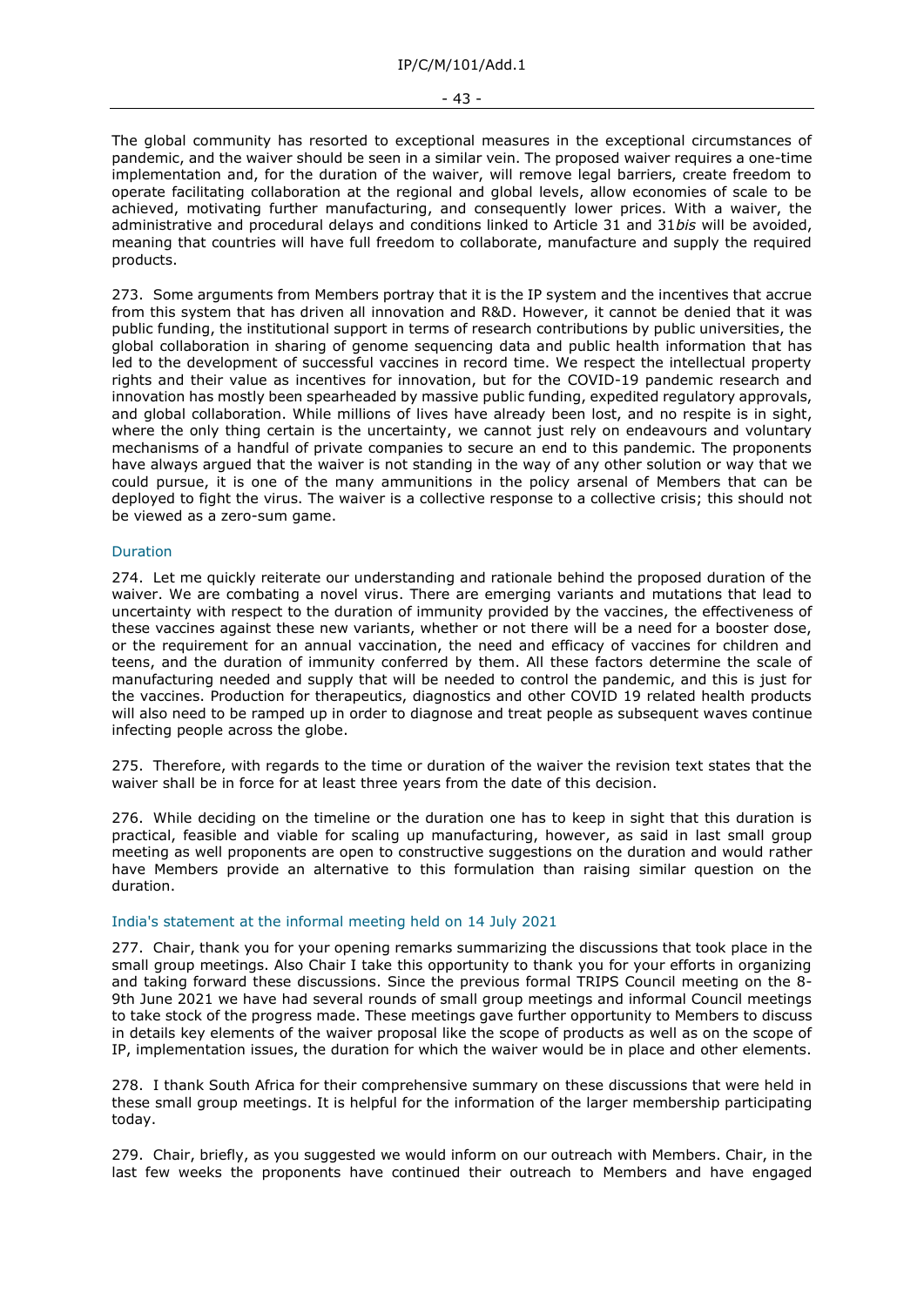The global community has resorted to exceptional measures in the exceptional circumstances of pandemic, and the waiver should be seen in a similar vein. The proposed waiver requires a one-time implementation and, for the duration of the waiver, will remove legal barriers, create freedom to operate facilitating collaboration at the regional and global levels, allow economies of scale to be achieved, motivating further manufacturing, and consequently lower prices. With a waiver, the administrative and procedural delays and conditions linked to Article 31 and 31*bis* will be avoided, meaning that countries will have full freedom to collaborate, manufacture and supply the required products.

273. Some arguments from Members portray that it is the IP system and the incentives that accrue from this system that has driven all innovation and R&D. However, it cannot be denied that it was public funding, the institutional support in terms of research contributions by public universities, the global collaboration in sharing of genome sequencing data and public health information that has led to the development of successful vaccines in record time. We respect the intellectual property rights and their value as incentives for innovation, but for the COVID-19 pandemic research and innovation has mostly been spearheaded by massive public funding, expedited regulatory approvals, and global collaboration. While millions of lives have already been lost, and no respite is in sight, where the only thing certain is the uncertainty, we cannot just rely on endeavours and voluntary mechanisms of a handful of private companies to secure an end to this pandemic. The proponents have always argued that the waiver is not standing in the way of any other solution or way that we could pursue, it is one of the many ammunitions in the policy arsenal of Members that can be deployed to fight the virus. The waiver is a collective response to a collective crisis; this should not be viewed as a zero-sum game.

### Duration

274. Let me quickly reiterate our understanding and rationale behind the proposed duration of the waiver. We are combating a novel virus. There are emerging variants and mutations that lead to uncertainty with respect to the duration of immunity provided by the vaccines, the effectiveness of these vaccines against these new variants, whether or not there will be a need for a booster dose, or the requirement for an annual vaccination, the need and efficacy of vaccines for children and teens, and the duration of immunity conferred by them. All these factors determine the scale of manufacturing needed and supply that will be needed to control the pandemic, and this is just for the vaccines. Production for therapeutics, diagnostics and other COVID 19 related health products will also need to be ramped up in order to diagnose and treat people as subsequent waves continue infecting people across the globe.

275. Therefore, with regards to the time or duration of the waiver the revision text states that the waiver shall be in force for at least three years from the date of this decision.

276. While deciding on the timeline or the duration one has to keep in sight that this duration is practical, feasible and viable for scaling up manufacturing, however, as said in last small group meeting as well proponents are open to constructive suggestions on the duration and would rather have Members provide an alternative to this formulation than raising similar question on the duration.

### India's statement at the informal meeting held on 14 July 2021

277. Chair, thank you for your opening remarks summarizing the discussions that took place in the small group meetings. Also Chair I take this opportunity to thank you for your efforts in organizing and taking forward these discussions. Since the previous formal TRIPS Council meeting on the 8-9th June 2021 we have had several rounds of small group meetings and informal Council meetings to take stock of the progress made. These meetings gave further opportunity to Members to discuss in details key elements of the waiver proposal like the scope of products as well as on the scope of IP, implementation issues, the duration for which the waiver would be in place and other elements.

278. I thank South Africa for their comprehensive summary on these discussions that were held in these small group meetings. It is helpful for the information of the larger membership participating today.

279. Chair, briefly, as you suggested we would inform on our outreach with Members. Chair, in the last few weeks the proponents have continued their outreach to Members and have engaged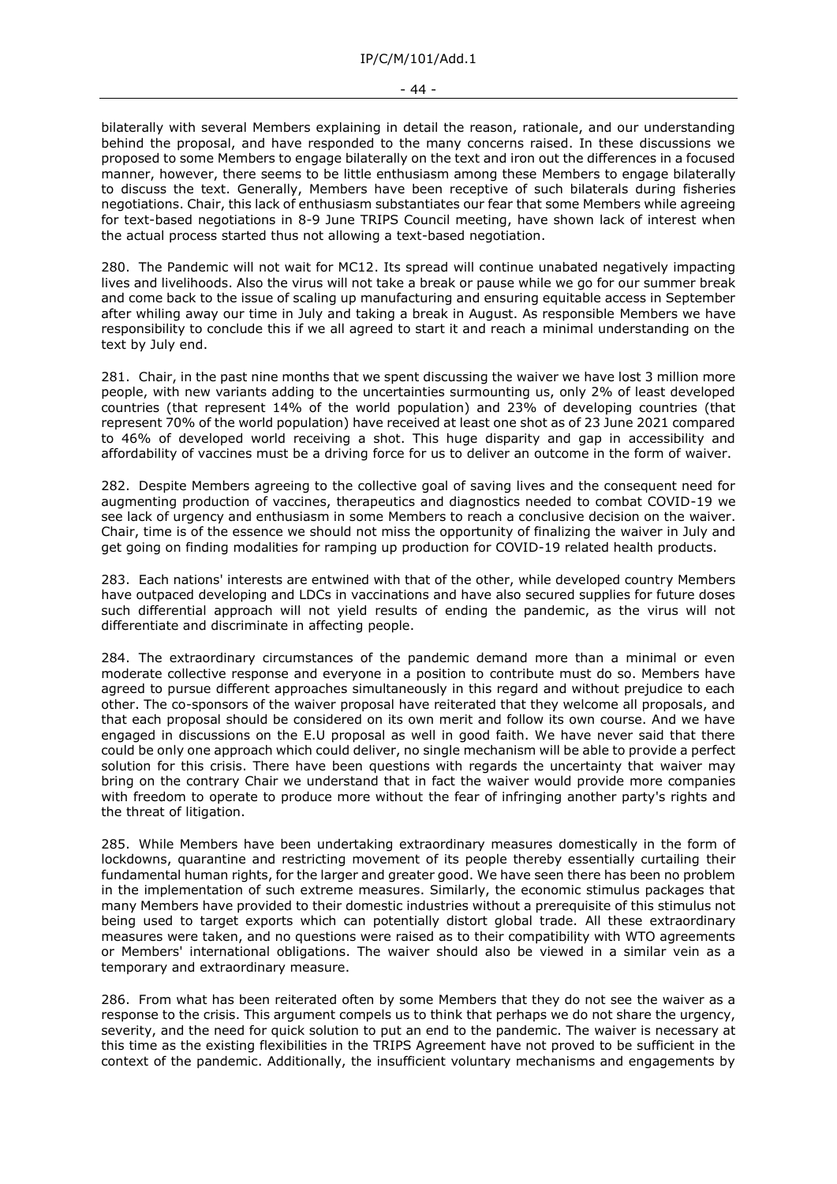bilaterally with several Members explaining in detail the reason, rationale, and our understanding behind the proposal, and have responded to the many concerns raised. In these discussions we proposed to some Members to engage bilaterally on the text and iron out the differences in a focused manner, however, there seems to be little enthusiasm among these Members to engage bilaterally to discuss the text. Generally, Members have been receptive of such bilaterals during fisheries negotiations. Chair, this lack of enthusiasm substantiates our fear that some Members while agreeing for text-based negotiations in 8-9 June TRIPS Council meeting, have shown lack of interest when the actual process started thus not allowing a text-based negotiation.

280. The Pandemic will not wait for MC12. Its spread will continue unabated negatively impacting lives and livelihoods. Also the virus will not take a break or pause while we go for our summer break and come back to the issue of scaling up manufacturing and ensuring equitable access in September after whiling away our time in July and taking a break in August. As responsible Members we have responsibility to conclude this if we all agreed to start it and reach a minimal understanding on the text by July end.

281. Chair, in the past nine months that we spent discussing the waiver we have lost 3 million more people, with new variants adding to the uncertainties surmounting us, only 2% of least developed countries (that represent 14% of the world population) and 23% of developing countries (that represent 70% of the world population) have received at least one shot as of 23 June 2021 compared to 46% of developed world receiving a shot. This huge disparity and gap in accessibility and affordability of vaccines must be a driving force for us to deliver an outcome in the form of waiver.

282. Despite Members agreeing to the collective goal of saving lives and the consequent need for augmenting production of vaccines, therapeutics and diagnostics needed to combat COVID-19 we see lack of urgency and enthusiasm in some Members to reach a conclusive decision on the waiver. Chair, time is of the essence we should not miss the opportunity of finalizing the waiver in July and get going on finding modalities for ramping up production for COVID-19 related health products.

283. Each nations' interests are entwined with that of the other, while developed country Members have outpaced developing and LDCs in vaccinations and have also secured supplies for future doses such differential approach will not yield results of ending the pandemic, as the virus will not differentiate and discriminate in affecting people.

284. The extraordinary circumstances of the pandemic demand more than a minimal or even moderate collective response and everyone in a position to contribute must do so. Members have agreed to pursue different approaches simultaneously in this regard and without prejudice to each other. The co-sponsors of the waiver proposal have reiterated that they welcome all proposals, and that each proposal should be considered on its own merit and follow its own course. And we have engaged in discussions on the E.U proposal as well in good faith. We have never said that there could be only one approach which could deliver, no single mechanism will be able to provide a perfect solution for this crisis. There have been questions with regards the uncertainty that waiver may bring on the contrary Chair we understand that in fact the waiver would provide more companies with freedom to operate to produce more without the fear of infringing another party's rights and the threat of litigation.

285. While Members have been undertaking extraordinary measures domestically in the form of lockdowns, quarantine and restricting movement of its people thereby essentially curtailing their fundamental human rights, for the larger and greater good. We have seen there has been no problem in the implementation of such extreme measures. Similarly, the economic stimulus packages that many Members have provided to their domestic industries without a prerequisite of this stimulus not being used to target exports which can potentially distort global trade. All these extraordinary measures were taken, and no questions were raised as to their compatibility with WTO agreements or Members' international obligations. The waiver should also be viewed in a similar vein as a temporary and extraordinary measure.

286. From what has been reiterated often by some Members that they do not see the waiver as a response to the crisis. This argument compels us to think that perhaps we do not share the urgency, severity, and the need for quick solution to put an end to the pandemic. The waiver is necessary at this time as the existing flexibilities in the TRIPS Agreement have not proved to be sufficient in the context of the pandemic. Additionally, the insufficient voluntary mechanisms and engagements by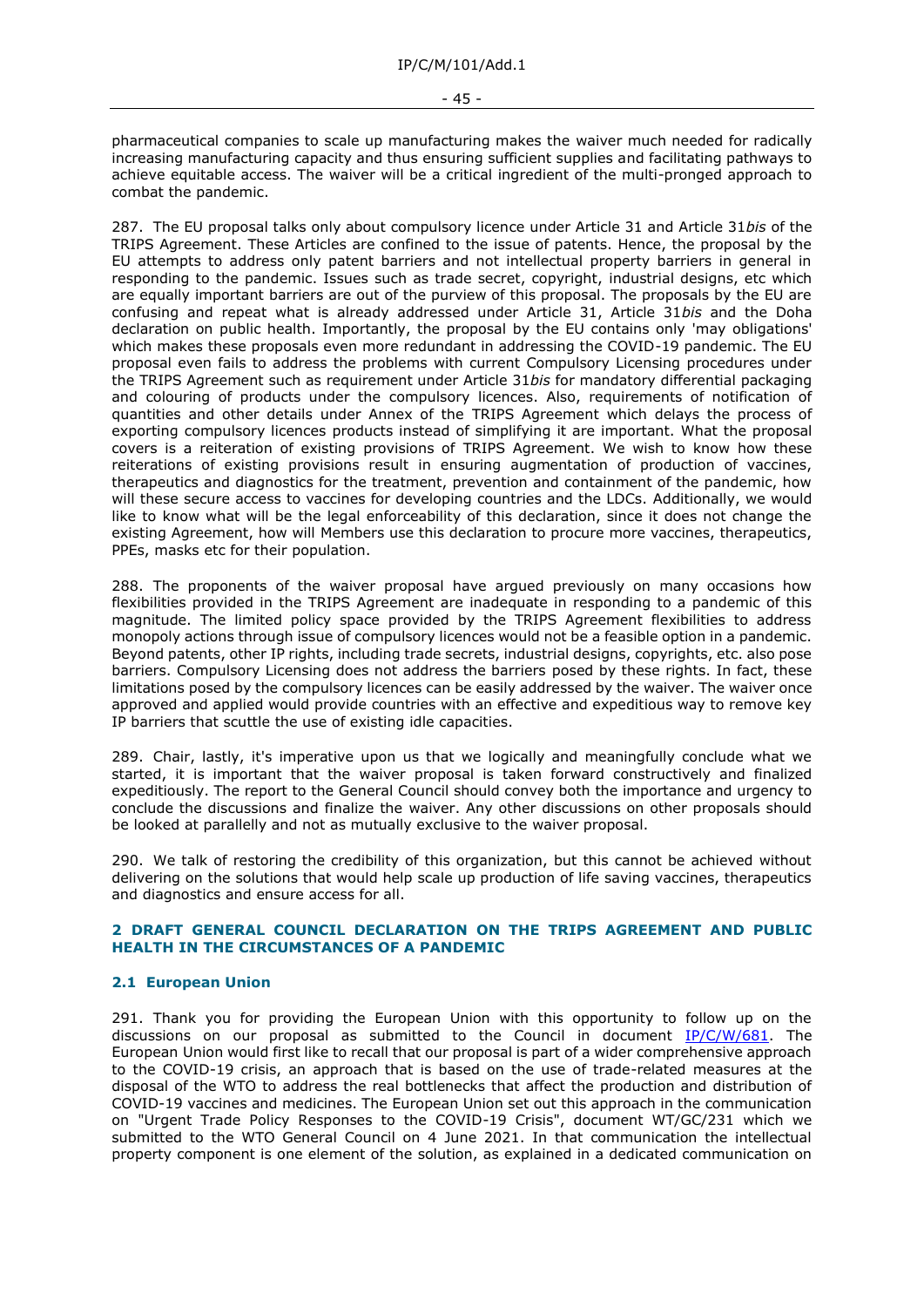pharmaceutical companies to scale up manufacturing makes the waiver much needed for radically increasing manufacturing capacity and thus ensuring sufficient supplies and facilitating pathways to achieve equitable access. The waiver will be a critical ingredient of the multi-pronged approach to combat the pandemic.

287. The EU proposal talks only about compulsory licence under Article 31 and Article 31*bis* of the TRIPS Agreement. These Articles are confined to the issue of patents. Hence, the proposal by the EU attempts to address only patent barriers and not intellectual property barriers in general in responding to the pandemic. Issues such as trade secret, copyright, industrial designs, etc which are equally important barriers are out of the purview of this proposal. The proposals by the EU are confusing and repeat what is already addressed under Article 31, Article 31*bis* and the Doha declaration on public health. Importantly, the proposal by the EU contains only 'may obligations' which makes these proposals even more redundant in addressing the COVID-19 pandemic. The EU proposal even fails to address the problems with current Compulsory Licensing procedures under the TRIPS Agreement such as requirement under Article 31*bis* for mandatory differential packaging and colouring of products under the compulsory licences. Also, requirements of notification of quantities and other details under Annex of the TRIPS Agreement which delays the process of exporting compulsory licences products instead of simplifying it are important. What the proposal covers is a reiteration of existing provisions of TRIPS Agreement. We wish to know how these reiterations of existing provisions result in ensuring augmentation of production of vaccines, therapeutics and diagnostics for the treatment, prevention and containment of the pandemic, how will these secure access to vaccines for developing countries and the LDCs. Additionally, we would like to know what will be the legal enforceability of this declaration, since it does not change the existing Agreement, how will Members use this declaration to procure more vaccines, therapeutics, PPEs, masks etc for their population.

288. The proponents of the waiver proposal have argued previously on many occasions how flexibilities provided in the TRIPS Agreement are inadequate in responding to a pandemic of this magnitude. The limited policy space provided by the TRIPS Agreement flexibilities to address monopoly actions through issue of compulsory licences would not be a feasible option in a pandemic. Beyond patents, other IP rights, including trade secrets, industrial designs, copyrights, etc. also pose barriers. Compulsory Licensing does not address the barriers posed by these rights. In fact, these limitations posed by the compulsory licences can be easily addressed by the waiver. The waiver once approved and applied would provide countries with an effective and expeditious way to remove key IP barriers that scuttle the use of existing idle capacities.

289. Chair, lastly, it's imperative upon us that we logically and meaningfully conclude what we started, it is important that the waiver proposal is taken forward constructively and finalized expeditiously. The report to the General Council should convey both the importance and urgency to conclude the discussions and finalize the waiver. Any other discussions on other proposals should be looked at parallelly and not as mutually exclusive to the waiver proposal.

290. We talk of restoring the credibility of this organization, but this cannot be achieved without delivering on the solutions that would help scale up production of life saving vaccines, therapeutics and diagnostics and ensure access for all.

## 2 DRAFT GENERAL COUNCIL DECLARATION ON THE TRIPS AGREEMENT AND PUBLIC HEALTH IN THE CIRCUMSTANCES OF A PANDEMIC

### 2.1 European Union

291. Thank you for providing the European Union with this opportunity to follow up on the discussions on our proposal as submitted to the Council in document IP/C/W/681. The European Union would first like to recall that our proposal is part of a wider comprehensive approach to the COVID-19 crisis, an approach that is based on the use of trade-related measures at the disposal of the WTO to address the real bottlenecks that affect the production and distribution of COVID-19 vaccines and medicines. The European Union set out this approach in the communication on "Urgent Trade Policy Responses to the COVID-19 Crisis", document WT/GC/231 which we submitted to the WTO General Council on 4 June 2021. In that communication the intellectual property component is one element of the solution, as explained in a dedicated communication on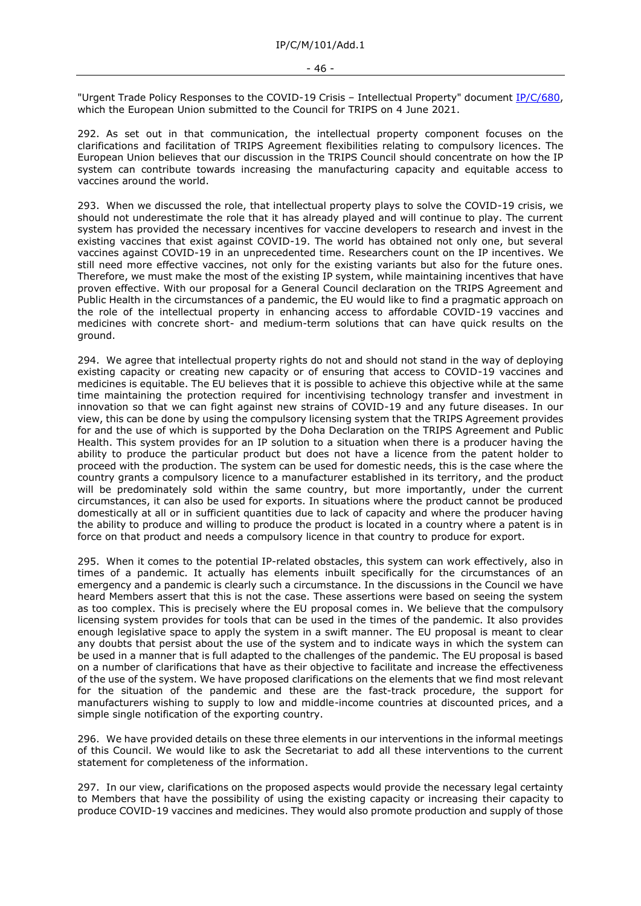"Urgent Trade Policy Responses to the COVID-19 Crisis – Intellectual Property" document IP/C/680, which the European Union submitted to the Council for TRIPS on 4 June 2021.

292. As set out in that communication, the intellectual property component focuses on the clarifications and facilitation of TRIPS Agreement flexibilities relating to compulsory licences. The European Union believes that our discussion in the TRIPS Council should concentrate on how the IP system can contribute towards increasing the manufacturing capacity and equitable access to vaccines around the world.

293. When we discussed the role, that intellectual property plays to solve the COVID-19 crisis, we should not underestimate the role that it has already played and will continue to play. The current system has provided the necessary incentives for vaccine developers to research and invest in the existing vaccines that exist against COVID-19. The world has obtained not only one, but several vaccines against COVID-19 in an unprecedented time. Researchers count on the IP incentives. We still need more effective vaccines, not only for the existing variants but also for the future ones. Therefore, we must make the most of the existing IP system, while maintaining incentives that have proven effective. With our proposal for a General Council declaration on the TRIPS Agreement and Public Health in the circumstances of a pandemic, the EU would like to find a pragmatic approach on the role of the intellectual property in enhancing access to affordable COVID-19 vaccines and medicines with concrete short- and medium-term solutions that can have quick results on the ground.

294. We agree that intellectual property rights do not and should not stand in the way of deploying existing capacity or creating new capacity or of ensuring that access to COVID-19 vaccines and medicines is equitable. The EU believes that it is possible to achieve this objective while at the same time maintaining the protection required for incentivising technology transfer and investment in innovation so that we can fight against new strains of COVID-19 and any future diseases. In our view, this can be done by using the compulsory licensing system that the TRIPS Agreement provides for and the use of which is supported by the Doha Declaration on the TRIPS Agreement and Public Health. This system provides for an IP solution to a situation when there is a producer having the ability to produce the particular product but does not have a licence from the patent holder to proceed with the production. The system can be used for domestic needs, this is the case where the country grants a compulsory licence to a manufacturer established in its territory, and the product will be predominately sold within the same country, but more importantly, under the current circumstances, it can also be used for exports. In situations where the product cannot be produced domestically at all or in sufficient quantities due to lack of capacity and where the producer having the ability to produce and willing to produce the product is located in a country where a patent is in force on that product and needs a compulsory licence in that country to produce for export.

295. When it comes to the potential IP-related obstacles, this system can work effectively, also in times of a pandemic. It actually has elements inbuilt specifically for the circumstances of an emergency and a pandemic is clearly such a circumstance. In the discussions in the Council we have heard Members assert that this is not the case. These assertions were based on seeing the system as too complex. This is precisely where the EU proposal comes in. We believe that the compulsory licensing system provides for tools that can be used in the times of the pandemic. It also provides enough legislative space to apply the system in a swift manner. The EU proposal is meant to clear any doubts that persist about the use of the system and to indicate ways in which the system can be used in a manner that is full adapted to the challenges of the pandemic. The EU proposal is based on a number of clarifications that have as their objective to facilitate and increase the effectiveness of the use of the system. We have proposed clarifications on the elements that we find most relevant for the situation of the pandemic and these are the fast-track procedure, the support for manufacturers wishing to supply to low and middle-income countries at discounted prices, and a simple single notification of the exporting country.

296. We have provided details on these three elements in our interventions in the informal meetings of this Council. We would like to ask the Secretariat to add all these interventions to the current statement for completeness of the information.

297. In our view, clarifications on the proposed aspects would provide the necessary legal certainty to Members that have the possibility of using the existing capacity or increasing their capacity to produce COVID-19 vaccines and medicines. They would also promote production and supply of those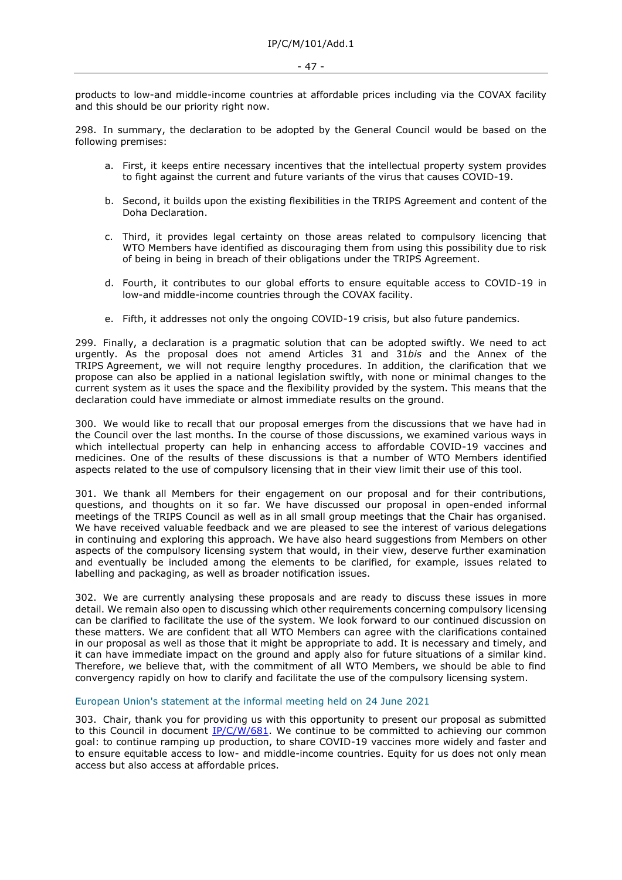products to low-and middle-income countries at affordable prices including via the COVAX facility and this should be our priority right now.

298. In summary, the declaration to be adopted by the General Council would be based on the following premises:

a. First, it keeps entire necessary incentives that the intellectual property system provides to fight against the current and future variants of the virus that causes COVID-19.

b. Second, it builds upon the existing flexibilities in the TRIPS Agreement and content of the Doha Declaration.

c. Third, it provides legal certainty on those areas related to compulsory licencing that WTO Members have identified as discouraging them from using this possibility due to risk of being in being in breach of their obligations under the TRIPS Agreement.

d. Fourth, it contributes to our global efforts to ensure equitable access to COVID-19 in low-and middle-income countries through the COVAX facility.

e. Fifth, it addresses not only the ongoing COVID-19 crisis, but also future pandemics.

299. Finally, a declaration is a pragmatic solution that can be adopted swiftly. We need to act urgently. As the proposal does not amend Articles 31 and 31*bis* and the Annex of the TRIPS Agreement, we will not require lengthy procedures. In addition, the clarification that we propose can also be applied in a national legislation swiftly, with none or minimal changes to the current system as it uses the space and the flexibility provided by the system. This means that the declaration could have immediate or almost immediate results on the ground.

300. We would like to recall that our proposal emerges from the discussions that we have had in the Council over the last months. In the course of those discussions, we examined various ways in which intellectual property can help in enhancing access to affordable COVID-19 vaccines and medicines. One of the results of these discussions is that a number of WTO Members identified aspects related to the use of compulsory licensing that in their view limit their use of this tool.

301. We thank all Members for their engagement on our proposal and for their contributions, questions, and thoughts on it so far. We have discussed our proposal in open-ended informal meetings of the TRIPS Council as well as in all small group meetings that the Chair has organised. We have received valuable feedback and we are pleased to see the interest of various delegations in continuing and exploring this approach. We have also heard suggestions from Members on other aspects of the compulsory licensing system that would, in their view, deserve further examination and eventually be included among the elements to be clarified, for example, issues related to labelling and packaging, as well as broader notification issues.

302. We are currently analysing these proposals and are ready to discuss these issues in more detail. We remain also open to discussing which other requirements concerning compulsory licensing can be clarified to facilitate the use of the system. We look forward to our continued discussion on these matters. We are confident that all WTO Members can agree with the clarifications contained in our proposal as well as those that it might be appropriate to add. It is necessary and timely, and it can have immediate impact on the ground and apply also for future situations of a similar kind. Therefore, we believe that, with the commitment of all WTO Members, we should be able to find convergency rapidly on how to clarify and facilitate the use of the compulsory licensing system.

### European Union's statement at the informal meeting held on 24 June 2021

303. Chair, thank you for providing us with this opportunity to present our proposal as submitted to this Council in document IP/C/W/681. We continue to be committed to achieving our common goal: to continue ramping up production, to share COVID-19 vaccines more widely and faster and to ensure equitable access to low- and middle-income countries. Equity for us does not only mean access but also access at affordable prices.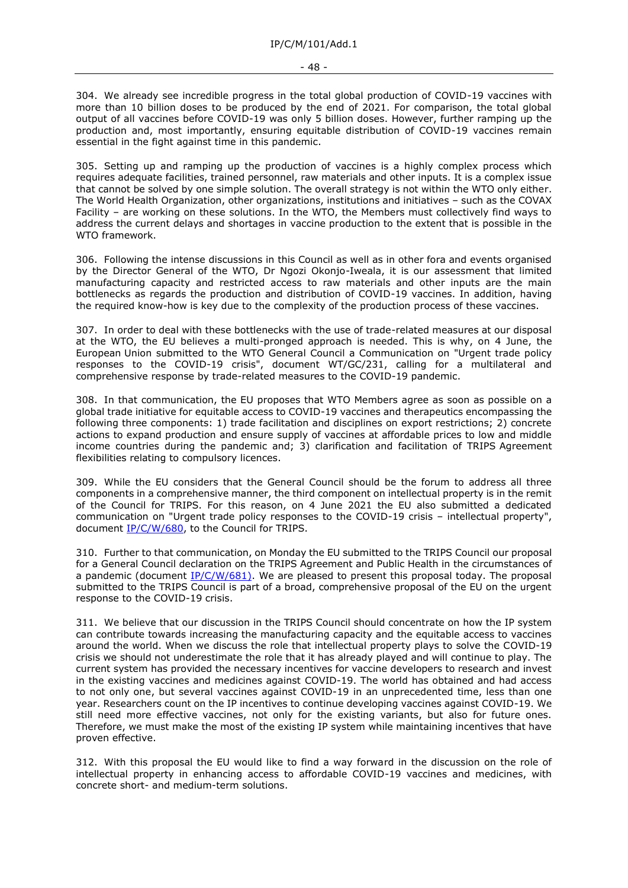304. We already see incredible progress in the total global production of COVID-19 vaccines with more than 10 billion doses to be produced by the end of 2021. For comparison, the total global output of all vaccines before COVID-19 was only 5 billion doses. However, further ramping up the production and, most importantly, ensuring equitable distribution of COVID-19 vaccines remain essential in the fight against time in this pandemic.

305. Setting up and ramping up the production of vaccines is a highly complex process which requires adequate facilities, trained personnel, raw materials and other inputs. It is a complex issue that cannot be solved by one simple solution. The overall strategy is not within the WTO only either. The World Health Organization, other organizations, institutions and initiatives – such as the COVAX Facility – are working on these solutions. In the WTO, the Members must collectively find ways to address the current delays and shortages in vaccine production to the extent that is possible in the WTO framework.

306. Following the intense discussions in this Council as well as in other fora and events organised by the Director General of the WTO, Dr Ngozi Okonjo-Iweala, it is our assessment that limited manufacturing capacity and restricted access to raw materials and other inputs are the main bottlenecks as regards the production and distribution of COVID-19 vaccines. In addition, having the required know-how is key due to the complexity of the production process of these vaccines.

307. In order to deal with these bottlenecks with the use of trade-related measures at our disposal at the WTO, the EU believes a multi-pronged approach is needed. This is why, on 4 June, the European Union submitted to the WTO General Council a Communication on "Urgent trade policy responses to the COVID-19 crisis", document WT/GC/231, calling for a multilateral and comprehensive response by trade-related measures to the COVID-19 pandemic.

308. In that communication, the EU proposes that WTO Members agree as soon as possible on a global trade initiative for equitable access to COVID-19 vaccines and therapeutics encompassing the following three components: 1) trade facilitation and disciplines on export restrictions; 2) concrete actions to expand production and ensure supply of vaccines at affordable prices to low and middle income countries during the pandemic and; 3) clarification and facilitation of TRIPS Agreement flexibilities relating to compulsory licences.

309. While the EU considers that the General Council should be the forum to address all three components in a comprehensive manner, the third component on intellectual property is in the remit of the Council for TRIPS. For this reason, on 4 June 2021 the EU also submitted a dedicated communication on "Urgent trade policy responses to the COVID-19 crisis – intellectual property", document IP/C/W/680, to the Council for TRIPS.

310. Further to that communication, on Monday the EU submitted to the TRIPS Council our proposal for a General Council declaration on the TRIPS Agreement and Public Health in the circumstances of a pandemic (document IP/C/W/681). We are pleased to present this proposal today. The proposal submitted to the TRIPS Council is part of a broad, comprehensive proposal of the EU on the urgent response to the COVID-19 crisis.

311. We believe that our discussion in the TRIPS Council should concentrate on how the IP system can contribute towards increasing the manufacturing capacity and the equitable access to vaccines around the world. When we discuss the role that intellectual property plays to solve the COVID-19 crisis we should not underestimate the role that it has already played and will continue to play. The current system has provided the necessary incentives for vaccine developers to research and invest in the existing vaccines and medicines against COVID-19. The world has obtained and had access to not only one, but several vaccines against COVID-19 in an unprecedented time, less than one year. Researchers count on the IP incentives to continue developing vaccines against COVID-19. We still need more effective vaccines, not only for the existing variants, but also for future ones. Therefore, we must make the most of the existing IP system while maintaining incentives that have proven effective.

312. With this proposal the EU would like to find a way forward in the discussion on the role of intellectual property in enhancing access to affordable COVID-19 vaccines and medicines, with concrete short- and medium-term solutions.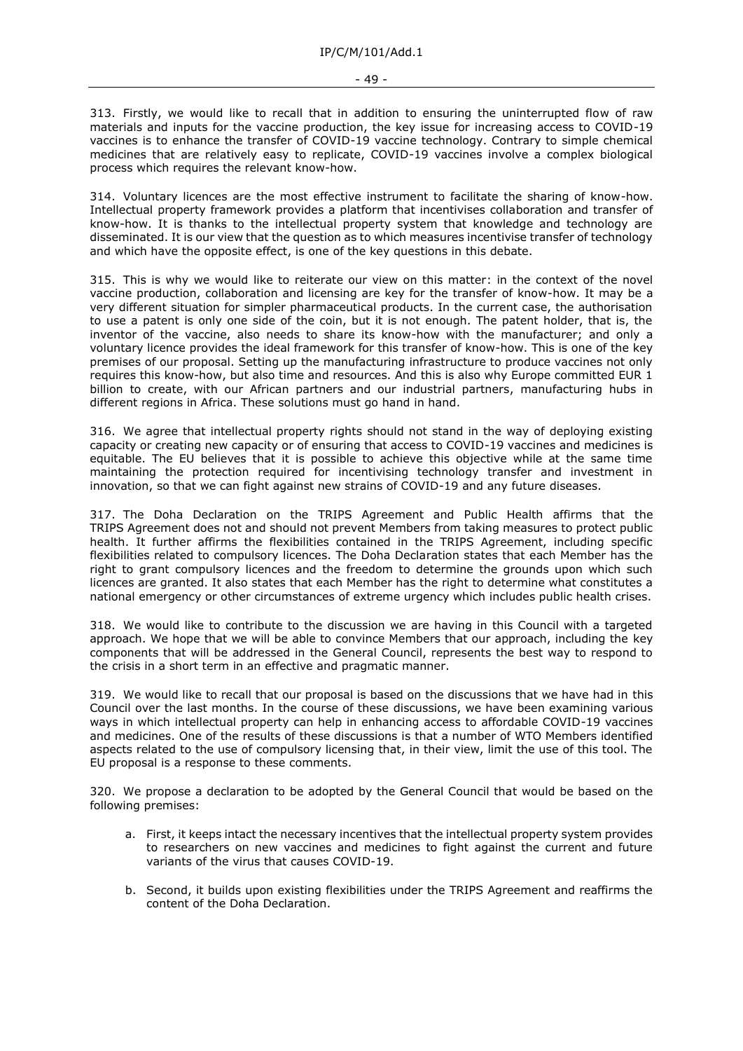313. Firstly, we would like to recall that in addition to ensuring the uninterrupted flow of raw materials and inputs for the vaccine production, the key issue for increasing access to COVID-19 vaccines is to enhance the transfer of COVID-19 vaccine technology. Contrary to simple chemical medicines that are relatively easy to replicate, COVID-19 vaccines involve a complex biological process which requires the relevant know-how.

314. Voluntary licences are the most effective instrument to facilitate the sharing of know-how. Intellectual property framework provides a platform that incentivises collaboration and transfer of know-how. It is thanks to the intellectual property system that knowledge and technology are disseminated. It is our view that the question as to which measures incentivise transfer of technology and which have the opposite effect, is one of the key questions in this debate.

315. This is why we would like to reiterate our view on this matter: in the context of the novel vaccine production, collaboration and licensing are key for the transfer of know-how. It may be a very different situation for simpler pharmaceutical products. In the current case, the authorisation to use a patent is only one side of the coin, but it is not enough. The patent holder, that is, the inventor of the vaccine, also needs to share its know-how with the manufacturer; and only a voluntary licence provides the ideal framework for this transfer of know-how. This is one of the key premises of our proposal. Setting up the manufacturing infrastructure to produce vaccines not only requires this know-how, but also time and resources. And this is also why Europe committed EUR 1 billion to create, with our African partners and our industrial partners, manufacturing hubs in different regions in Africa. These solutions must go hand in hand.

316. We agree that intellectual property rights should not stand in the way of deploying existing capacity or creating new capacity or of ensuring that access to COVID-19 vaccines and medicines is equitable. The EU believes that it is possible to achieve this objective while at the same time maintaining the protection required for incentivising technology transfer and investment in innovation, so that we can fight against new strains of COVID-19 and any future diseases.

317. The Doha Declaration on the TRIPS Agreement and Public Health affirms that the TRIPS Agreement does not and should not prevent Members from taking measures to protect public health. It further affirms the flexibilities contained in the TRIPS Agreement, including specific flexibilities related to compulsory licences. The Doha Declaration states that each Member has the right to grant compulsory licences and the freedom to determine the grounds upon which such licences are granted. It also states that each Member has the right to determine what constitutes a national emergency or other circumstances of extreme urgency which includes public health crises.

318. We would like to contribute to the discussion we are having in this Council with a targeted approach. We hope that we will be able to convince Members that our approach, including the key components that will be addressed in the General Council, represents the best way to respond to the crisis in a short term in an effective and pragmatic manner.

319. We would like to recall that our proposal is based on the discussions that we have had in this Council over the last months. In the course of these discussions, we have been examining various ways in which intellectual property can help in enhancing access to affordable COVID-19 vaccines and medicines. One of the results of these discussions is that a number of WTO Members identified aspects related to the use of compulsory licensing that, in their view, limit the use of this tool. The EU proposal is a response to these comments.

320. We propose a declaration to be adopted by the General Council that would be based on the following premises:

a. First, it keeps intact the necessary incentives that the intellectual property system provides to researchers on new vaccines and medicines to fight against the current and future variants of the virus that causes COVID-19.

b. Second, it builds upon existing flexibilities under the TRIPS Agreement and reaffirms the content of the Doha Declaration.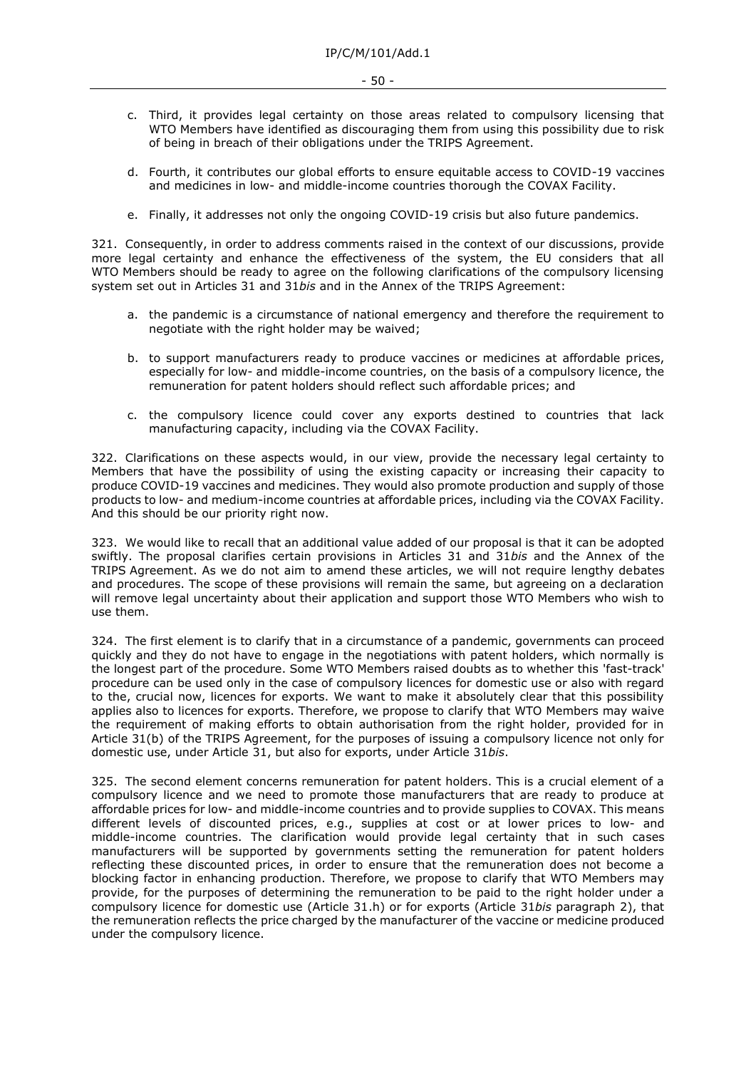c. Third, it provides legal certainty on those areas related to compulsory licensing that WTO Members have identified as discouraging them from using this possibility due to risk of being in breach of their obligations under the TRIPS Agreement.

d. Fourth, it contributes our global efforts to ensure equitable access to COVID-19 vaccines and medicines in low- and middle-income countries thorough the COVAX Facility.

e. Finally, it addresses not only the ongoing COVID-19 crisis but also future pandemics.

321. Consequently, in order to address comments raised in the context of our discussions, provide more legal certainty and enhance the effectiveness of the system, the EU considers that all WTO Members should be ready to agree on the following clarifications of the compulsory licensing system set out in Articles 31 and 31*bis* and in the Annex of the TRIPS Agreement:

a. the pandemic is a circumstance of national emergency and therefore the requirement to negotiate with the right holder may be waived;

b. to support manufacturers ready to produce vaccines or medicines at affordable prices, especially for low- and middle-income countries, on the basis of a compulsory licence, the remuneration for patent holders should reflect such affordable prices; and

c. the compulsory licence could cover any exports destined to countries that lack manufacturing capacity, including via the COVAX Facility.

322. Clarifications on these aspects would, in our view, provide the necessary legal certainty to Members that have the possibility of using the existing capacity or increasing their capacity to produce COVID-19 vaccines and medicines. They would also promote production and supply of those products to low- and medium-income countries at affordable prices, including via the COVAX Facility. And this should be our priority right now.

323. We would like to recall that an additional value added of our proposal is that it can be adopted swiftly. The proposal clarifies certain provisions in Articles 31 and 31*bis* and the Annex of the TRIPS Agreement. As we do not aim to amend these articles, we will not require lengthy debates and procedures. The scope of these provisions will remain the same, but agreeing on a declaration will remove legal uncertainty about their application and support those WTO Members who wish to use them.

324. The first element is to clarify that in a circumstance of a pandemic, governments can proceed quickly and they do not have to engage in the negotiations with patent holders, which normally is the longest part of the procedure. Some WTO Members raised doubts as to whether this 'fast-track' procedure can be used only in the case of compulsory licences for domestic use or also with regard to the, crucial now, licences for exports. We want to make it absolutely clear that this possibility applies also to licences for exports. Therefore, we propose to clarify that WTO Members may waive the requirement of making efforts to obtain authorisation from the right holder, provided for in Article 31(b) of the TRIPS Agreement, for the purposes of issuing a compulsory licence not only for domestic use, under Article 31, but also for exports, under Article 31*bis*.

325. The second element concerns remuneration for patent holders. This is a crucial element of a compulsory licence and we need to promote those manufacturers that are ready to produce at affordable prices for low- and middle-income countries and to provide supplies to COVAX. This means different levels of discounted prices, e.g., supplies at cost or at lower prices to low- and middle-income countries. The clarification would provide legal certainty that in such cases manufacturers will be supported by governments setting the remuneration for patent holders reflecting these discounted prices, in order to ensure that the remuneration does not become a blocking factor in enhancing production. Therefore, we propose to clarify that WTO Members may provide, for the purposes of determining the remuneration to be paid to the right holder under a compulsory licence for domestic use (Article 31.h) or for exports (Article 31*bis* paragraph 2), that the remuneration reflects the price charged by the manufacturer of the vaccine or medicine produced under the compulsory licence.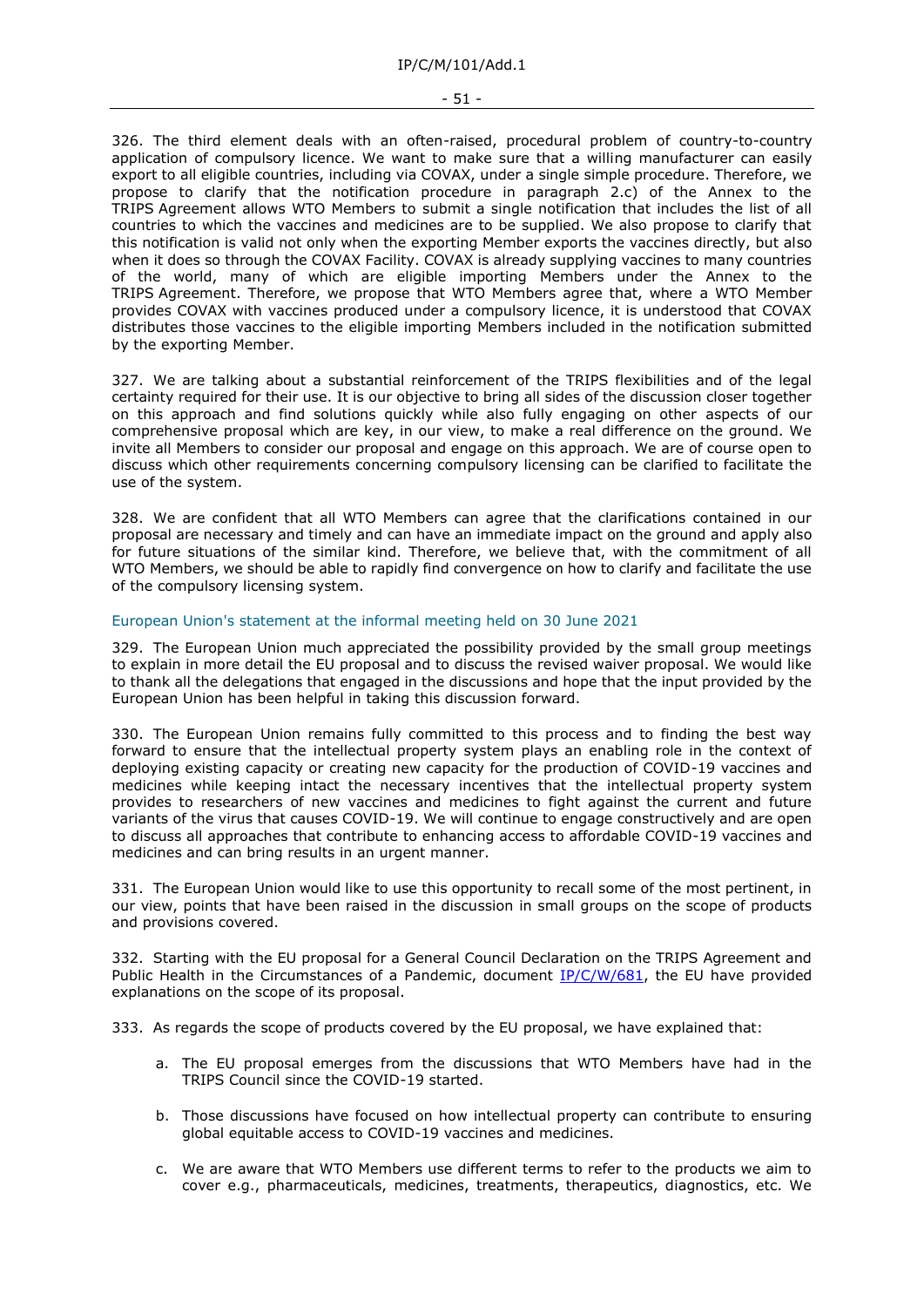326. The third element deals with an often-raised, procedural problem of country-to-country application of compulsory licence. We want to make sure that a willing manufacturer can easily export to all eligible countries, including via COVAX, under a single simple procedure. Therefore, we propose to clarify that the notification procedure in paragraph 2.c) of the Annex to the TRIPS Agreement allows WTO Members to submit a single notification that includes the list of all countries to which the vaccines and medicines are to be supplied. We also propose to clarify that this notification is valid not only when the exporting Member exports the vaccines directly, but also when it does so through the COVAX Facility. COVAX is already supplying vaccines to many countries of the world, many of which are eligible importing Members under the Annex to the TRIPS Agreement. Therefore, we propose that WTO Members agree that, where a WTO Member provides COVAX with vaccines produced under a compulsory licence, it is understood that COVAX distributes those vaccines to the eligible importing Members included in the notification submitted by the exporting Member.

327. We are talking about a substantial reinforcement of the TRIPS flexibilities and of the legal certainty required for their use. It is our objective to bring all sides of the discussion closer together on this approach and find solutions quickly while also fully engaging on other aspects of our comprehensive proposal which are key, in our view, to make a real difference on the ground. We invite all Members to consider our proposal and engage on this approach. We are of course open to discuss which other requirements concerning compulsory licensing can be clarified to facilitate the use of the system.

328. We are confident that all WTO Members can agree that the clarifications contained in our proposal are necessary and timely and can have an immediate impact on the ground and apply also for future situations of the similar kind. Therefore, we believe that, with the commitment of all WTO Members, we should be able to rapidly find convergence on how to clarify and facilitate the use of the compulsory licensing system.

### European Union's statement at the informal meeting held on 30 June 2021

329. The European Union much appreciated the possibility provided by the small group meetings to explain in more detail the EU proposal and to discuss the revised waiver proposal. We would like to thank all the delegations that engaged in the discussions and hope that the input provided by the European Union has been helpful in taking this discussion forward.

330. The European Union remains fully committed to this process and to finding the best way forward to ensure that the intellectual property system plays an enabling role in the context of deploying existing capacity or creating new capacity for the production of COVID-19 vaccines and medicines while keeping intact the necessary incentives that the intellectual property system provides to researchers of new vaccines and medicines to fight against the current and future variants of the virus that causes COVID-19. We will continue to engage constructively and are open to discuss all approaches that contribute to enhancing access to affordable COVID-19 vaccines and medicines and can bring results in an urgent manner.

331. The European Union would like to use this opportunity to recall some of the most pertinent, in our view, points that have been raised in the discussion in small groups on the scope of products and provisions covered.

332. Starting with the EU proposal for a General Council Declaration on the TRIPS Agreement and Public Health in the Circumstances of a Pandemic, document IP/C/W/681, the EU have provided explanations on the scope of its proposal.

333. As regards the scope of products covered by the EU proposal, we have explained that:

a. The EU proposal emerges from the discussions that WTO Members have had in the TRIPS Council since the COVID-19 started.

b. Those discussions have focused on how intellectual property can contribute to ensuring global equitable access to COVID-19 vaccines and medicines.

c. We are aware that WTO Members use different terms to refer to the products we aim to cover e.g., pharmaceuticals, medicines, treatments, therapeutics, diagnostics, etc. We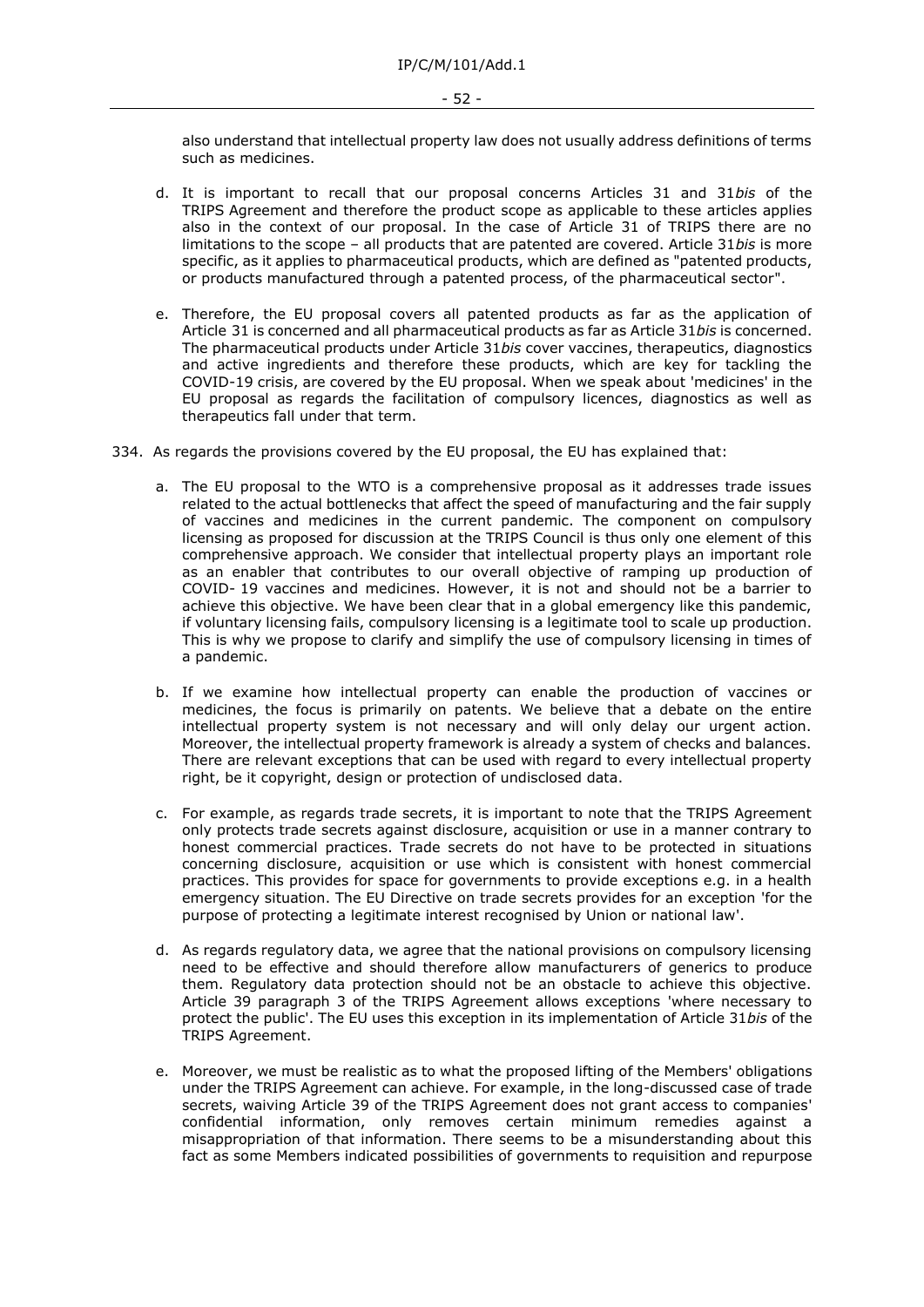also understand that intellectual property law does not usually address definitions of terms such as medicines.

d. It is important to recall that our proposal concerns Articles 31 and 31*bis* of the TRIPS Agreement and therefore the product scope as applicable to these articles applies also in the context of our proposal. In the case of Article 31 of TRIPS there are no limitations to the scope – all products that are patented are covered. Article 31*bis* is more specific, as it applies to pharmaceutical products, which are defined as "patented products, or products manufactured through a patented process, of the pharmaceutical sector".

e. Therefore, the EU proposal covers all patented products as far as the application of Article 31 is concerned and all pharmaceutical products as far as Article 31*bis* is concerned. The pharmaceutical products under Article 31*bis* cover vaccines, therapeutics, diagnostics and active ingredients and therefore these products, which are key for tackling the COVID-19 crisis, are covered by the EU proposal. When we speak about 'medicines' in the EU proposal as regards the facilitation of compulsory licences, diagnostics as well as therapeutics fall under that term.

334. As regards the provisions covered by the EU proposal, the EU has explained that:

a. The EU proposal to the WTO is a comprehensive proposal as it addresses trade issues related to the actual bottlenecks that affect the speed of manufacturing and the fair supply of vaccines and medicines in the current pandemic. The component on compulsory licensing as proposed for discussion at the TRIPS Council is thus only one element of this comprehensive approach. We consider that intellectual property plays an important role as an enabler that contributes to our overall objective of ramping up production of COVID- 19 vaccines and medicines. However, it is not and should not be a barrier to achieve this objective. We have been clear that in a global emergency like this pandemic, if voluntary licensing fails, compulsory licensing is a legitimate tool to scale up production. This is why we propose to clarify and simplify the use of compulsory licensing in times of a pandemic.

b. If we examine how intellectual property can enable the production of vaccines or medicines, the focus is primarily on patents. We believe that a debate on the entire intellectual property system is not necessary and will only delay our urgent action. Moreover, the intellectual property framework is already a system of checks and balances. There are relevant exceptions that can be used with regard to every intellectual property right, be it copyright, design or protection of undisclosed data.

c. For example, as regards trade secrets, it is important to note that the TRIPS Agreement only protects trade secrets against disclosure, acquisition or use in a manner contrary to honest commercial practices. Trade secrets do not have to be protected in situations concerning disclosure, acquisition or use which is consistent with honest commercial practices. This provides for space for governments to provide exceptions e.g. in a health emergency situation. The EU Directive on trade secrets provides for an exception 'for the purpose of protecting a legitimate interest recognised by Union or national law'.

d. As regards regulatory data, we agree that the national provisions on compulsory licensing need to be effective and should therefore allow manufacturers of generics to produce them. Regulatory data protection should not be an obstacle to achieve this objective. Article 39 paragraph 3 of the TRIPS Agreement allows exceptions 'where necessary to protect the public'. The EU uses this exception in its implementation of Article 31*bis* of the TRIPS Agreement.

e. Moreover, we must be realistic as to what the proposed lifting of the Members' obligations under the TRIPS Agreement can achieve. For example, in the long-discussed case of trade secrets, waiving Article 39 of the TRIPS Agreement does not grant access to companies' confidential information, only removes certain minimum remedies against a misappropriation of that information. There seems to be a misunderstanding about this fact as some Members indicated possibilities of governments to requisition and repurpose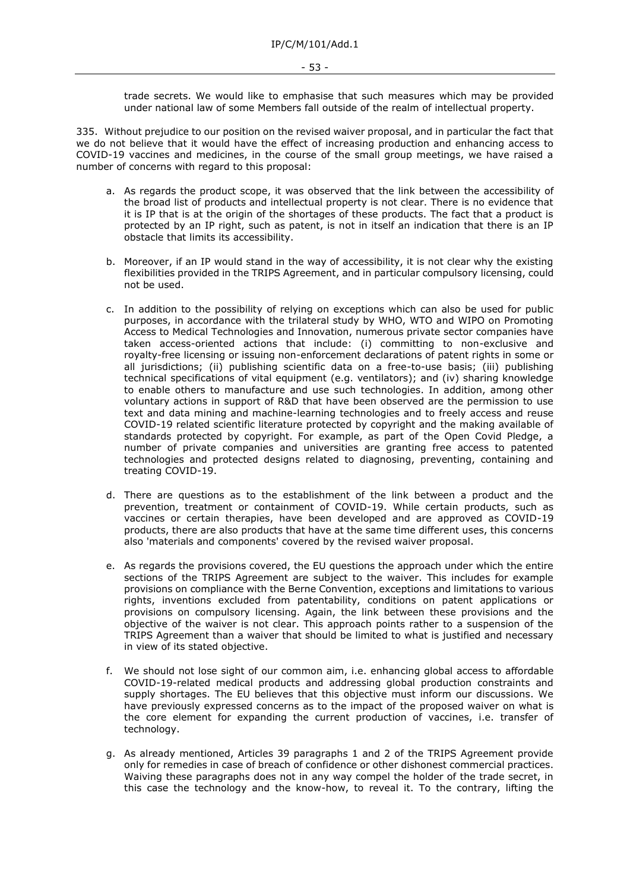trade secrets. We would like to emphasise that such measures which may be provided under national law of some Members fall outside of the realm of intellectual property.

335. Without prejudice to our position on the revised waiver proposal, and in particular the fact that we do not believe that it would have the effect of increasing production and enhancing access to COVID-19 vaccines and medicines, in the course of the small group meetings, we have raised a number of concerns with regard to this proposal:

a. As regards the product scope, it was observed that the link between the accessibility of the broad list of products and intellectual property is not clear. There is no evidence that it is IP that is at the origin of the shortages of these products. The fact that a product is protected by an IP right, such as patent, is not in itself an indication that there is an IP obstacle that limits its accessibility.

b. Moreover, if an IP would stand in the way of accessibility, it is not clear why the existing flexibilities provided in the TRIPS Agreement, and in particular compulsory licensing, could not be used.

c. In addition to the possibility of relying on exceptions which can also be used for public purposes, in accordance with the trilateral study by WHO, WTO and WIPO on Promoting Access to Medical Technologies and Innovation, numerous private sector companies have taken access-oriented actions that include: (i) committing to non-exclusive and royalty-free licensing or issuing non-enforcement declarations of patent rights in some or all jurisdictions; (ii) publishing scientific data on a free-to-use basis; (iii) publishing technical specifications of vital equipment (e.g. ventilators); and (iv) sharing knowledge to enable others to manufacture and use such technologies. In addition, among other voluntary actions in support of R&D that have been observed are the permission to use text and data mining and machine-learning technologies and to freely access and reuse COVID-19 related scientific literature protected by copyright and the making available of standards protected by copyright. For example, as part of the Open Covid Pledge, a number of private companies and universities are granting free access to patented technologies and protected designs related to diagnosing, preventing, containing and treating COVID-19.

d. There are questions as to the establishment of the link between a product and the prevention, treatment or containment of COVID-19. While certain products, such as vaccines or certain therapies, have been developed and are approved as COVID-19 products, there are also products that have at the same time different uses, this concerns also 'materials and components' covered by the revised waiver proposal.

e. As regards the provisions covered, the EU questions the approach under which the entire sections of the TRIPS Agreement are subject to the waiver. This includes for example provisions on compliance with the Berne Convention, exceptions and limitations to various rights, inventions excluded from patentability, conditions on patent applications or provisions on compulsory licensing. Again, the link between these provisions and the objective of the waiver is not clear. This approach points rather to a suspension of the TRIPS Agreement than a waiver that should be limited to what is justified and necessary in view of its stated objective.

f. We should not lose sight of our common aim, i.e. enhancing global access to affordable COVID-19-related medical products and addressing global production constraints and supply shortages. The EU believes that this objective must inform our discussions. We have previously expressed concerns as to the impact of the proposed waiver on what is the core element for expanding the current production of vaccines, i.e. transfer of technology.

g. As already mentioned, Articles 39 paragraphs 1 and 2 of the TRIPS Agreement provide only for remedies in case of breach of confidence or other dishonest commercial practices. Waiving these paragraphs does not in any way compel the holder of the trade secret, in this case the technology and the know-how, to reveal it. To the contrary, lifting the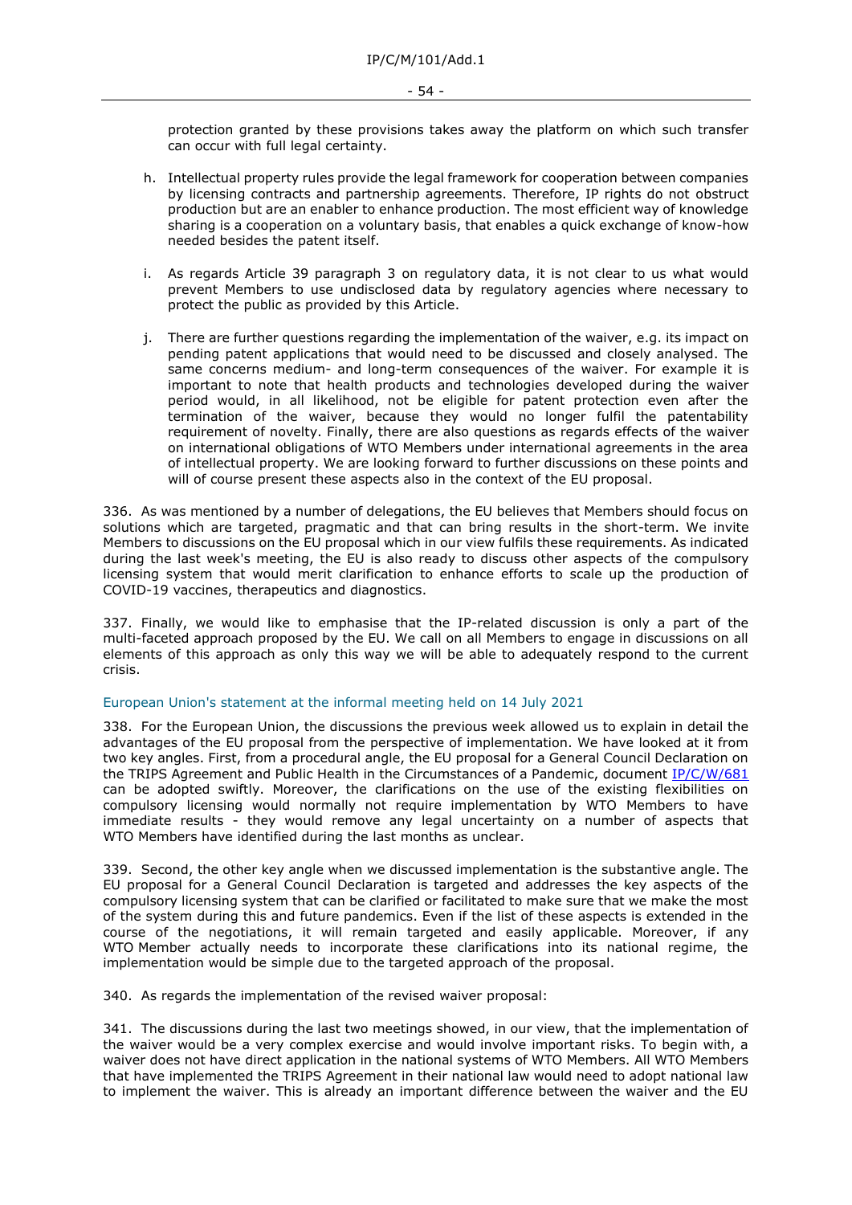protection granted by these provisions takes away the platform on which such transfer can occur with full legal certainty.

h. Intellectual property rules provide the legal framework for cooperation between companies by licensing contracts and partnership agreements. Therefore, IP rights do not obstruct production but are an enabler to enhance production. The most efficient way of knowledge sharing is a cooperation on a voluntary basis, that enables a quick exchange of know-how needed besides the patent itself.

i. As regards Article 39 paragraph 3 on regulatory data, it is not clear to us what would prevent Members to use undisclosed data by regulatory agencies where necessary to protect the public as provided by this Article.

j. There are further questions regarding the implementation of the waiver, e.g. its impact on pending patent applications that would need to be discussed and closely analysed. The same concerns medium- and long-term consequences of the waiver. For example it is important to note that health products and technologies developed during the waiver period would, in all likelihood, not be eligible for patent protection even after the termination of the waiver, because they would no longer fulfil the patentability requirement of novelty. Finally, there are also questions as regards effects of the waiver on international obligations of WTO Members under international agreements in the area of intellectual property. We are looking forward to further discussions on these points and will of course present these aspects also in the context of the EU proposal.

336. As was mentioned by a number of delegations, the EU believes that Members should focus on solutions which are targeted, pragmatic and that can bring results in the short-term. We invite Members to discussions on the EU proposal which in our view fulfils these requirements. As indicated during the last week's meeting, the EU is also ready to discuss other aspects of the compulsory licensing system that would merit clarification to enhance efforts to scale up the production of COVID-19 vaccines, therapeutics and diagnostics.

337. Finally, we would like to emphasise that the IP-related discussion is only a part of the multi-faceted approach proposed by the EU. We call on all Members to engage in discussions on all elements of this approach as only this way we will be able to adequately respond to the current crisis.

### European Union's statement at the informal meeting held on 14 July 2021

338. For the European Union, the discussions the previous week allowed us to explain in detail the advantages of the EU proposal from the perspective of implementation. We have looked at it from two key angles. First, from a procedural angle, the EU proposal for a General Council Declaration on the TRIPS Agreement and Public Health in the Circumstances of a Pandemic, document IP/C/W/681 can be adopted swiftly. Moreover, the clarifications on the use of the existing flexibilities on compulsory licensing would normally not require implementation by WTO Members to have immediate results - they would remove any legal uncertainty on a number of aspects that WTO Members have identified during the last months as unclear.

339. Second, the other key angle when we discussed implementation is the substantive angle. The EU proposal for a General Council Declaration is targeted and addresses the key aspects of the compulsory licensing system that can be clarified or facilitated to make sure that we make the most of the system during this and future pandemics. Even if the list of these aspects is extended in the course of the negotiations, it will remain targeted and easily applicable. Moreover, if any WTO Member actually needs to incorporate these clarifications into its national regime, the implementation would be simple due to the targeted approach of the proposal.

340. As regards the implementation of the revised waiver proposal:

341. The discussions during the last two meetings showed, in our view, that the implementation of the waiver would be a very complex exercise and would involve important risks. To begin with, a waiver does not have direct application in the national systems of WTO Members. All WTO Members that have implemented the TRIPS Agreement in their national law would need to adopt national law to implement the waiver. This is already an important difference between the waiver and the EU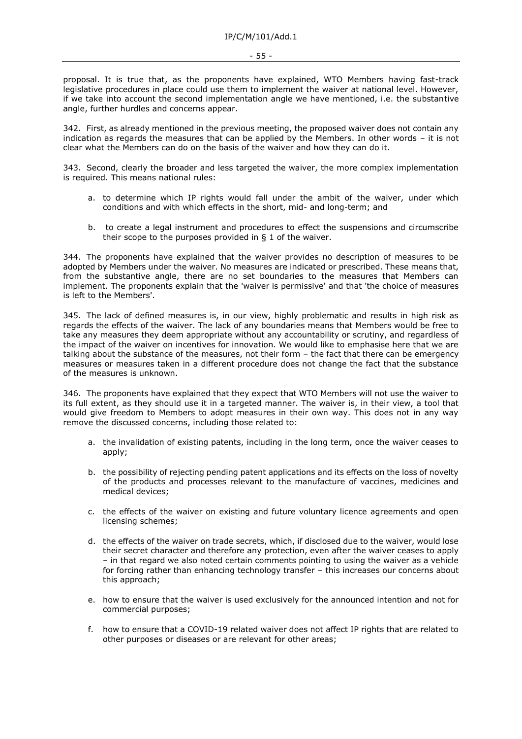proposal. It is true that, as the proponents have explained, WTO Members having fast-track legislative procedures in place could use them to implement the waiver at national level. However, if we take into account the second implementation angle we have mentioned, i.e. the substantive angle, further hurdles and concerns appear.

342. First, as already mentioned in the previous meeting, the proposed waiver does not contain any indication as regards the measures that can be applied by the Members. In other words – it is not clear what the Members can do on the basis of the waiver and how they can do it.

343. Second, clearly the broader and less targeted the waiver, the more complex implementation is required. This means national rules:

a. to determine which IP rights would fall under the ambit of the waiver, under which conditions and with which effects in the short, mid- and long-term; and

b. to create a legal instrument and procedures to effect the suspensions and circumscribe their scope to the purposes provided in § 1 of the waiver.

344. The proponents have explained that the waiver provides no description of measures to be adopted by Members under the waiver. No measures are indicated or prescribed. These means that, from the substantive angle, there are no set boundaries to the measures that Members can implement. The proponents explain that the 'waiver is permissive' and that 'the choice of measures is left to the Members'.

345. The lack of defined measures is, in our view, highly problematic and results in high risk as regards the effects of the waiver. The lack of any boundaries means that Members would be free to take any measures they deem appropriate without any accountability or scrutiny, and regardless of the impact of the waiver on incentives for innovation. We would like to emphasise here that we are talking about the substance of the measures, not their form – the fact that there can be emergency measures or measures taken in a different procedure does not change the fact that the substance of the measures is unknown.

346. The proponents have explained that they expect that WTO Members will not use the waiver to its full extent, as they should use it in a targeted manner. The waiver is, in their view, a tool that would give freedom to Members to adopt measures in their own way. This does not in any way remove the discussed concerns, including those related to:

a. the invalidation of existing patents, including in the long term, once the waiver ceases to apply;

b. the possibility of rejecting pending patent applications and its effects on the loss of novelty of the products and processes relevant to the manufacture of vaccines, medicines and medical devices;

c. the effects of the waiver on existing and future voluntary licence agreements and open licensing schemes;

d. the effects of the waiver on trade secrets, which, if disclosed due to the waiver, would lose their secret character and therefore any protection, even after the waiver ceases to apply – in that regard we also noted certain comments pointing to using the waiver as a vehicle for forcing rather than enhancing technology transfer – this increases our concerns about this approach;

e. how to ensure that the waiver is used exclusively for the announced intention and not for commercial purposes;

f. how to ensure that a COVID-19 related waiver does not affect IP rights that are related to other purposes or diseases or are relevant for other areas;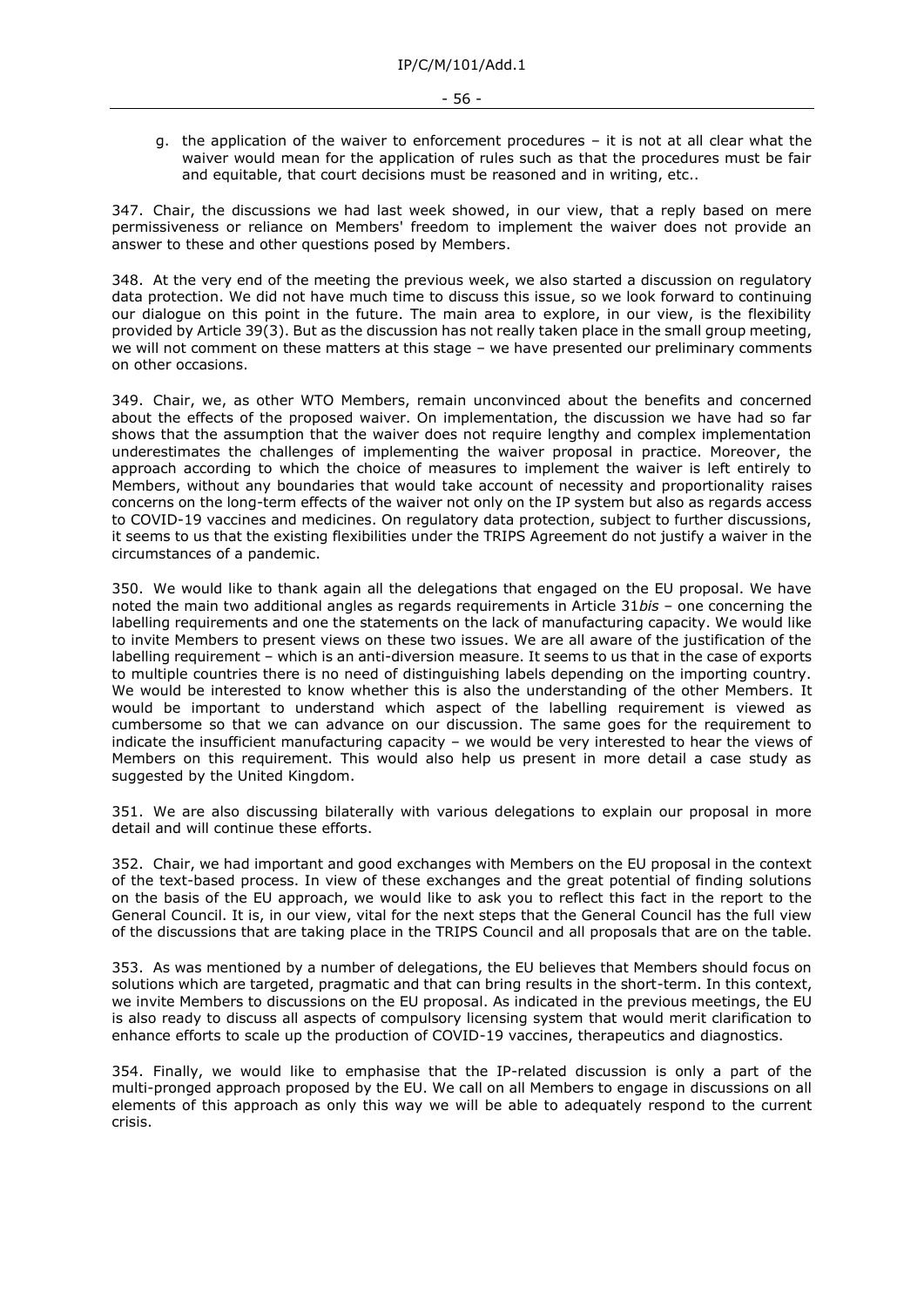g. the application of the waiver to enforcement procedures – it is not at all clear what the waiver would mean for the application of rules such as that the procedures must be fair and equitable, that court decisions must be reasoned and in writing, etc..

347. Chair, the discussions we had last week showed, in our view, that a reply based on mere permissiveness or reliance on Members' freedom to implement the waiver does not provide an answer to these and other questions posed by Members.

348. At the very end of the meeting the previous week, we also started a discussion on regulatory data protection. We did not have much time to discuss this issue, so we look forward to continuing our dialogue on this point in the future. The main area to explore, in our view, is the flexibility provided by Article 39(3). But as the discussion has not really taken place in the small group meeting, we will not comment on these matters at this stage – we have presented our preliminary comments on other occasions.

349. Chair, we, as other WTO Members, remain unconvinced about the benefits and concerned about the effects of the proposed waiver. On implementation, the discussion we have had so far shows that the assumption that the waiver does not require lengthy and complex implementation underestimates the challenges of implementing the waiver proposal in practice. Moreover, the approach according to which the choice of measures to implement the waiver is left entirely to Members, without any boundaries that would take account of necessity and proportionality raises concerns on the long-term effects of the waiver not only on the IP system but also as regards access to COVID-19 vaccines and medicines. On regulatory data protection, subject to further discussions, it seems to us that the existing flexibilities under the TRIPS Agreement do not justify a waiver in the circumstances of a pandemic.

350. We would like to thank again all the delegations that engaged on the EU proposal. We have noted the main two additional angles as regards requirements in Article 31*bis* – one concerning the labelling requirements and one the statements on the lack of manufacturing capacity. We would like to invite Members to present views on these two issues. We are all aware of the justification of the labelling requirement – which is an anti-diversion measure. It seems to us that in the case of exports to multiple countries there is no need of distinguishing labels depending on the importing country. We would be interested to know whether this is also the understanding of the other Members. It would be important to understand which aspect of the labelling requirement is viewed as cumbersome so that we can advance on our discussion. The same goes for the requirement to indicate the insufficient manufacturing capacity – we would be very interested to hear the views of Members on this requirement. This would also help us present in more detail a case study as suggested by the United Kingdom.

351. We are also discussing bilaterally with various delegations to explain our proposal in more detail and will continue these efforts.

352. Chair, we had important and good exchanges with Members on the EU proposal in the context of the text-based process. In view of these exchanges and the great potential of finding solutions on the basis of the EU approach, we would like to ask you to reflect this fact in the report to the General Council. It is, in our view, vital for the next steps that the General Council has the full view of the discussions that are taking place in the TRIPS Council and all proposals that are on the table.

353. As was mentioned by a number of delegations, the EU believes that Members should focus on solutions which are targeted, pragmatic and that can bring results in the short-term. In this context, we invite Members to discussions on the EU proposal. As indicated in the previous meetings, the EU is also ready to discuss all aspects of compulsory licensing system that would merit clarification to enhance efforts to scale up the production of COVID-19 vaccines, therapeutics and diagnostics.

354. Finally, we would like to emphasise that the IP-related discussion is only a part of the multi-pronged approach proposed by the EU. We call on all Members to engage in discussions on all elements of this approach as only this way we will be able to adequately respond to the current crisis.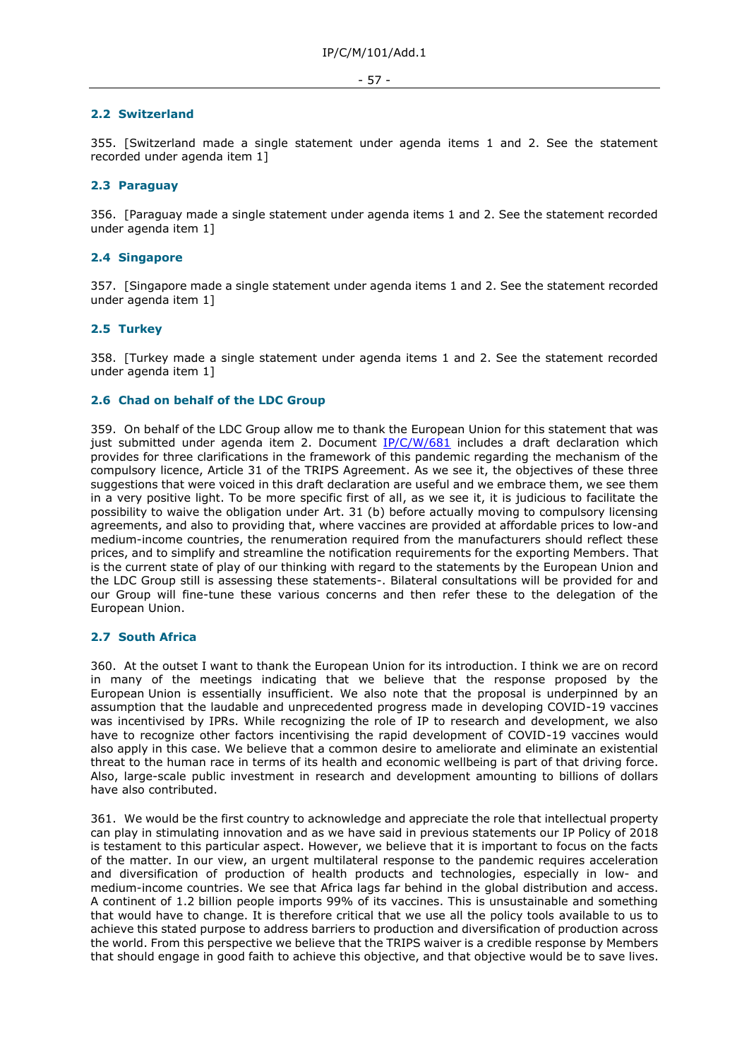## 2.2 Switzerland

355. [Switzerland made a single statement under agenda items 1 and 2. See the statement recorded under agenda item 1]

## 2.3 Paraguay

356. [Paraguay made a single statement under agenda items 1 and 2. See the statement recorded under agenda item 1]

## 2.4 Singapore

357. [Singapore made a single statement under agenda items 1 and 2. See the statement recorded under agenda item 1]

## 2.5 Turkey

358. [Turkey made a single statement under agenda items 1 and 2. See the statement recorded under agenda item 1]

## 2.6 Chad on behalf of the LDC Group

359. On behalf of the LDC Group allow me to thank the European Union for this statement that was just submitted under agenda item 2. Document IP/C/W/681 includes a draft declaration which provides for three clarifications in the framework of this pandemic regarding the mechanism of the compulsory licence, Article 31 of the TRIPS Agreement. As we see it, the objectives of these three suggestions that were voiced in this draft declaration are useful and we embrace them, we see them in a very positive light. To be more specific first of all, as we see it, it is judicious to facilitate the possibility to waive the obligation under Art. 31 (b) before actually moving to compulsory licensing agreements, and also to providing that, where vaccines are provided at affordable prices to low-and medium-income countries, the renumeration required from the manufacturers should reflect these prices, and to simplify and streamline the notification requirements for the exporting Members. That is the current state of play of our thinking with regard to the statements by the European Union and the LDC Group still is assessing these statements-. Bilateral consultations will be provided for and our Group will fine-tune these various concerns and then refer these to the delegation of the European Union.

## 2.7 South Africa

360. At the outset I want to thank the European Union for its introduction. I think we are on record in many of the meetings indicating that we believe that the response proposed by the European Union is essentially insufficient. We also note that the proposal is underpinned by an assumption that the laudable and unprecedented progress made in developing COVID-19 vaccines was incentivised by IPRs. While recognizing the role of IP to research and development, we also have to recognize other factors incentivising the rapid development of COVID-19 vaccines would also apply in this case. We believe that a common desire to ameliorate and eliminate an existential threat to the human race in terms of its health and economic wellbeing is part of that driving force. Also, large-scale public investment in research and development amounting to billions of dollars have also contributed.

361. We would be the first country to acknowledge and appreciate the role that intellectual property can play in stimulating innovation and as we have said in previous statements our IP Policy of 2018 is testament to this particular aspect. However, we believe that it is important to focus on the facts of the matter. In our view, an urgent multilateral response to the pandemic requires acceleration and diversification of production of health products and technologies, especially in low- and medium-income countries. We see that Africa lags far behind in the global distribution and access. A continent of 1.2 billion people imports 99% of its vaccines. This is unsustainable and something that would have to change. It is therefore critical that we use all the policy tools available to us to achieve this stated purpose to address barriers to production and diversification of production across the world. From this perspective we believe that the TRIPS waiver is a credible response by Members that should engage in good faith to achieve this objective, and that objective would be to save lives.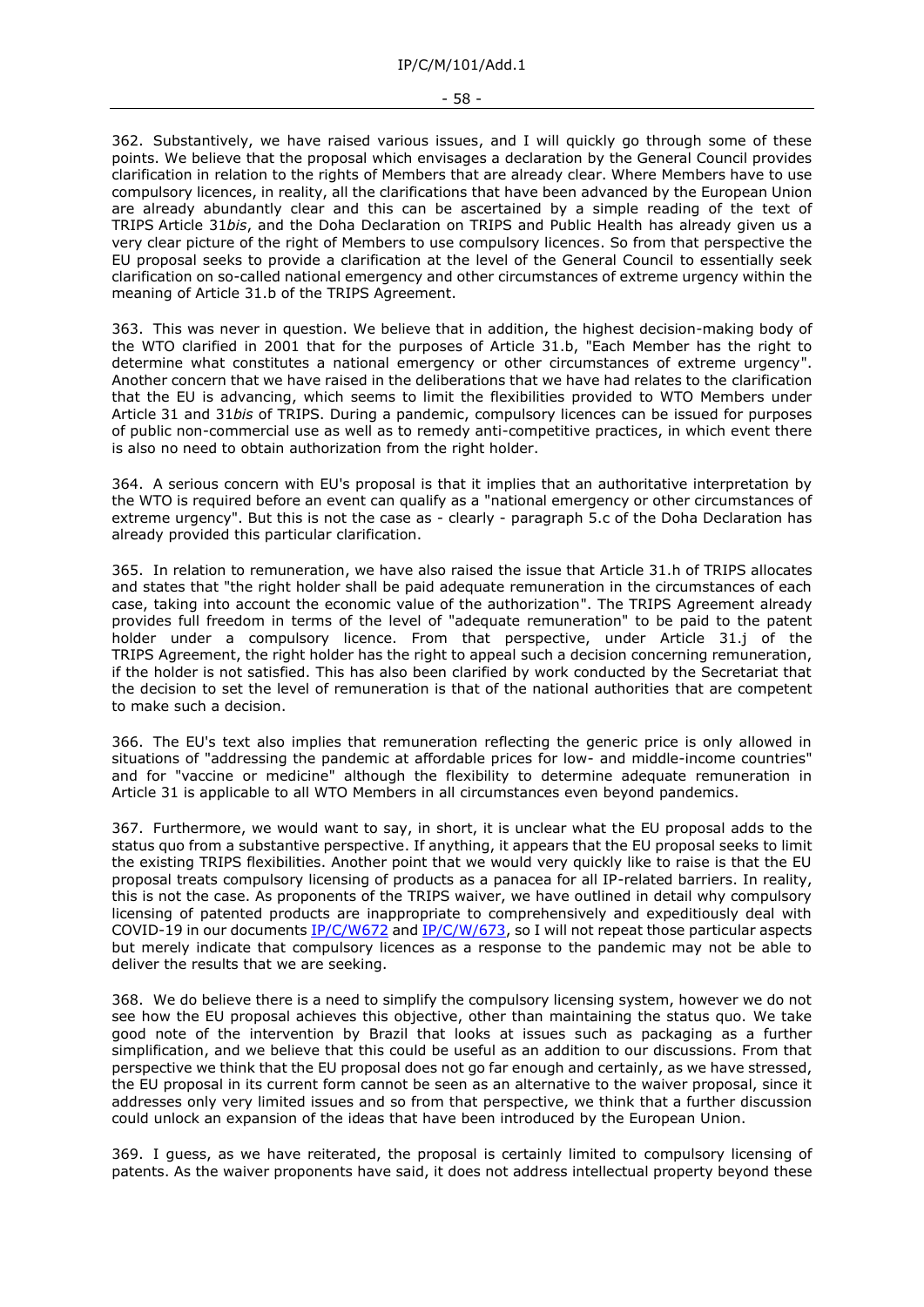362. Substantively, we have raised various issues, and I will quickly go through some of these points. We believe that the proposal which envisages a declaration by the General Council provides clarification in relation to the rights of Members that are already clear. Where Members have to use compulsory licences, in reality, all the clarifications that have been advanced by the European Union are already abundantly clear and this can be ascertained by a simple reading of the text of TRIPS Article 31*bis*, and the Doha Declaration on TRIPS and Public Health has already given us a very clear picture of the right of Members to use compulsory licences. So from that perspective the EU proposal seeks to provide a clarification at the level of the General Council to essentially seek clarification on so-called national emergency and other circumstances of extreme urgency within the meaning of Article 31.b of the TRIPS Agreement.

363. This was never in question. We believe that in addition, the highest decision-making body of the WTO clarified in 2001 that for the purposes of Article 31.b, "Each Member has the right to determine what constitutes a national emergency or other circumstances of extreme urgency". Another concern that we have raised in the deliberations that we have had relates to the clarification that the EU is advancing, which seems to limit the flexibilities provided to WTO Members under Article 31 and 31*bis* of TRIPS. During a pandemic, compulsory licences can be issued for purposes of public non-commercial use as well as to remedy anti-competitive practices, in which event there is also no need to obtain authorization from the right holder.

364. A serious concern with EU's proposal is that it implies that an authoritative interpretation by the WTO is required before an event can qualify as a "national emergency or other circumstances of extreme urgency". But this is not the case as - clearly - paragraph 5.c of the Doha Declaration has already provided this particular clarification.

365. In relation to remuneration, we have also raised the issue that Article 31.h of TRIPS allocates and states that "the right holder shall be paid adequate remuneration in the circumstances of each case, taking into account the economic value of the authorization". The TRIPS Agreement already provides full freedom in terms of the level of "adequate remuneration" to be paid to the patent holder under a compulsory licence. From that perspective, under Article 31.j of the TRIPS Agreement, the right holder has the right to appeal such a decision concerning remuneration, if the holder is not satisfied. This has also been clarified by work conducted by the Secretariat that the decision to set the level of remuneration is that of the national authorities that are competent to make such a decision.

366. The EU's text also implies that remuneration reflecting the generic price is only allowed in situations of "addressing the pandemic at affordable prices for low- and middle-income countries" and for "vaccine or medicine" although the flexibility to determine adequate remuneration in Article 31 is applicable to all WTO Members in all circumstances even beyond pandemics.

367. Furthermore, we would want to say, in short, it is unclear what the EU proposal adds to the status quo from a substantive perspective. If anything, it appears that the EU proposal seeks to limit the existing TRIPS flexibilities. Another point that we would very quickly like to raise is that the EU proposal treats compulsory licensing of products as a panacea for all IP-related barriers. In reality, this is not the case. As proponents of the TRIPS waiver, we have outlined in detail why compulsory licensing of patented products are inappropriate to comprehensively and expeditiously deal with COVID-19 in our documents IP/C/W672 and IP/C/W/673, so I will not repeat those particular aspects but merely indicate that compulsory licences as a response to the pandemic may not be able to deliver the results that we are seeking.

368. We do believe there is a need to simplify the compulsory licensing system, however we do not see how the EU proposal achieves this objective, other than maintaining the status quo. We take good note of the intervention by Brazil that looks at issues such as packaging as a further simplification, and we believe that this could be useful as an addition to our discussions. From that perspective we think that the EU proposal does not go far enough and certainly, as we have stressed, the EU proposal in its current form cannot be seen as an alternative to the waiver proposal, since it addresses only very limited issues and so from that perspective, we think that a further discussion could unlock an expansion of the ideas that have been introduced by the European Union.

369. I guess, as we have reiterated, the proposal is certainly limited to compulsory licensing of patents. As the waiver proponents have said, it does not address intellectual property beyond these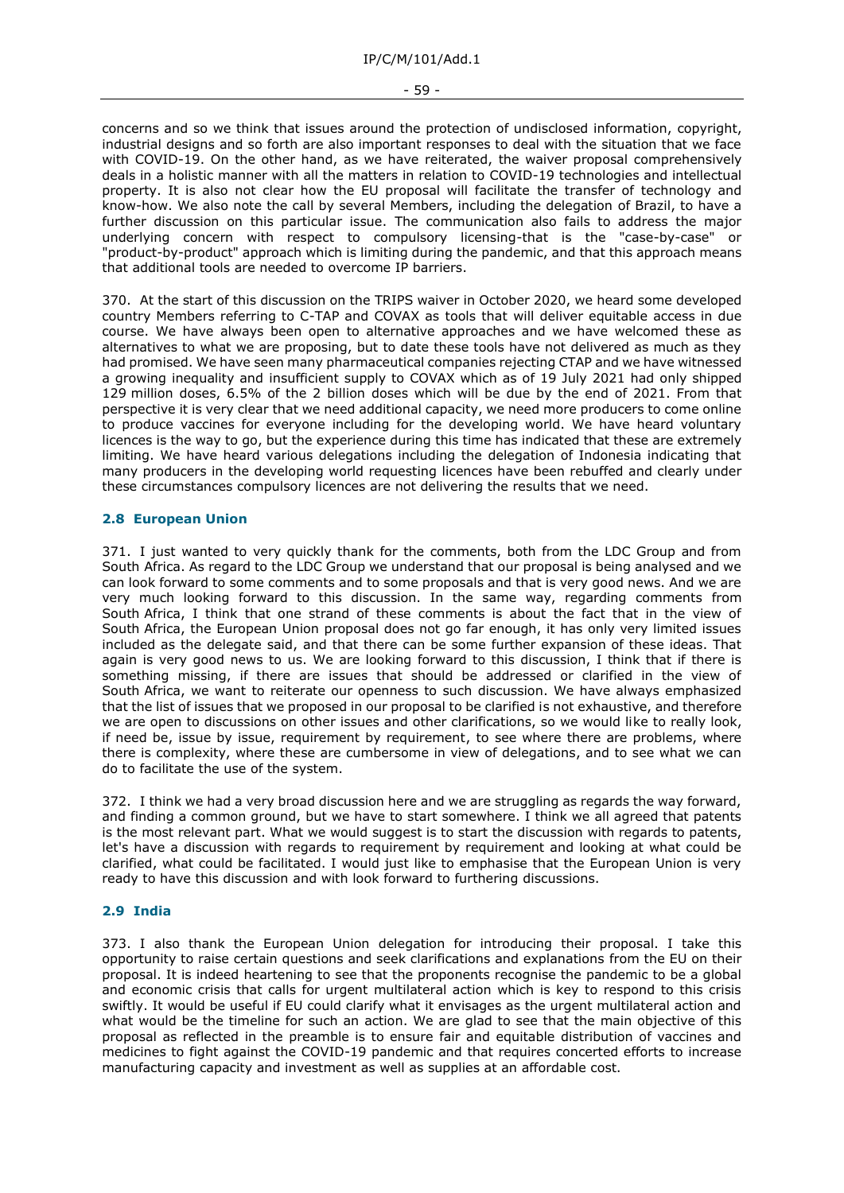concerns and so we think that issues around the protection of undisclosed information, copyright, industrial designs and so forth are also important responses to deal with the situation that we face with COVID-19. On the other hand, as we have reiterated, the waiver proposal comprehensively deals in a holistic manner with all the matters in relation to COVID-19 technologies and intellectual property. It is also not clear how the EU proposal will facilitate the transfer of technology and know-how. We also note the call by several Members, including the delegation of Brazil, to have a further discussion on this particular issue. The communication also fails to address the major underlying concern with respect to compulsory licensing-that is the "case-by-case" or "product-by-product" approach which is limiting during the pandemic, and that this approach means that additional tools are needed to overcome IP barriers.

370. At the start of this discussion on the TRIPS waiver in October 2020, we heard some developed country Members referring to C-TAP and COVAX as tools that will deliver equitable access in due course. We have always been open to alternative approaches and we have welcomed these as alternatives to what we are proposing, but to date these tools have not delivered as much as they had promised. We have seen many pharmaceutical companies rejecting CTAP and we have witnessed a growing inequality and insufficient supply to COVAX which as of 19 July 2021 had only shipped 129 million doses, 6.5% of the 2 billion doses which will be due by the end of 2021. From that perspective it is very clear that we need additional capacity, we need more producers to come online to produce vaccines for everyone including for the developing world. We have heard voluntary licences is the way to go, but the experience during this time has indicated that these are extremely limiting. We have heard various delegations including the delegation of Indonesia indicating that many producers in the developing world requesting licences have been rebuffed and clearly under these circumstances compulsory licences are not delivering the results that we need.

### 2.8 European Union

371. I just wanted to very quickly thank for the comments, both from the LDC Group and from South Africa. As regard to the LDC Group we understand that our proposal is being analysed and we can look forward to some comments and to some proposals and that is very good news. And we are very much looking forward to this discussion. In the same way, regarding comments from South Africa, I think that one strand of these comments is about the fact that in the view of South Africa, the European Union proposal does not go far enough, it has only very limited issues included as the delegate said, and that there can be some further expansion of these ideas. That again is very good news to us. We are looking forward to this discussion, I think that if there is something missing, if there are issues that should be addressed or clarified in the view of South Africa, we want to reiterate our openness to such discussion. We have always emphasized that the list of issues that we proposed in our proposal to be clarified is not exhaustive, and therefore we are open to discussions on other issues and other clarifications, so we would like to really look, if need be, issue by issue, requirement by requirement, to see where there are problems, where there is complexity, where these are cumbersome in view of delegations, and to see what we can do to facilitate the use of the system.

372. I think we had a very broad discussion here and we are struggling as regards the way forward, and finding a common ground, but we have to start somewhere. I think we all agreed that patents is the most relevant part. What we would suggest is to start the discussion with regards to patents, let's have a discussion with regards to requirement by requirement and looking at what could be clarified, what could be facilitated. I would just like to emphasise that the European Union is very ready to have this discussion and with look forward to furthering discussions.

### 2.9 India

373. I also thank the European Union delegation for introducing their proposal. I take this opportunity to raise certain questions and seek clarifications and explanations from the EU on their proposal. It is indeed heartening to see that the proponents recognise the pandemic to be a global and economic crisis that calls for urgent multilateral action which is key to respond to this crisis swiftly. It would be useful if EU could clarify what it envisages as the urgent multilateral action and what would be the timeline for such an action. We are glad to see that the main objective of this proposal as reflected in the preamble is to ensure fair and equitable distribution of vaccines and medicines to fight against the COVID-19 pandemic and that requires concerted efforts to increase manufacturing capacity and investment as well as supplies at an affordable cost.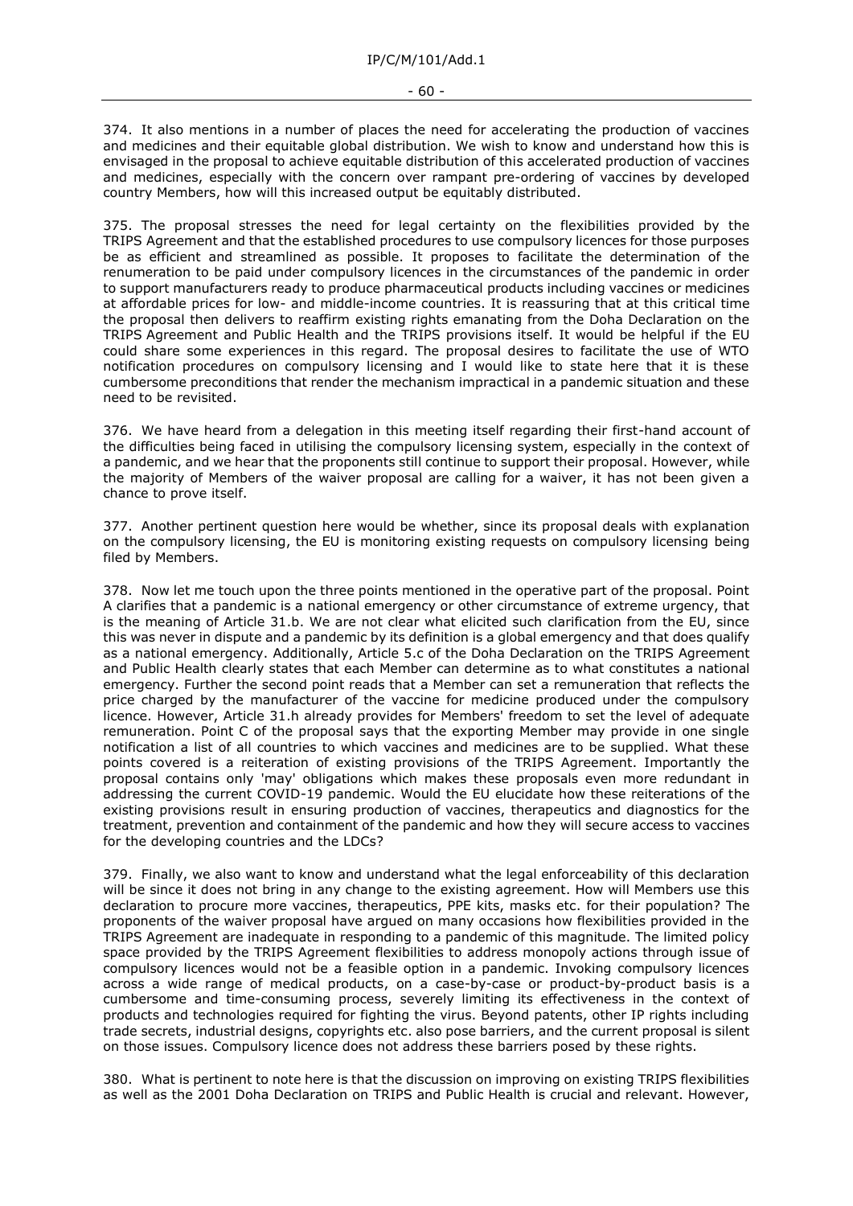374. It also mentions in a number of places the need for accelerating the production of vaccines and medicines and their equitable global distribution. We wish to know and understand how this is envisaged in the proposal to achieve equitable distribution of this accelerated production of vaccines and medicines, especially with the concern over rampant pre-ordering of vaccines by developed country Members, how will this increased output be equitably distributed.

375. The proposal stresses the need for legal certainty on the flexibilities provided by the TRIPS Agreement and that the established procedures to use compulsory licences for those purposes be as efficient and streamlined as possible. It proposes to facilitate the determination of the renumeration to be paid under compulsory licences in the circumstances of the pandemic in order to support manufacturers ready to produce pharmaceutical products including vaccines or medicines at affordable prices for low- and middle-income countries. It is reassuring that at this critical time the proposal then delivers to reaffirm existing rights emanating from the Doha Declaration on the TRIPS Agreement and Public Health and the TRIPS provisions itself. It would be helpful if the EU could share some experiences in this regard. The proposal desires to facilitate the use of WTO notification procedures on compulsory licensing and I would like to state here that it is these cumbersome preconditions that render the mechanism impractical in a pandemic situation and these need to be revisited.

376. We have heard from a delegation in this meeting itself regarding their first-hand account of the difficulties being faced in utilising the compulsory licensing system, especially in the context of a pandemic, and we hear that the proponents still continue to support their proposal. However, while the majority of Members of the waiver proposal are calling for a waiver, it has not been given a chance to prove itself.

377. Another pertinent question here would be whether, since its proposal deals with explanation on the compulsory licensing, the EU is monitoring existing requests on compulsory licensing being filed by Members.

378. Now let me touch upon the three points mentioned in the operative part of the proposal. Point A clarifies that a pandemic is a national emergency or other circumstance of extreme urgency, that is the meaning of Article 31.b. We are not clear what elicited such clarification from the EU, since this was never in dispute and a pandemic by its definition is a global emergency and that does qualify as a national emergency. Additionally, Article 5.c of the Doha Declaration on the TRIPS Agreement and Public Health clearly states that each Member can determine as to what constitutes a national emergency. Further the second point reads that a Member can set a remuneration that reflects the price charged by the manufacturer of the vaccine for medicine produced under the compulsory licence. However, Article 31.h already provides for Members' freedom to set the level of adequate remuneration. Point C of the proposal says that the exporting Member may provide in one single notification a list of all countries to which vaccines and medicines are to be supplied. What these points covered is a reiteration of existing provisions of the TRIPS Agreement. Importantly the proposal contains only 'may' obligations which makes these proposals even more redundant in addressing the current COVID-19 pandemic. Would the EU elucidate how these reiterations of the existing provisions result in ensuring production of vaccines, therapeutics and diagnostics for the treatment, prevention and containment of the pandemic and how they will secure access to vaccines for the developing countries and the LDCs?

379. Finally, we also want to know and understand what the legal enforceability of this declaration will be since it does not bring in any change to the existing agreement. How will Members use this declaration to procure more vaccines, therapeutics, PPE kits, masks etc. for their population? The proponents of the waiver proposal have argued on many occasions how flexibilities provided in the TRIPS Agreement are inadequate in responding to a pandemic of this magnitude. The limited policy space provided by the TRIPS Agreement flexibilities to address monopoly actions through issue of compulsory licences would not be a feasible option in a pandemic. Invoking compulsory licences across a wide range of medical products, on a case-by-case or product-by-product basis is a cumbersome and time-consuming process, severely limiting its effectiveness in the context of products and technologies required for fighting the virus. Beyond patents, other IP rights including trade secrets, industrial designs, copyrights etc. also pose barriers, and the current proposal is silent on those issues. Compulsory licence does not address these barriers posed by these rights.

380. What is pertinent to note here is that the discussion on improving on existing TRIPS flexibilities as well as the 2001 Doha Declaration on TRIPS and Public Health is crucial and relevant. However,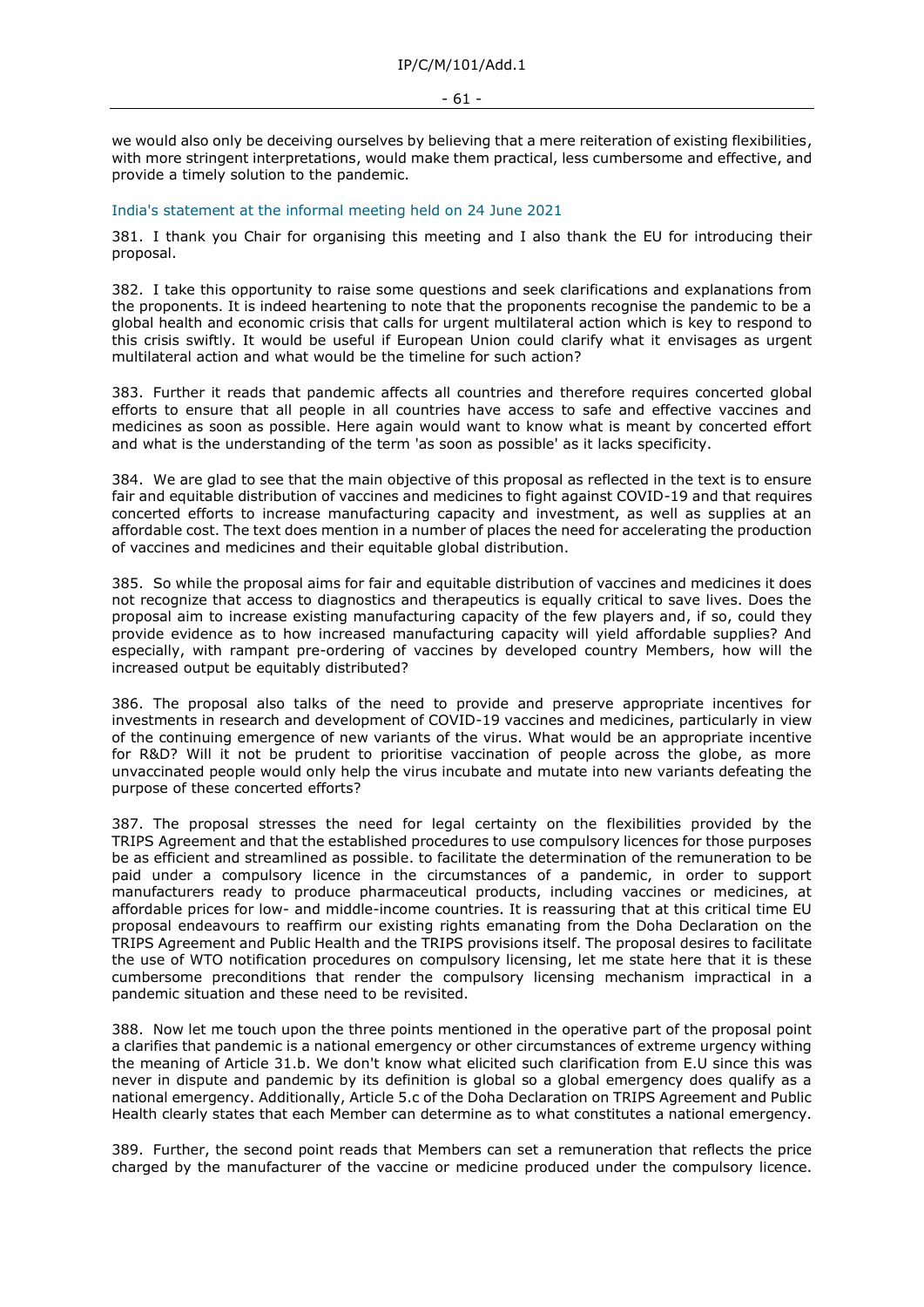we would also only be deceiving ourselves by believing that a mere reiteration of existing flexibilities, with more stringent interpretations, would make them practical, less cumbersome and effective, and provide a timely solution to the pandemic.

### India's statement at the informal meeting held on 24 June 2021

381. I thank you Chair for organising this meeting and I also thank the EU for introducing their proposal.

382. I take this opportunity to raise some questions and seek clarifications and explanations from the proponents. It is indeed heartening to note that the proponents recognise the pandemic to be a global health and economic crisis that calls for urgent multilateral action which is key to respond to this crisis swiftly. It would be useful if European Union could clarify what it envisages as urgent multilateral action and what would be the timeline for such action?

383. Further it reads that pandemic affects all countries and therefore requires concerted global efforts to ensure that all people in all countries have access to safe and effective vaccines and medicines as soon as possible. Here again would want to know what is meant by concerted effort and what is the understanding of the term 'as soon as possible' as it lacks specificity.

384. We are glad to see that the main objective of this proposal as reflected in the text is to ensure fair and equitable distribution of vaccines and medicines to fight against COVID-19 and that requires concerted efforts to increase manufacturing capacity and investment, as well as supplies at an affordable cost. The text does mention in a number of places the need for accelerating the production of vaccines and medicines and their equitable global distribution.

385. So while the proposal aims for fair and equitable distribution of vaccines and medicines it does not recognize that access to diagnostics and therapeutics is equally critical to save lives. Does the proposal aim to increase existing manufacturing capacity of the few players and, if so, could they provide evidence as to how increased manufacturing capacity will yield affordable supplies? And especially, with rampant pre-ordering of vaccines by developed country Members, how will the increased output be equitably distributed?

386. The proposal also talks of the need to provide and preserve appropriate incentives for investments in research and development of COVID-19 vaccines and medicines, particularly in view of the continuing emergence of new variants of the virus. What would be an appropriate incentive for R&D? Will it not be prudent to prioritise vaccination of people across the globe, as more unvaccinated people would only help the virus incubate and mutate into new variants defeating the purpose of these concerted efforts?

387. The proposal stresses the need for legal certainty on the flexibilities provided by the TRIPS Agreement and that the established procedures to use compulsory licences for those purposes be as efficient and streamlined as possible. to facilitate the determination of the remuneration to be paid under a compulsory licence in the circumstances of a pandemic, in order to support manufacturers ready to produce pharmaceutical products, including vaccines or medicines, at affordable prices for low- and middle-income countries. It is reassuring that at this critical time EU proposal endeavours to reaffirm our existing rights emanating from the Doha Declaration on the TRIPS Agreement and Public Health and the TRIPS provisions itself. The proposal desires to facilitate the use of WTO notification procedures on compulsory licensing, let me state here that it is these cumbersome preconditions that render the compulsory licensing mechanism impractical in a pandemic situation and these need to be revisited.

388. Now let me touch upon the three points mentioned in the operative part of the proposal point a clarifies that pandemic is a national emergency or other circumstances of extreme urgency withing the meaning of Article 31.b. We don't know what elicited such clarification from E.U since this was never in dispute and pandemic by its definition is global so a global emergency does qualify as a national emergency. Additionally, Article 5.c of the Doha Declaration on TRIPS Agreement and Public Health clearly states that each Member can determine as to what constitutes a national emergency.

389. Further, the second point reads that Members can set a remuneration that reflects the price charged by the manufacturer of the vaccine or medicine produced under the compulsory licence.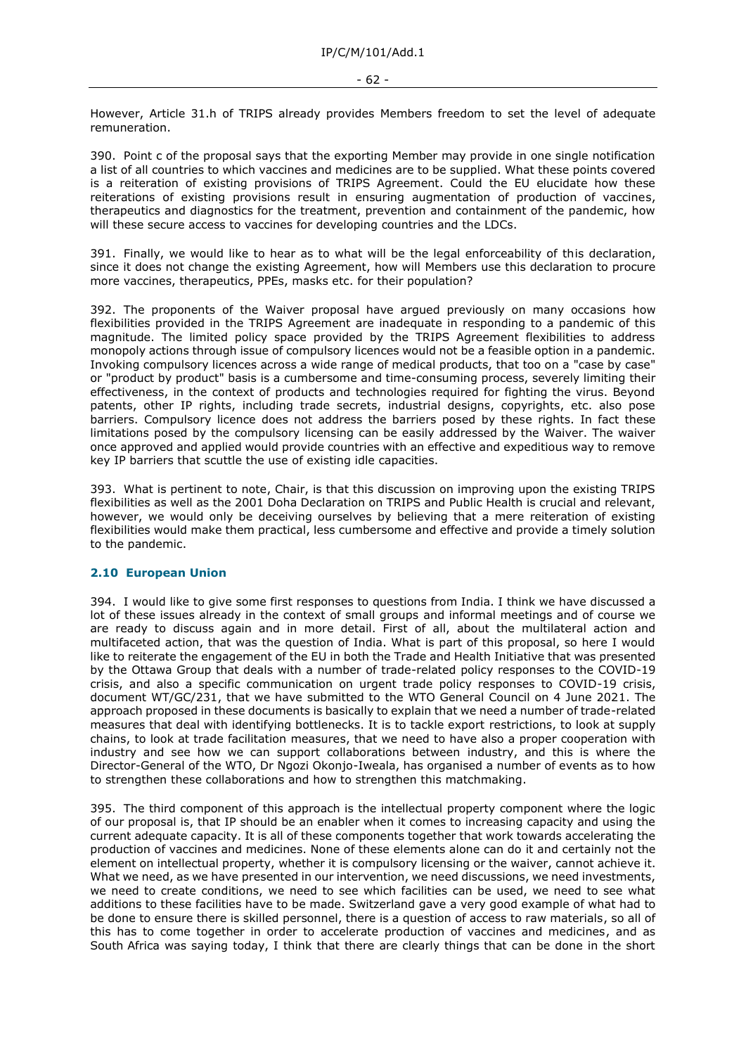However, Article 31.h of TRIPS already provides Members freedom to set the level of adequate remuneration.

390. Point c of the proposal says that the exporting Member may provide in one single notification a list of all countries to which vaccines and medicines are to be supplied. What these points covered is a reiteration of existing provisions of TRIPS Agreement. Could the EU elucidate how these reiterations of existing provisions result in ensuring augmentation of production of vaccines, therapeutics and diagnostics for the treatment, prevention and containment of the pandemic, how will these secure access to vaccines for developing countries and the LDCs.

391. Finally, we would like to hear as to what will be the legal enforceability of this declaration, since it does not change the existing Agreement, how will Members use this declaration to procure more vaccines, therapeutics, PPEs, masks etc. for their population?

392. The proponents of the Waiver proposal have argued previously on many occasions how flexibilities provided in the TRIPS Agreement are inadequate in responding to a pandemic of this magnitude. The limited policy space provided by the TRIPS Agreement flexibilities to address monopoly actions through issue of compulsory licences would not be a feasible option in a pandemic. Invoking compulsory licences across a wide range of medical products, that too on a "case by case" or "product by product" basis is a cumbersome and time-consuming process, severely limiting their effectiveness, in the context of products and technologies required for fighting the virus. Beyond patents, other IP rights, including trade secrets, industrial designs, copyrights, etc. also pose barriers. Compulsory licence does not address the barriers posed by these rights. In fact these limitations posed by the compulsory licensing can be easily addressed by the Waiver. The waiver once approved and applied would provide countries with an effective and expeditious way to remove key IP barriers that scuttle the use of existing idle capacities.

393. What is pertinent to note, Chair, is that this discussion on improving upon the existing TRIPS flexibilities as well as the 2001 Doha Declaration on TRIPS and Public Health is crucial and relevant, however, we would only be deceiving ourselves by believing that a mere reiteration of existing flexibilities would make them practical, less cumbersome and effective and provide a timely solution to the pandemic.

### 2.10 European Union

394. I would like to give some first responses to questions from India. I think we have discussed a lot of these issues already in the context of small groups and informal meetings and of course we are ready to discuss again and in more detail. First of all, about the multilateral action and multifaceted action, that was the question of India. What is part of this proposal, so here I would like to reiterate the engagement of the EU in both the Trade and Health Initiative that was presented by the Ottawa Group that deals with a number of trade-related policy responses to the COVID-19 crisis, and also a specific communication on urgent trade policy responses to COVID-19 crisis, document WT/GC/231, that we have submitted to the WTO General Council on 4 June 2021. The approach proposed in these documents is basically to explain that we need a number of trade-related measures that deal with identifying bottlenecks. It is to tackle export restrictions, to look at supply chains, to look at trade facilitation measures, that we need to have also a proper cooperation with industry and see how we can support collaborations between industry, and this is where the Director-General of the WTO, Dr Ngozi Okonjo-Iweala, has organised a number of events as to how to strengthen these collaborations and how to strengthen this matchmaking.

395. The third component of this approach is the intellectual property component where the logic of our proposal is, that IP should be an enabler when it comes to increasing capacity and using the current adequate capacity. It is all of these components together that work towards accelerating the production of vaccines and medicines. None of these elements alone can do it and certainly not the element on intellectual property, whether it is compulsory licensing or the waiver, cannot achieve it. What we need, as we have presented in our intervention, we need discussions, we need investments, we need to create conditions, we need to see which facilities can be used, we need to see what additions to these facilities have to be made. Switzerland gave a very good example of what had to be done to ensure there is skilled personnel, there is a question of access to raw materials, so all of this has to come together in order to accelerate production of vaccines and medicines, and as South Africa was saying today, I think that there are clearly things that can be done in the short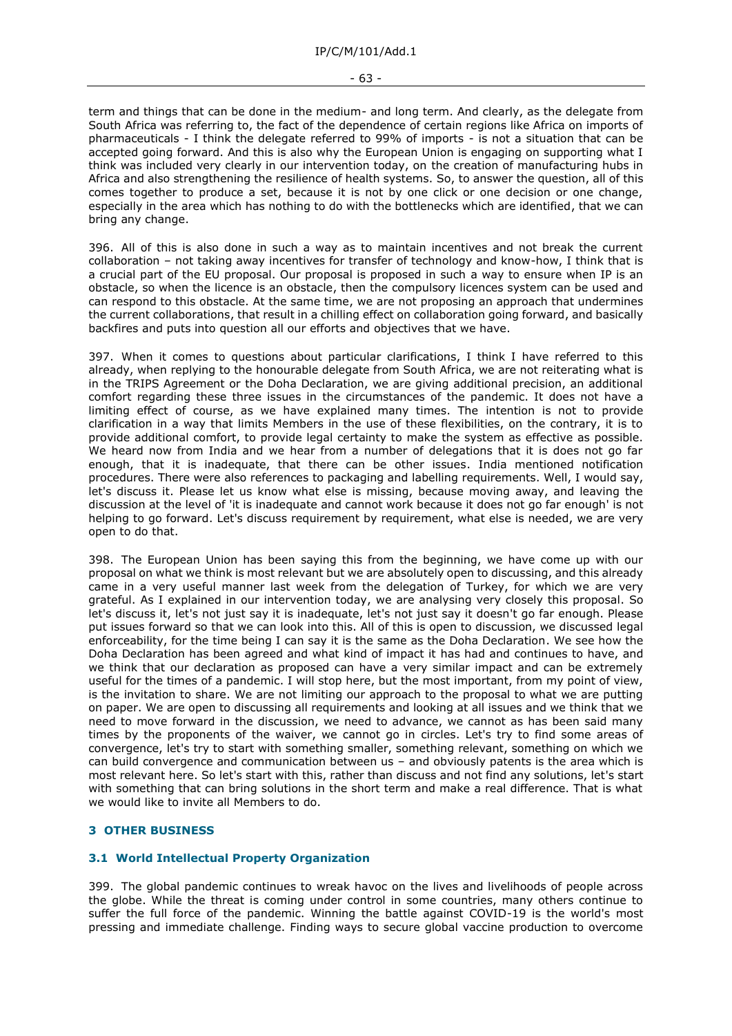term and things that can be done in the medium- and long term. And clearly, as the delegate from South Africa was referring to, the fact of the dependence of certain regions like Africa on imports of pharmaceuticals - I think the delegate referred to 99% of imports - is not a situation that can be accepted going forward. And this is also why the European Union is engaging on supporting what I think was included very clearly in our intervention today, on the creation of manufacturing hubs in Africa and also strengthening the resilience of health systems. So, to answer the question, all of this comes together to produce a set, because it is not by one click or one decision or one change, especially in the area which has nothing to do with the bottlenecks which are identified, that we can bring any change.

396. All of this is also done in such a way as to maintain incentives and not break the current collaboration – not taking away incentives for transfer of technology and know-how, I think that is a crucial part of the EU proposal. Our proposal is proposed in such a way to ensure when IP is an obstacle, so when the licence is an obstacle, then the compulsory licences system can be used and can respond to this obstacle. At the same time, we are not proposing an approach that undermines the current collaborations, that result in a chilling effect on collaboration going forward, and basically backfires and puts into question all our efforts and objectives that we have.

397. When it comes to questions about particular clarifications, I think I have referred to this already, when replying to the honourable delegate from South Africa, we are not reiterating what is in the TRIPS Agreement or the Doha Declaration, we are giving additional precision, an additional comfort regarding these three issues in the circumstances of the pandemic. It does not have a limiting effect of course, as we have explained many times. The intention is not to provide clarification in a way that limits Members in the use of these flexibilities, on the contrary, it is to provide additional comfort, to provide legal certainty to make the system as effective as possible. We heard now from India and we hear from a number of delegations that it is does not go far enough, that it is inadequate, that there can be other issues. India mentioned notification procedures. There were also references to packaging and labelling requirements. Well, I would say, let's discuss it. Please let us know what else is missing, because moving away, and leaving the discussion at the level of 'it is inadequate and cannot work because it does not go far enough' is not helping to go forward. Let's discuss requirement by requirement, what else is needed, we are very open to do that.

398. The European Union has been saying this from the beginning, we have come up with our proposal on what we think is most relevant but we are absolutely open to discussing, and this already came in a very useful manner last week from the delegation of Turkey, for which we are very grateful. As I explained in our intervention today, we are analysing very closely this proposal. So let's discuss it, let's not just say it is inadequate, let's not just say it doesn't go far enough. Please put issues forward so that we can look into this. All of this is open to discussion, we discussed legal enforceability, for the time being I can say it is the same as the Doha Declaration. We see how the Doha Declaration has been agreed and what kind of impact it has had and continues to have, and we think that our declaration as proposed can have a very similar impact and can be extremely useful for the times of a pandemic. I will stop here, but the most important, from my point of view, is the invitation to share. We are not limiting our approach to the proposal to what we are putting on paper. We are open to discussing all requirements and looking at all issues and we think that we need to move forward in the discussion, we need to advance, we cannot as has been said many times by the proponents of the waiver, we cannot go in circles. Let's try to find some areas of convergence, let's try to start with something smaller, something relevant, something on which we can build convergence and communication between us – and obviously patents is the area which is most relevant here. So let's start with this, rather than discuss and not find any solutions, let's start with something that can bring solutions in the short term and make a real difference. That is what we would like to invite all Members to do.

## 3 OTHER BUSINESS

### 3.1 World Intellectual Property Organization

399. The global pandemic continues to wreak havoc on the lives and livelihoods of people across the globe. While the threat is coming under control in some countries, many others continue to suffer the full force of the pandemic. Winning the battle against COVID-19 is the world's most pressing and immediate challenge. Finding ways to secure global vaccine production to overcome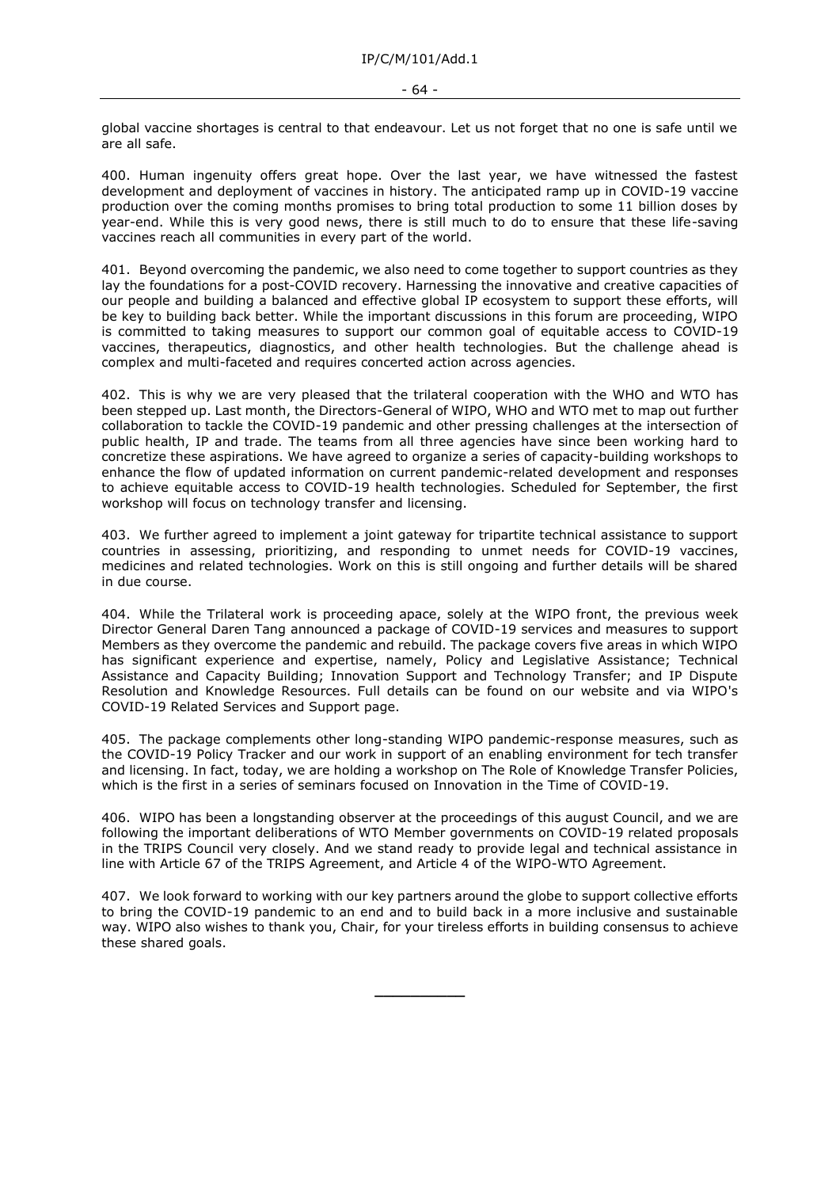global vaccine shortages is central to that endeavour. Let us not forget that no one is safe until we are all safe.

400. Human ingenuity offers great hope. Over the last year, we have witnessed the fastest development and deployment of vaccines in history. The anticipated ramp up in COVID-19 vaccine production over the coming months promises to bring total production to some 11 billion doses by year-end. While this is very good news, there is still much to do to ensure that these life-saving vaccines reach all communities in every part of the world.

401. Beyond overcoming the pandemic, we also need to come together to support countries as they lay the foundations for a post-COVID recovery. Harnessing the innovative and creative capacities of our people and building a balanced and effective global IP ecosystem to support these efforts, will be key to building back better. While the important discussions in this forum are proceeding, WIPO is committed to taking measures to support our common goal of equitable access to COVID-19 vaccines, therapeutics, diagnostics, and other health technologies. But the challenge ahead is complex and multi-faceted and requires concerted action across agencies.

402. This is why we are very pleased that the trilateral cooperation with the WHO and WTO has been stepped up. Last month, the Directors-General of WIPO, WHO and WTO met to map out further collaboration to tackle the COVID-19 pandemic and other pressing challenges at the intersection of public health, IP and trade. The teams from all three agencies have since been working hard to concretize these aspirations. We have agreed to organize a series of capacity-building workshops to enhance the flow of updated information on current pandemic-related development and responses to achieve equitable access to COVID-19 health technologies. Scheduled for September, the first workshop will focus on technology transfer and licensing.

403. We further agreed to implement a joint gateway for tripartite technical assistance to support countries in assessing, prioritizing, and responding to unmet needs for COVID-19 vaccines, medicines and related technologies. Work on this is still ongoing and further details will be shared in due course.

404. While the Trilateral work is proceeding apace, solely at the WIPO front, the previous week Director General Daren Tang announced a package of COVID-19 services and measures to support Members as they overcome the pandemic and rebuild. The package covers five areas in which WIPO has significant experience and expertise, namely, Policy and Legislative Assistance; Technical Assistance and Capacity Building; Innovation Support and Technology Transfer; and IP Dispute Resolution and Knowledge Resources. Full details can be found on our website and via WIPO's COVID-19 Related Services and Support page.

405. The package complements other long-standing WIPO pandemic-response measures, such as the COVID-19 Policy Tracker and our work in support of an enabling environment for tech transfer and licensing. In fact, today, we are holding a workshop on The Role of Knowledge Transfer Policies, which is the first in a series of seminars focused on Innovation in the Time of COVID-19.

406. WIPO has been a longstanding observer at the proceedings of this august Council, and we are following the important deliberations of WTO Member governments on COVID-19 related proposals in the TRIPS Council very closely. And we stand ready to provide legal and technical assistance in line with Article 67 of the TRIPS Agreement, and Article 4 of the WIPO-WTO Agreement.

407. We look forward to working with our key partners around the globe to support collective efforts to bring the COVID-19 pandemic to an end and to build back in a more inclusive and sustainable way. WIPO also wishes to thank you, Chair, for your tireless efforts in building consensus to achieve these shared goals.

\_\_\_\_\_\_\_\_\_\_\_\_\_\_\_